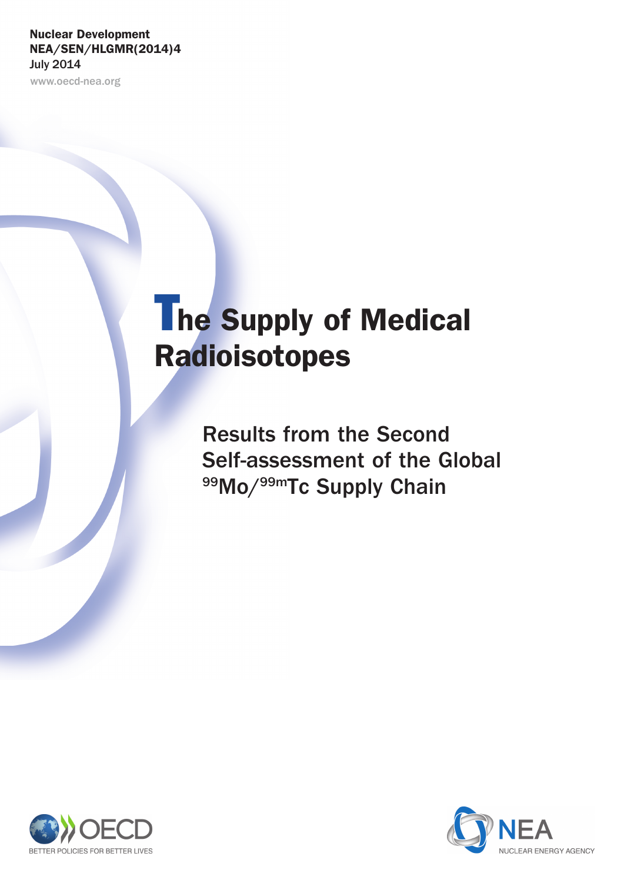Nuclear Development
NEA/SEN/HLGMR(2014)4
July 2014

www.oecd-nea.org

# The Supply of Medical Radioisotopes

## Results from the Second Self-assessment of the Global $^{99}$Mo/$^{99m}$Tc Supply Chain

OECD
BETTER POLICIES FOR BETTER LIVES

NEA
NUCLEAR ENERGY AGENCY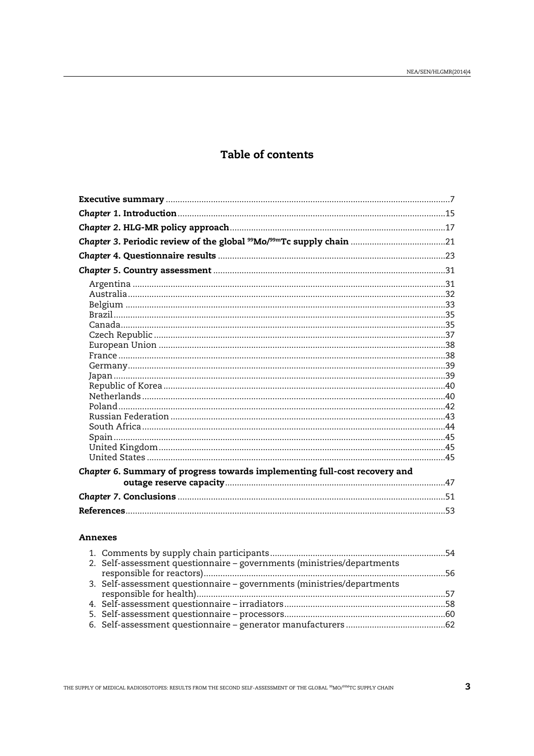# Table of contents

**Executive summary** ........................................................................................................7

***Chapter 1.* Introduction** .................................................................................................15

***Chapter 2.* HLG-MR policy approach** ...........................................................................17

***Chapter 3.* Periodic review of the global $^{99}Mo/^{99m}Tc$ supply chain** .......................................21

***Chapter 4.* Questionnaire results** .................................................................................23

***Chapter 5.* Country assessment** ..................................................................................31

- Argentina ....................................................................................................................31
- Australia .....................................................................................................................32
- Belgium ......................................................................................................................33
- Brazil ..........................................................................................................................35
- Canada ........................................................................................................................35
- Czech Republic ..........................................................................................................37
- European Union ........................................................................................................38
- France .........................................................................................................................38
- Germany .....................................................................................................................39
- Japan ..........................................................................................................................39
- Republic of Korea .....................................................................................................40
- Netherlands ...............................................................................................................40
- Poland .........................................................................................................................42
- Russian Federation ...................................................................................................43
- South Africa ...............................................................................................................44
- Spain ...........................................................................................................................45
- United Kingdom ........................................................................................................45
- United States .............................................................................................................45

***Chapter 6.* Summary of progress towards implementing full-cost recovery and outage reserve capacity** .............................................................................................47

***Chapter 7.* Conclusions** .................................................................................................51

**References** .......................................................................................................................53

### Annexes

1. Comments by supply chain participants ..........................................................................54
2. Self-assessment questionnaire – governments (ministries/departments responsible for reactors) .....................................................................................................56
3. Self-assessment questionnaire – governments (ministries/departments responsible for health) ........................................................................................................57
4. Self-assessment questionnaire – irradiators ....................................................................58
5. Self-assessment questionnaire – processors ....................................................................60
6. Self-assessment questionnaire – generator manufacturers ...........................................62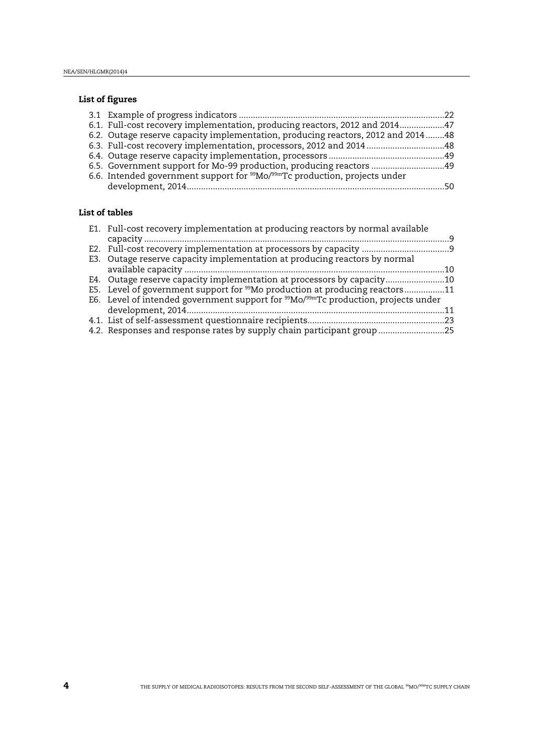### List of figures

3.1 Example of progress indicators .......................................................................................22
6.1. Full-cost recovery implementation, producing reactors, 2012 and 2014...................47
6.2. Outage reserve capacity implementation, producing reactors, 2012 and 2014........48
6.3. Full-cost recovery implementation, processors, 2012 and 2014.................................48
6.4. Outage reserve capacity implementation, processors.................................................49
6.5. Government support for Mo-99 production, producing reactors ...............................49
6.6. Intended government support for $^{99}$Mo/$^{99m}$Tc production, projects under development, 2014.............................................................................................................50

### List of tables

E1. Full-cost recovery implementation at producing reactors by normal available capacity ................................................................................................................................9
E2. Full-cost recovery implementation at processors by capacity .....................................9
E3. Outage reserve capacity implementation at producing reactors by normal available capacity .............................................................................................................10
E4. Outage reserve capacity implementation at processors by capacity.........................10
E5. Level of government support for $^{99}$Mo production at producing reactors.................11
E6. Level of intended government support for $^{99}$Mo/$^{99m}$Tc production, projects under development, 2014.............................................................................................................11
4.1. List of self-assessment questionnaire recipients..........................................................23
4.2. Responses and response rates by supply chain participant group............................25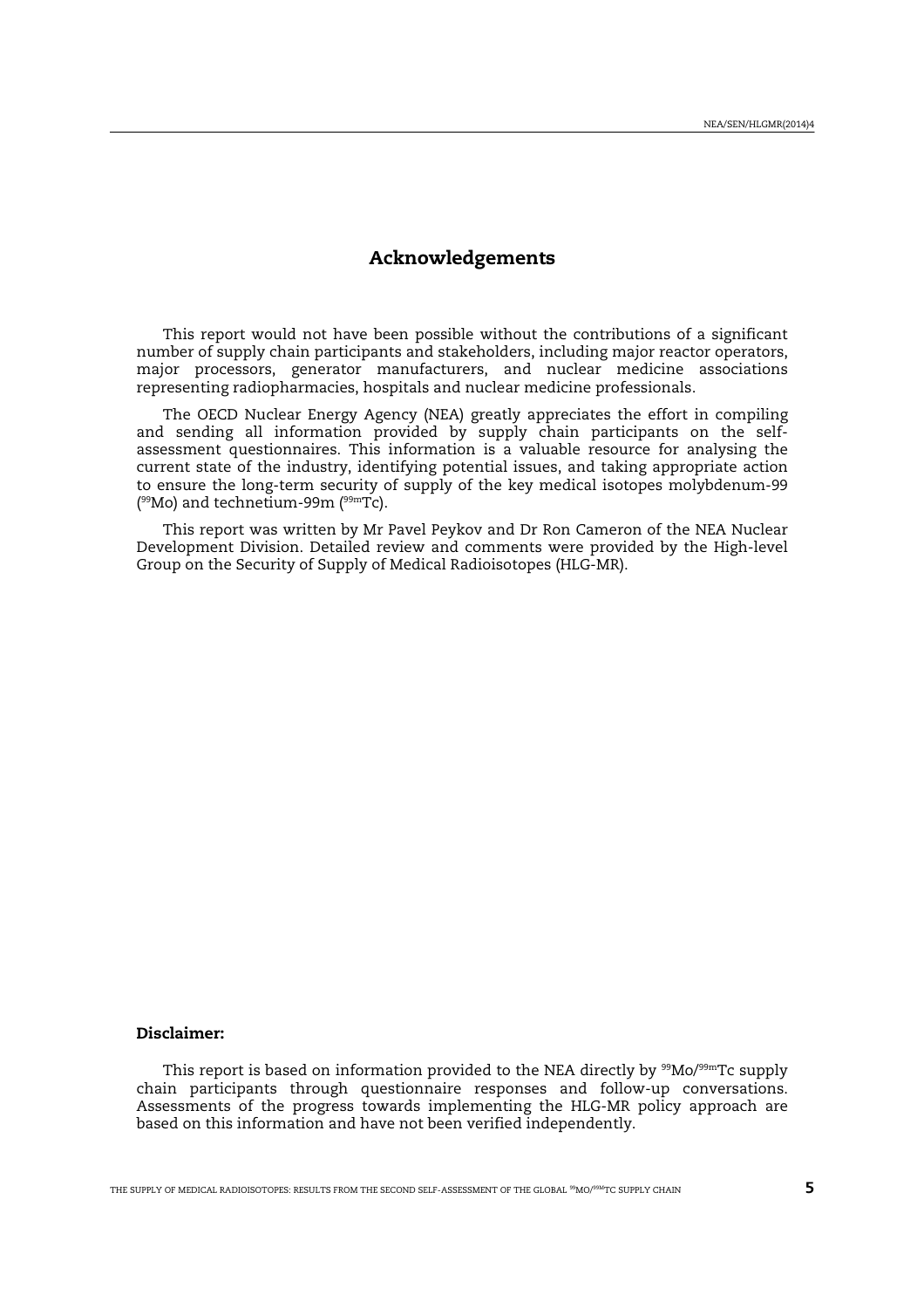## Acknowledgements

This report would not have been possible without the contributions of a significant number of supply chain participants and stakeholders, including major reactor operators, major processors, generator manufacturers, and nuclear medicine associations representing radiopharmacies, hospitals and nuclear medicine professionals.

The OECD Nuclear Energy Agency (NEA) greatly appreciates the effort in compiling and sending all information provided by supply chain participants on the self-assessment questionnaires. This information is a valuable resource for analysing the current state of the industry, identifying potential issues, and taking appropriate action to ensure the long-term security of supply of the key medical isotopes molybdenum-99 ($^{99}$Mo) and technetium-99m ($^{99m}$Tc).

This report was written by Mr Pavel Peykov and Dr Ron Cameron of the NEA Nuclear Development Division. Detailed review and comments were provided by the High-level Group on the Security of Supply of Medical Radioisotopes (HLG-MR).

**Disclaimer:**

This report is based on information provided to the NEA directly by $^{99}$Mo/$^{99m}$Tc supply chain participants through questionnaire responses and follow-up conversations. Assessments of the progress towards implementing the HLG-MR policy approach are based on this information and have not been verified independently.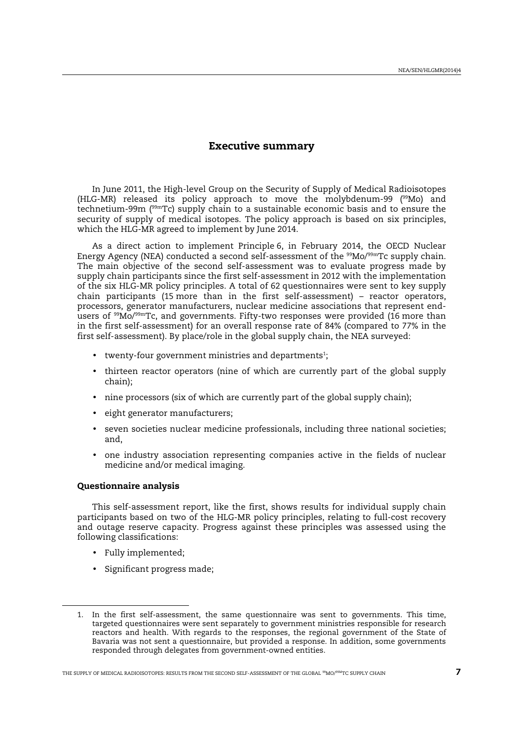## Executive summary

In June 2011, the High-level Group on the Security of Supply of Medical Radioisotopes (HLG-MR) released its policy approach to move the molybdenum-99 ($^{99}$Mo) and technetium-99m ($^{99m}$Tc) supply chain to a sustainable economic basis and to ensure the security of supply of medical isotopes. The policy approach is based on six principles, which the HLG-MR agreed to implement by June 2014.

As a direct action to implement Principle 6, in February 2014, the OECD Nuclear Energy Agency (NEA) conducted a second self-assessment of the $^{99}$Mo/$^{99m}$Tc supply chain. The main objective of the second self-assessment was to evaluate progress made by supply chain participants since the first self-assessment in 2012 with the implementation of the six HLG-MR policy principles. A total of 62 questionnaires were sent to key supply chain participants (15 more than in the first self-assessment) – reactor operators, processors, generator manufacturers, nuclear medicine associations that represent end-users of $^{99}$Mo/$^{99m}$Tc, and governments. Fifty-two responses were provided (16 more than in the first self-assessment) for an overall response rate of 84% (compared to 77% in the first self-assessment). By place/role in the global supply chain, the NEA surveyed:

- twenty-four government ministries and departments[1];
- thirteen reactor operators (nine of which are currently part of the global supply chain);
- nine processors (six of which are currently part of the global supply chain);
- eight generator manufacturers;
- seven societies nuclear medicine professionals, including three national societies; and,
- one industry association representing companies active in the fields of nuclear medicine and/or medical imaging.

### Questionnaire analysis

This self-assessment report, like the first, shows results for individual supply chain participants based on two of the HLG-MR policy principles, relating to full-cost recovery and outage reserve capacity. Progress against these principles was assessed using the following classifications:

- Fully implemented;
- Significant progress made;

1. In the first self-assessment, the same questionnaire was sent to governments. This time, targeted questionnaires were sent separately to government ministries responsible for research reactors and health. With regards to the responses, the regional government of the State of Bavaria was not sent a questionnaire, but provided a response. In addition, some governments responded through delegates from government-owned entities.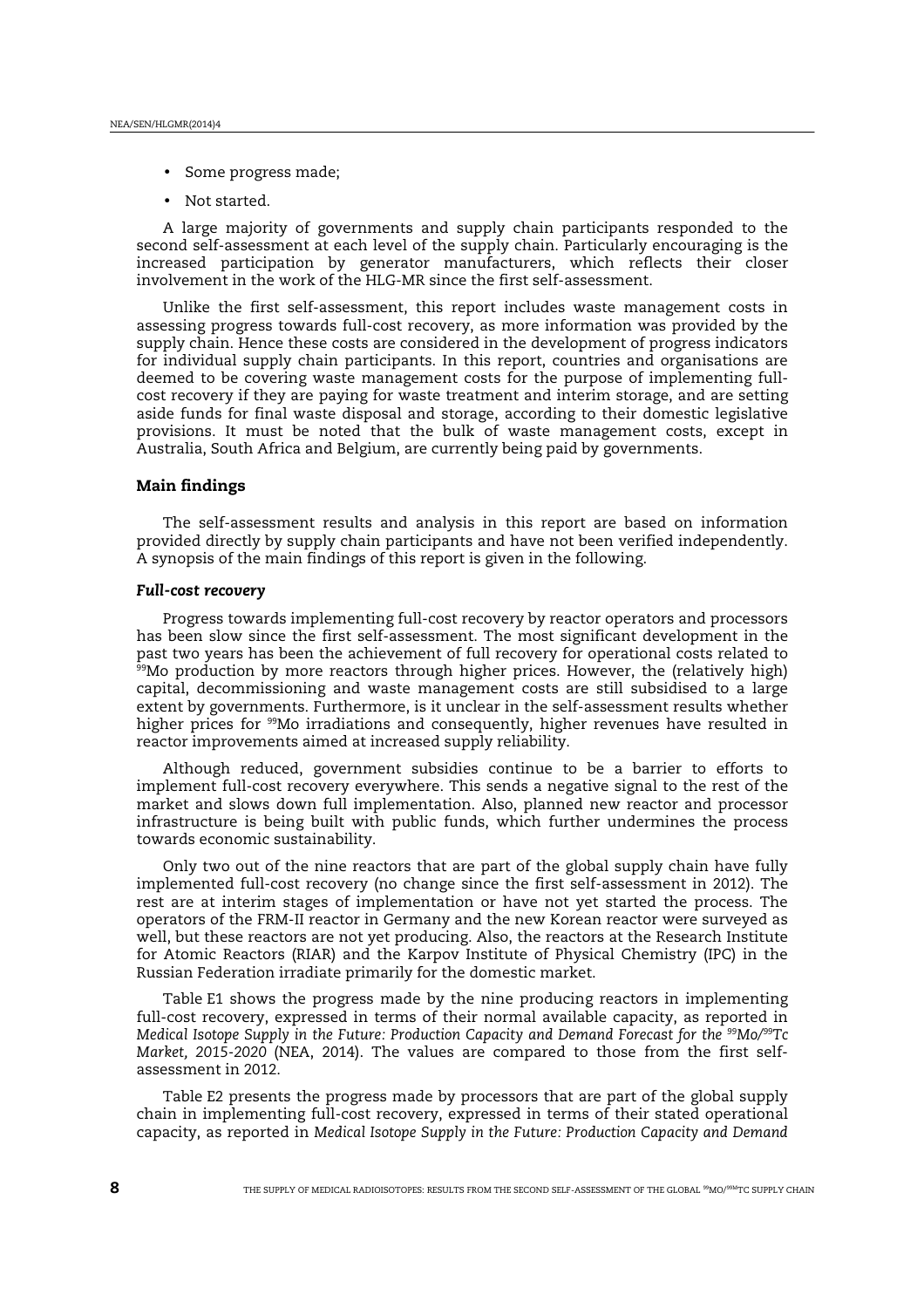- Some progress made;
- Not started.

A large majority of governments and supply chain participants responded to the second self-assessment at each level of the supply chain. Particularly encouraging is the increased participation by generator manufacturers, which reflects their closer involvement in the work of the HLG-MR since the first self-assessment.

Unlike the first self-assessment, this report includes waste management costs in assessing progress towards full-cost recovery, as more information was provided by the supply chain. Hence these costs are considered in the development of progress indicators for individual supply chain participants. In this report, countries and organisations are deemed to be covering waste management costs for the purpose of implementing full-cost recovery if they are paying for waste treatment and interim storage, and are setting aside funds for final waste disposal and storage, according to their domestic legislative provisions. It must be noted that the bulk of waste management costs, except in Australia, South Africa and Belgium, are currently being paid by governments.

## Main findings

The self-assessment results and analysis in this report are based on information provided directly by supply chain participants and have not been verified independently. A synopsis of the main findings of this report is given in the following.

### *Full-cost recovery*

Progress towards implementing full-cost recovery by reactor operators and processors has been slow since the first self-assessment. The most significant development in the past two years has been the achievement of full recovery for operational costs related to $^{99}$Mo production by more reactors through higher prices. However, the (relatively high) capital, decommissioning and waste management costs are still subsidised to a large extent by governments. Furthermore, is it unclear in the self-assessment results whether higher prices for $^{99}$Mo irradiations and consequently, higher revenues have resulted in reactor improvements aimed at increased supply reliability.

Although reduced, government subsidies continue to be a barrier to efforts to implement full-cost recovery everywhere. This sends a negative signal to the rest of the market and slows down full implementation. Also, planned new reactor and processor infrastructure is being built with public funds, which further undermines the process towards economic sustainability.

Only two out of the nine reactors that are part of the global supply chain have fully implemented full-cost recovery (no change since the first self-assessment in 2012). The rest are at interim stages of implementation or have not yet started the process. The operators of the FRM-II reactor in Germany and the new Korean reactor were surveyed as well, but these reactors are not yet producing. Also, the reactors at the Research Institute for Atomic Reactors (RIAR) and the Karpov Institute of Physical Chemistry (IPC) in the Russian Federation irradiate primarily for the domestic market.

Table E1 shows the progress made by the nine producing reactors in implementing full-cost recovery, expressed in terms of their normal available capacity, as reported in *Medical Isotope Supply in the Future: Production Capacity and Demand Forecast for the $^{99}$Mo/$^{99}$Tc Market, 2015-2020* (NEA, 2014). The values are compared to those from the first self-assessment in 2012.

Table E2 presents the progress made by processors that are part of the global supply chain in implementing full-cost recovery, expressed in terms of their stated operational capacity, as reported in *Medical Isotope Supply in the Future: Production Capacity and Demand*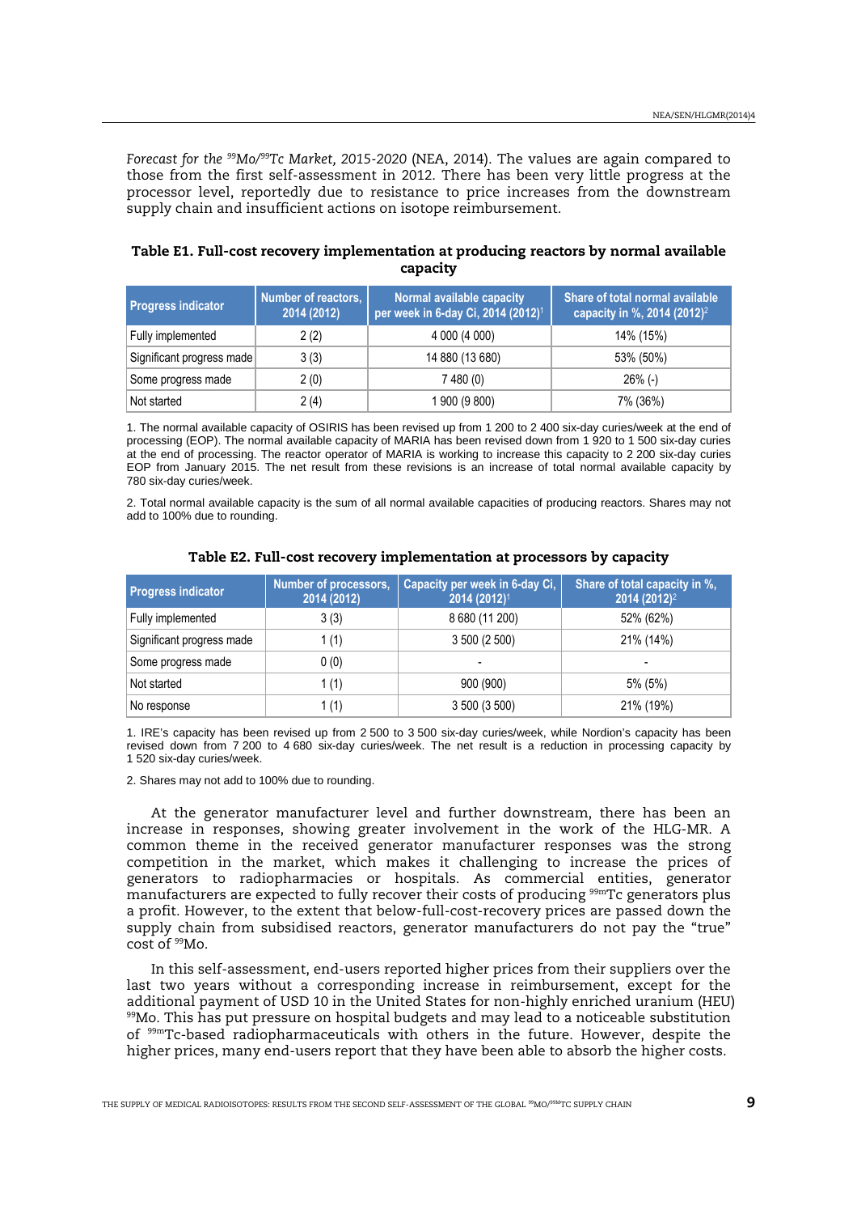*Forecast for the $^{99}$Mo/$^{99}$Tc Market, 2015-2020* (NEA, 2014). The values are again compared to those from the first self-assessment in 2012. There has been very little progress at the processor level, reportedly due to resistance to price increases from the downstream supply chain and insufficient actions on isotope reimbursement.

**Table E1. Full-cost recovery implementation at producing reactors by normal available capacity**

| Progress indicator | Number of reactors, 2014 (2012) | Normal available capacity per week in 6-day Ci, 2014 (2012)[1] | Share of total normal available capacity in %, 2014 (2012)[2] |
|---|---|---|---|
| Fully implemented | 2 (2) | 4 000 (4 000) | 14% (15%) |
| Significant progress made | 3 (3) | 14 880 (13 680) | 53% (50%) |
| Some progress made | 2 (0) | 7 480 (0) | 26% (-) |
| Not started | 2 (4) | 1 900 (9 800) | 7% (36%) |

1. The normal available capacity of OSIRIS has been revised up from 1 200 to 2 400 six-day curies/week at the end of processing (EOP). The normal available capacity of MARIA has been revised down from 1 920 to 1 500 six-day curies at the end of processing. The reactor operator of MARIA is working to increase this capacity to 2 200 six-day curies EOP from January 2015. The net result from these revisions is an increase of total normal available capacity by 780 six-day curies/week.

2. Total normal available capacity is the sum of all normal available capacities of producing reactors. Shares may not add to 100% due to rounding.

**Table E2. Full-cost recovery implementation at processors by capacity**

| Progress indicator | Number of processors, 2014 (2012) | Capacity per week in 6-day Ci, 2014 (2012)[1] | Share of total capacity in %, 2014 (2012)[2] |
|---|---|---|---|
| Fully implemented | 3 (3) | 8 680 (11 200) | 52% (62%) |
| Significant progress made | 1 (1) | 3 500 (2 500) | 21% (14%) |
| Some progress made | 0 (0) | - | - |
| Not started | 1 (1) | 900 (900) | 5% (5%) |
| No response | 1 (1) | 3 500 (3 500) | 21% (19%) |

1. IRE's capacity has been revised up from 2 500 to 3 500 six-day curies/week, while Nordion's capacity has been revised down from 7 200 to 4 680 six-day curies/week. The net result is a reduction in processing capacity by 1 520 six-day curies/week.

2. Shares may not add to 100% due to rounding.

At the generator manufacturer level and further downstream, there has been an increase in responses, showing greater involvement in the work of the HLG-MR. A common theme in the received generator manufacturer responses was the strong competition in the market, which makes it challenging to increase the prices of generators to radiopharmacies or hospitals. As commercial entities, generator manufacturers are expected to fully recover their costs of producing $^{99m}$Tc generators plus a profit. However, to the extent that below-full-cost-recovery prices are passed down the supply chain from subsidised reactors, generator manufacturers do not pay the "true" cost of $^{99}$Mo.

In this self-assessment, end-users reported higher prices from their suppliers over the last two years without a corresponding increase in reimbursement, except for the additional payment of USD 10 in the United States for non-highly enriched uranium (HEU) $^{99}$Mo. This has put pressure on hospital budgets and may lead to a noticeable substitution of $^{99m}$Tc-based radiopharmaceuticals with others in the future. However, despite the higher prices, many end-users report that they have been able to absorb the higher costs.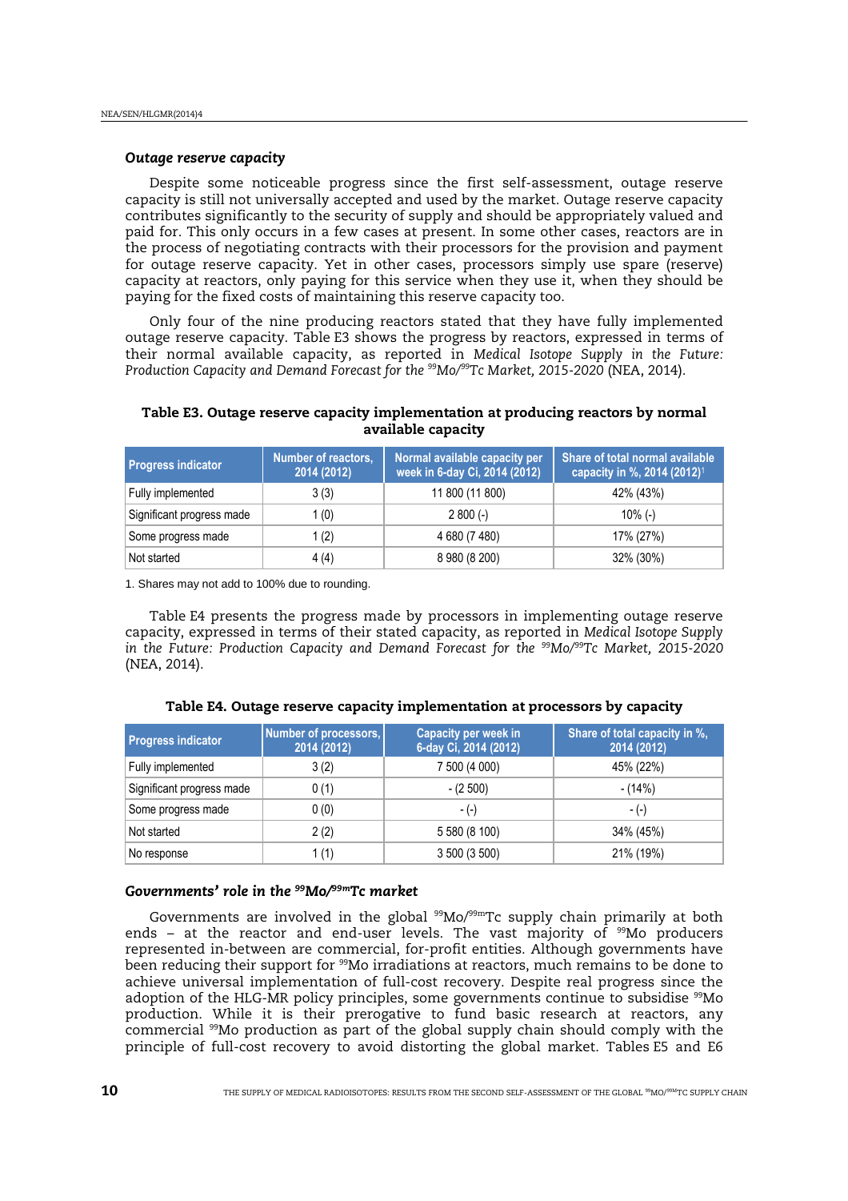#### *Outage reserve capacity*

Despite some noticeable progress since the first self-assessment, outage reserve capacity is still not universally accepted and used by the market. Outage reserve capacity contributes significantly to the security of supply and should be appropriately valued and paid for. This only occurs in a few cases at present. In some other cases, reactors are in the process of negotiating contracts with their processors for the provision and payment for outage reserve capacity. Yet in other cases, processors simply use spare (reserve) capacity at reactors, only paying for this service when they use it, when they should be paying for the fixed costs of maintaining this reserve capacity too.

Only four of the nine producing reactors stated that they have fully implemented outage reserve capacity. Table E3 shows the progress by reactors, expressed in terms of their normal available capacity, as reported in *Medical Isotope Supply in the Future: Production Capacity and Demand Forecast for the $^{99}$Mo/$^{99}$Tc Market, 2015-2020* (NEA, 2014).

**Table E3. Outage reserve capacity implementation at producing reactors by normal available capacity**

| Progress indicator | Number of reactors, 2014 (2012) | Normal available capacity per week in 6-day Ci, 2014 (2012) | Share of total normal available capacity in %, 2014 (2012)[1] |
|---|---|---|---|
| Fully implemented | 3 (3) | 11 800 (11 800) | 42% (43%) |
| Significant progress made | 1 (0) | 2 800 (-) | 10% (-) |
| Some progress made | 1 (2) | 4 680 (7 480) | 17% (27%) |
| Not started | 4 (4) | 8 980 (8 200) | 32% (30%) |

1. Shares may not add to 100% due to rounding.

Table E4 presents the progress made by processors in implementing outage reserve capacity, expressed in terms of their stated capacity, as reported in *Medical Isotope Supply in the Future: Production Capacity and Demand Forecast for the $^{99}$Mo/$^{99}$Tc Market, 2015-2020* (NEA, 2014).

**Table E4. Outage reserve capacity implementation at processors by capacity**

| Progress indicator | Number of processors, 2014 (2012) | Capacity per week in 6-day Ci, 2014 (2012) | Share of total capacity in %, 2014 (2012) |
|---|---|---|---|
| Fully implemented | 3 (2) | 7 500 (4 000) | 45% (22%) |
| Significant progress made | 0 (1) | - (2 500) | - (14%) |
| Some progress made | 0 (0) | - (-) | - (-) |
| Not started | 2 (2) | 5 580 (8 100) | 34% (45%) |
| No response | 1 (1) | 3 500 (3 500) | 21% (19%) |

#### *Governments' role in the $^{99}$Mo/$^{99m}$Tc market*

Governments are involved in the global $^{99}$Mo/$^{99m}$Tc supply chain primarily at both ends – at the reactor and end-user levels. The vast majority of $^{99}$Mo producers represented in-between are commercial, for-profit entities. Although governments have been reducing their support for $^{99}$Mo irradiations at reactors, much remains to be done to achieve universal implementation of full-cost recovery. Despite real progress since the adoption of the HLG-MR policy principles, some governments continue to subsidise $^{99}$Mo production. While it is their prerogative to fund basic research at reactors, any commercial $^{99}$Mo production as part of the global supply chain should comply with the principle of full-cost recovery to avoid distorting the global market. Tables E5 and E6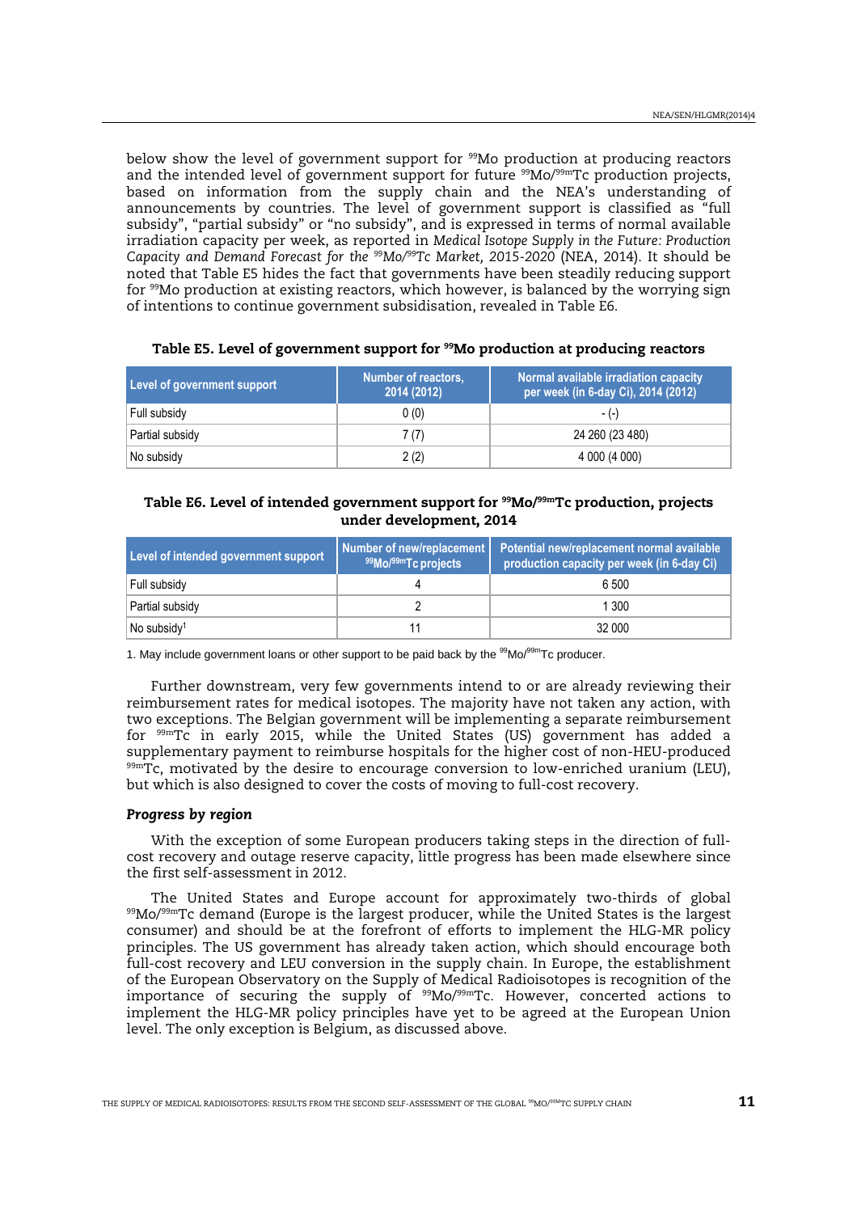below show the level of government support for $^{99}$Mo production at producing reactors and the intended level of government support for future $^{99}$Mo/$^{99m}$Tc production projects, based on information from the supply chain and the NEA's understanding of announcements by countries. The level of government support is classified as "full subsidy", "partial subsidy" or "no subsidy", and is expressed in terms of normal available irradiation capacity per week, as reported in *Medical Isotope Supply in the Future: Production Capacity and Demand Forecast for the $^{99}$Mo/$^{99}$Tc Market, 2015-2020* (NEA, 2014). It should be noted that Table E5 hides the fact that governments have been steadily reducing support for $^{99}$Mo production at existing reactors, which however, is balanced by the worrying sign of intentions to continue government subsidisation, revealed in Table E6.

**Table E5. Level of government support for $^{99}$Mo production at producing reactors**

| Level of government support | Number of reactors, 2014 (2012) | Normal available irradiation capacity per week (in 6-day Ci), 2014 (2012) |
|---|---|---|
| Full subsidy | 0 (0) | - (-) |
| Partial subsidy | 7 (7) | 24 260 (23 480) |
| No subsidy | 2 (2) | 4 000 (4 000) |

**Table E6. Level of intended government support for $^{99}$Mo/$^{99m}$Tc production, projects under development, 2014**

| Level of intended government support | Number of new/replacement $^{99}$Mo/$^{99m}$Tc projects | Potential new/replacement normal available production capacity per week (in 6-day Ci) |
|---|---|---|
| Full subsidy | 4 | 6 500 |
| Partial subsidy | 2 | 1 300 |
| No subsidy[1] | 11 | 32 000 |

1. May include government loans or other support to be paid back by the $^{99}$Mo/$^{99m}$Tc producer.

Further downstream, very few governments intend to or are already reviewing their reimbursement rates for medical isotopes. The majority have not taken any action, with two exceptions. The Belgian government will be implementing a separate reimbursement for $^{99m}$Tc in early 2015, while the United States (US) government has added a supplementary payment to reimburse hospitals for the higher cost of non-HEU-produced $^{99m}$Tc, motivated by the desire to encourage conversion to low-enriched uranium (LEU), but which is also designed to cover the costs of moving to full-cost recovery.

***Progress by region***

With the exception of some European producers taking steps in the direction of full-cost recovery and outage reserve capacity, little progress has been made elsewhere since the first self-assessment in 2012.

The United States and Europe account for approximately two-thirds of global $^{99}$Mo/$^{99m}$Tc demand (Europe is the largest producer, while the United States is the largest consumer) and should be at the forefront of efforts to implement the HLG-MR policy principles. The US government has already taken action, which should encourage both full-cost recovery and LEU conversion in the supply chain. In Europe, the establishment of the European Observatory on the Supply of Medical Radioisotopes is recognition of the importance of securing the supply of $^{99}$Mo/$^{99m}$Tc. However, concerted actions to implement the HLG-MR policy principles have yet to be agreed at the European Union level. The only exception is Belgium, as discussed above.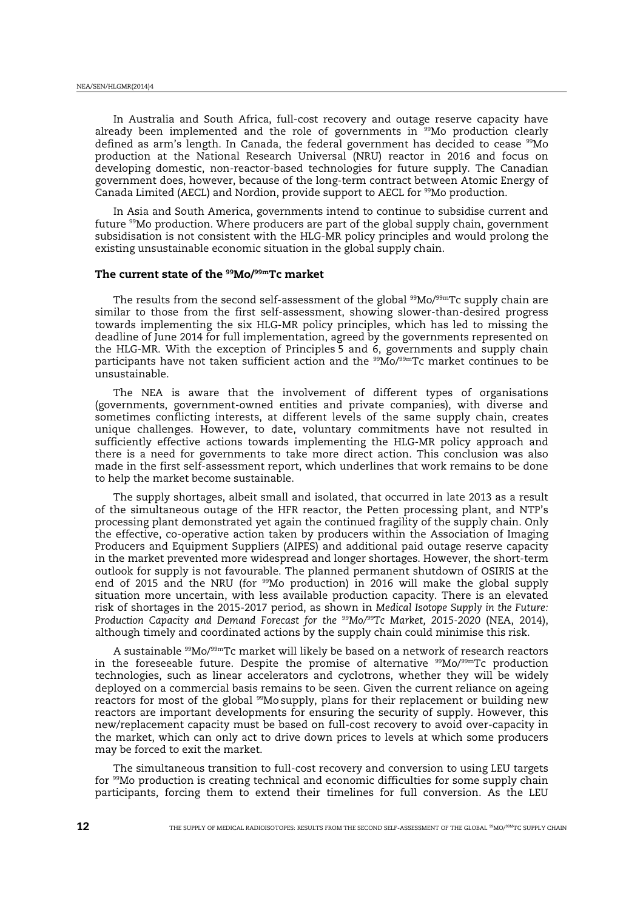In Australia and South Africa, full-cost recovery and outage reserve capacity have already been implemented and the role of governments in $^{99}$Mo production clearly defined as arm's length. In Canada, the federal government has decided to cease $^{99}$Mo production at the National Research Universal (NRU) reactor in 2016 and focus on developing domestic, non-reactor-based technologies for future supply. The Canadian government does, however, because of the long-term contract between Atomic Energy of Canada Limited (AECL) and Nordion, provide support to AECL for $^{99}$Mo production.

In Asia and South America, governments intend to continue to subsidise current and future $^{99}$Mo production. Where producers are part of the global supply chain, government subsidisation is not consistent with the HLG-MR policy principles and would prolong the existing unsustainable economic situation in the global supply chain.

### The current state of the $^{99}$Mo/$^{99m}$Tc market

The results from the second self-assessment of the global $^{99}$Mo/$^{99m}$Tc supply chain are similar to those from the first self-assessment, showing slower-than-desired progress towards implementing the six HLG-MR policy principles, which has led to missing the deadline of June 2014 for full implementation, agreed by the governments represented on the HLG-MR. With the exception of Principles 5 and 6, governments and supply chain participants have not taken sufficient action and the $^{99}$Mo/$^{99m}$Tc market continues to be unsustainable.

The NEA is aware that the involvement of different types of organisations (governments, government-owned entities and private companies), with diverse and sometimes conflicting interests, at different levels of the same supply chain, creates unique challenges. However, to date, voluntary commitments have not resulted in sufficiently effective actions towards implementing the HLG-MR policy approach and there is a need for governments to take more direct action. This conclusion was also made in the first self-assessment report, which underlines that work remains to be done to help the market become sustainable.

The supply shortages, albeit small and isolated, that occurred in late 2013 as a result of the simultaneous outage of the HFR reactor, the Petten processing plant, and NTP's processing plant demonstrated yet again the continued fragility of the supply chain. Only the effective, co-operative action taken by producers within the Association of Imaging Producers and Equipment Suppliers (AIPES) and additional paid outage reserve capacity in the market prevented more widespread and longer shortages. However, the short-term outlook for supply is not favourable. The planned permanent shutdown of OSIRIS at the end of 2015 and the NRU (for $^{99}$Mo production) in 2016 will make the global supply situation more uncertain, with less available production capacity. There is an elevated risk of shortages in the 2015-2017 period, as shown in *Medical Isotope Supply in the Future: Production Capacity and Demand Forecast for the $^{99}$Mo/$^{99}$Tc Market, 2015-2020* (NEA, 2014), although timely and coordinated actions by the supply chain could minimise this risk.

A sustainable $^{99}$Mo/$^{99m}$Tc market will likely be based on a network of research reactors in the foreseeable future. Despite the promise of alternative $^{99}$Mo/$^{99m}$Tc production technologies, such as linear accelerators and cyclotrons, whether they will be widely deployed on a commercial basis remains to be seen. Given the current reliance on ageing reactors for most of the global $^{99}$Mo supply, plans for their replacement or building new reactors are important developments for ensuring the security of supply. However, this new/replacement capacity must be based on full-cost recovery to avoid over-capacity in the market, which can only act to drive down prices to levels at which some producers may be forced to exit the market.

The simultaneous transition to full-cost recovery and conversion to using LEU targets for $^{99}$Mo production is creating technical and economic difficulties for some supply chain participants, forcing them to extend their timelines for full conversion. As the LEU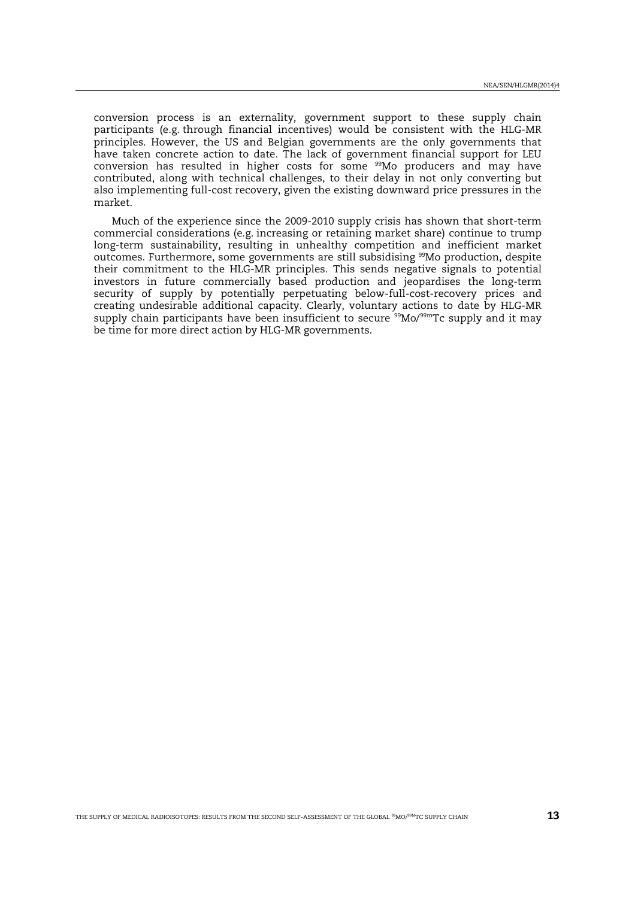conversion process is an externality, government support to these supply chain participants (e.g. through financial incentives) would be consistent with the HLG-MR principles. However, the US and Belgian governments are the only governments that have taken concrete action to date. The lack of government financial support for LEU conversion has resulted in higher costs for some $^{99}$Mo producers and may have contributed, along with technical challenges, to their delay in not only converting but also implementing full-cost recovery, given the existing downward price pressures in the market.

Much of the experience since the 2009-2010 supply crisis has shown that short-term commercial considerations (e.g. increasing or retaining market share) continue to trump long-term sustainability, resulting in unhealthy competition and inefficient market outcomes. Furthermore, some governments are still subsidising $^{99}$Mo production, despite their commitment to the HLG-MR principles. This sends negative signals to potential investors in future commercially based production and jeopardises the long-term security of supply by potentially perpetuating below-full-cost-recovery prices and creating undesirable additional capacity. Clearly, voluntary actions to date by HLG-MR supply chain participants have been insufficient to secure $^{99}$Mo/$^{99m}$Tc supply and it may be time for more direct action by HLG-MR governments.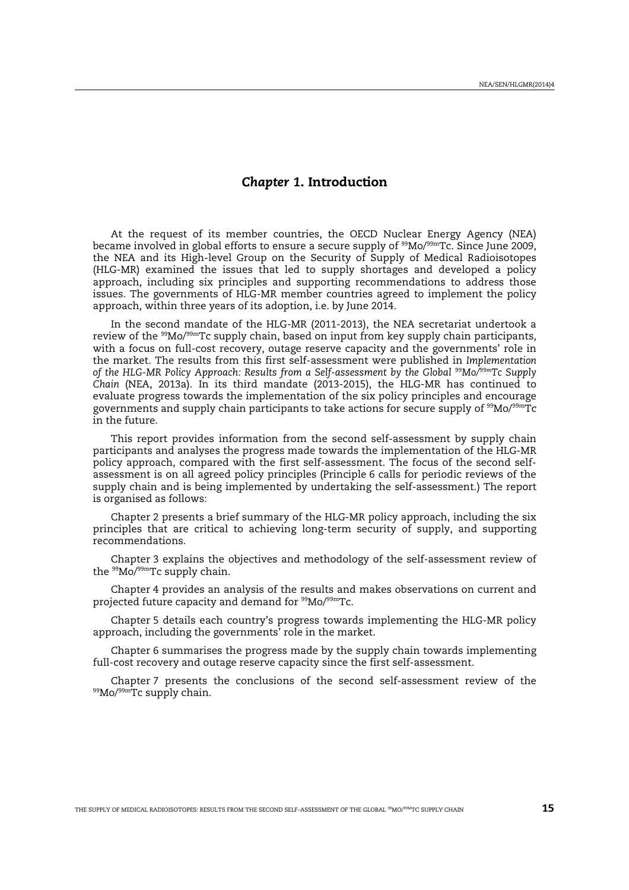# *Chapter 1.* Introduction

At the request of its member countries, the OECD Nuclear Energy Agency (NEA) became involved in global efforts to ensure a secure supply of $^{99}Mo/^{99m}Tc$. Since June 2009, the NEA and its High-level Group on the Security of Supply of Medical Radioisotopes (HLG-MR) examined the issues that led to supply shortages and developed a policy approach, including six principles and supporting recommendations to address those issues. The governments of HLG-MR member countries agreed to implement the policy approach, within three years of its adoption, i.e. by June 2014.

In the second mandate of the HLG-MR (2011-2013), the NEA secretariat undertook a review of the $^{99}Mo/^{99m}Tc$ supply chain, based on input from key supply chain participants, with a focus on full-cost recovery, outage reserve capacity and the governments' role in the market. The results from this first self-assessment were published in *Implementation of the HLG-MR Policy Approach: Results from a Self-assessment by the Global $^{99}Mo/^{99m}Tc$ Supply Chain* (NEA, 2013a). In its third mandate (2013-2015), the HLG-MR has continued to evaluate progress towards the implementation of the six policy principles and encourage governments and supply chain participants to take actions for secure supply of $^{99}Mo/^{99m}Tc$ in the future.

This report provides information from the second self-assessment by supply chain participants and analyses the progress made towards the implementation of the HLG-MR policy approach, compared with the first self-assessment. The focus of the second self-assessment is on all agreed policy principles (Principle 6 calls for periodic reviews of the supply chain and is being implemented by undertaking the self-assessment.) The report is organised as follows:

Chapter 2 presents a brief summary of the HLG-MR policy approach, including the six principles that are critical to achieving long-term security of supply, and supporting recommendations.

Chapter 3 explains the objectives and methodology of the self-assessment review of the $^{99}Mo/^{99m}Tc$ supply chain.

Chapter 4 provides an analysis of the results and makes observations on current and projected future capacity and demand for $^{99}Mo/^{99m}Tc$.

Chapter 5 details each country's progress towards implementing the HLG-MR policy approach, including the governments' role in the market.

Chapter 6 summarises the progress made by the supply chain towards implementing full-cost recovery and outage reserve capacity since the first self-assessment.

Chapter 7 presents the conclusions of the second self-assessment review of the $^{99}Mo/^{99m}Tc$ supply chain.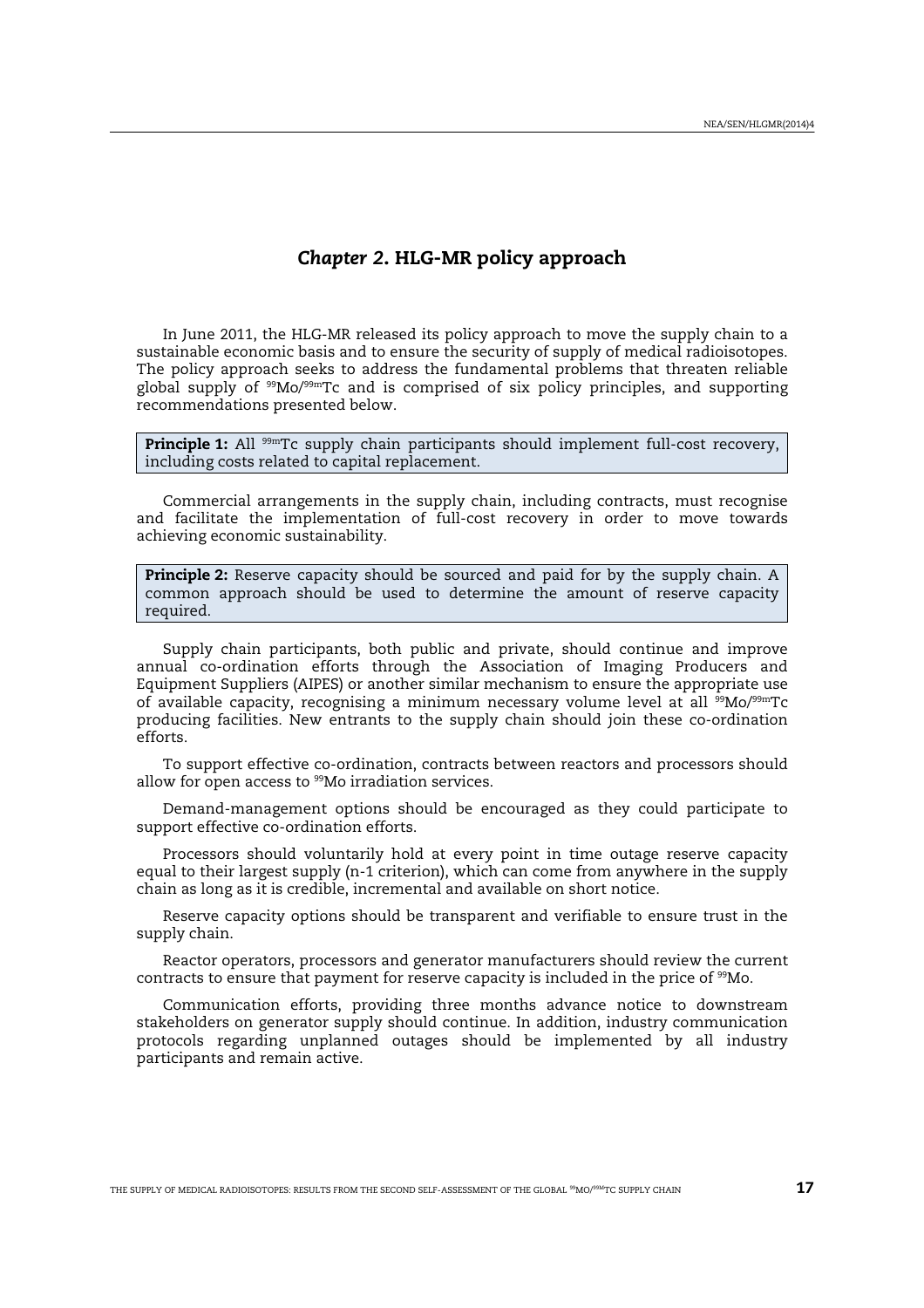## *Chapter 2.* HLG-MR policy approach

In June 2011, the HLG-MR released its policy approach to move the supply chain to a sustainable economic basis and to ensure the security of supply of medical radioisotopes. The policy approach seeks to address the fundamental problems that threaten reliable global supply of $^{99}$Mo/$^{99m}$Tc and is comprised of six policy principles, and supporting recommendations presented below.

**Principle 1:** All $^{99m}$Tc supply chain participants should implement full-cost recovery, including costs related to capital replacement.

Commercial arrangements in the supply chain, including contracts, must recognise and facilitate the implementation of full-cost recovery in order to move towards achieving economic sustainability.

**Principle 2:** Reserve capacity should be sourced and paid for by the supply chain. A common approach should be used to determine the amount of reserve capacity required.

Supply chain participants, both public and private, should continue and improve annual co-ordination efforts through the Association of Imaging Producers and Equipment Suppliers (AIPES) or another similar mechanism to ensure the appropriate use of available capacity, recognising a minimum necessary volume level at all $^{99}$Mo/$^{99m}$Tc producing facilities. New entrants to the supply chain should join these co-ordination efforts.

To support effective co-ordination, contracts between reactors and processors should allow for open access to $^{99}$Mo irradiation services.

Demand-management options should be encouraged as they could participate to support effective co-ordination efforts.

Processors should voluntarily hold at every point in time outage reserve capacity equal to their largest supply (n-1 criterion), which can come from anywhere in the supply chain as long as it is credible, incremental and available on short notice.

Reserve capacity options should be transparent and verifiable to ensure trust in the supply chain.

Reactor operators, processors and generator manufacturers should review the current contracts to ensure that payment for reserve capacity is included in the price of $^{99}$Mo.

Communication efforts, providing three months advance notice to downstream stakeholders on generator supply should continue. In addition, industry communication protocols regarding unplanned outages should be implemented by all industry participants and remain active.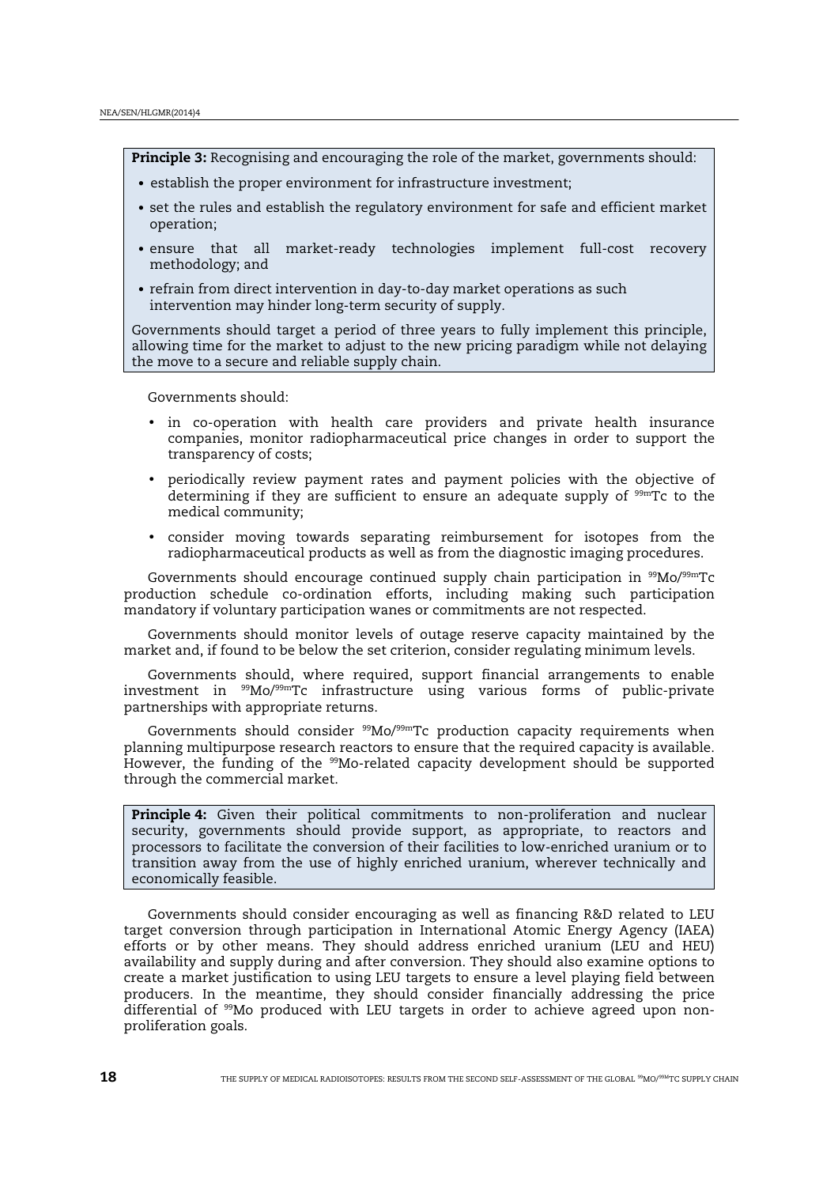**Principle 3:** Recognising and encouraging the role of the market, governments should:

- establish the proper environment for infrastructure investment;
- set the rules and establish the regulatory environment for safe and efficient market operation;
- ensure that all market-ready technologies implement full-cost recovery methodology; and
- refrain from direct intervention in day-to-day market operations as such intervention may hinder long-term security of supply.

Governments should target a period of three years to fully implement this principle, allowing time for the market to adjust to the new pricing paradigm while not delaying the move to a secure and reliable supply chain.

Governments should:

- in co-operation with health care providers and private health insurance companies, monitor radiopharmaceutical price changes in order to support the transparency of costs;
- periodically review payment rates and payment policies with the objective of determining if they are sufficient to ensure an adequate supply of $^{99m}$Tc to the medical community;
- consider moving towards separating reimbursement for isotopes from the radiopharmaceutical products as well as from the diagnostic imaging procedures.

Governments should encourage continued supply chain participation in $^{99}$Mo/$^{99m}$Tc production schedule co-ordination efforts, including making such participation mandatory if voluntary participation wanes or commitments are not respected.

Governments should monitor levels of outage reserve capacity maintained by the market and, if found to be below the set criterion, consider regulating minimum levels.

Governments should, where required, support financial arrangements to enable investment in $^{99}$Mo/$^{99m}$Tc infrastructure using various forms of public-private partnerships with appropriate returns.

Governments should consider $^{99}$Mo/$^{99m}$Tc production capacity requirements when planning multipurpose research reactors to ensure that the required capacity is available. However, the funding of the $^{99}$Mo-related capacity development should be supported through the commercial market.

**Principle 4:** Given their political commitments to non-proliferation and nuclear security, governments should provide support, as appropriate, to reactors and processors to facilitate the conversion of their facilities to low-enriched uranium or to transition away from the use of highly enriched uranium, wherever technically and economically feasible.

Governments should consider encouraging as well as financing R&D related to LEU target conversion through participation in International Atomic Energy Agency (IAEA) efforts or by other means. They should address enriched uranium (LEU and HEU) availability and supply during and after conversion. They should also examine options to create a market justification to using LEU targets to ensure a level playing field between producers. In the meantime, they should consider financially addressing the price differential of $^{99}$Mo produced with LEU targets in order to achieve agreed upon non-proliferation goals.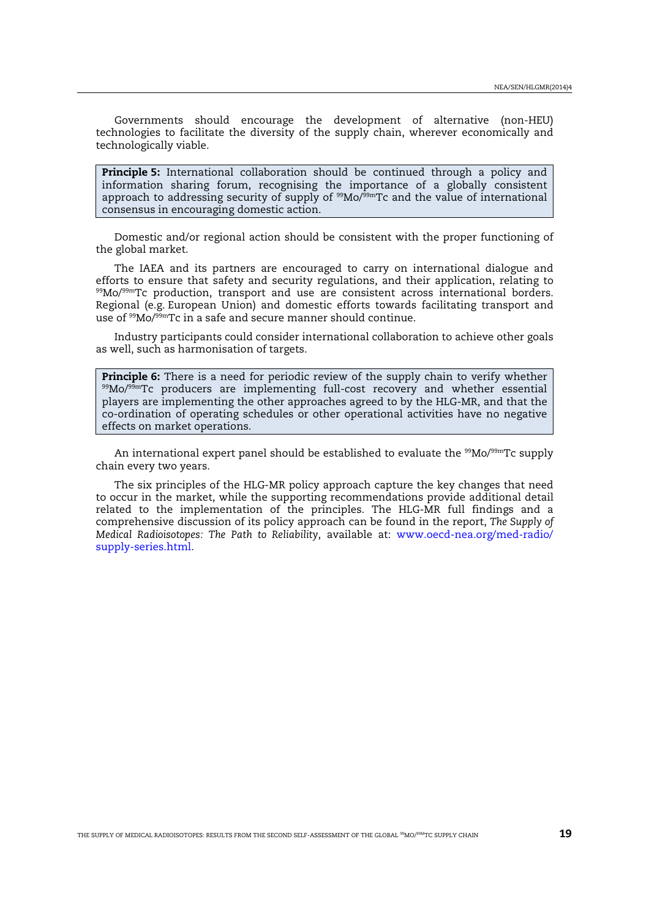Governments should encourage the development of alternative (non-HEU) technologies to facilitate the diversity of the supply chain, wherever economically and technologically viable.

**Principle 5:** International collaboration should be continued through a policy and information sharing forum, recognising the importance of a globally consistent approach to addressing security of supply of $^{99}Mo/^{99m}Tc$ and the value of international consensus in encouraging domestic action.

Domestic and/or regional action should be consistent with the proper functioning of the global market.

The IAEA and its partners are encouraged to carry on international dialogue and efforts to ensure that safety and security regulations, and their application, relating to $^{99}Mo/^{99m}Tc$ production, transport and use are consistent across international borders. Regional (e.g. European Union) and domestic efforts towards facilitating transport and use of $^{99}Mo/^{99m}Tc$ in a safe and secure manner should continue.

Industry participants could consider international collaboration to achieve other goals as well, such as harmonisation of targets.

**Principle 6:** There is a need for periodic review of the supply chain to verify whether $^{99}Mo/^{99m}Tc$ producers are implementing full-cost recovery and whether essential players are implementing the other approaches agreed to by the HLG-MR, and that the co-ordination of operating schedules or other operational activities have no negative effects on market operations.

An international expert panel should be established to evaluate the $^{99}Mo/^{99m}Tc$ supply chain every two years.

The six principles of the HLG-MR policy approach capture the key changes that need to occur in the market, while the supporting recommendations provide additional detail related to the implementation of the principles. The HLG-MR full findings and a comprehensive discussion of its policy approach can be found in the report, *The Supply of Medical Radioisotopes: The Path to Reliability*, available at: www.oecd-nea.org/med-radio/supply-series.html.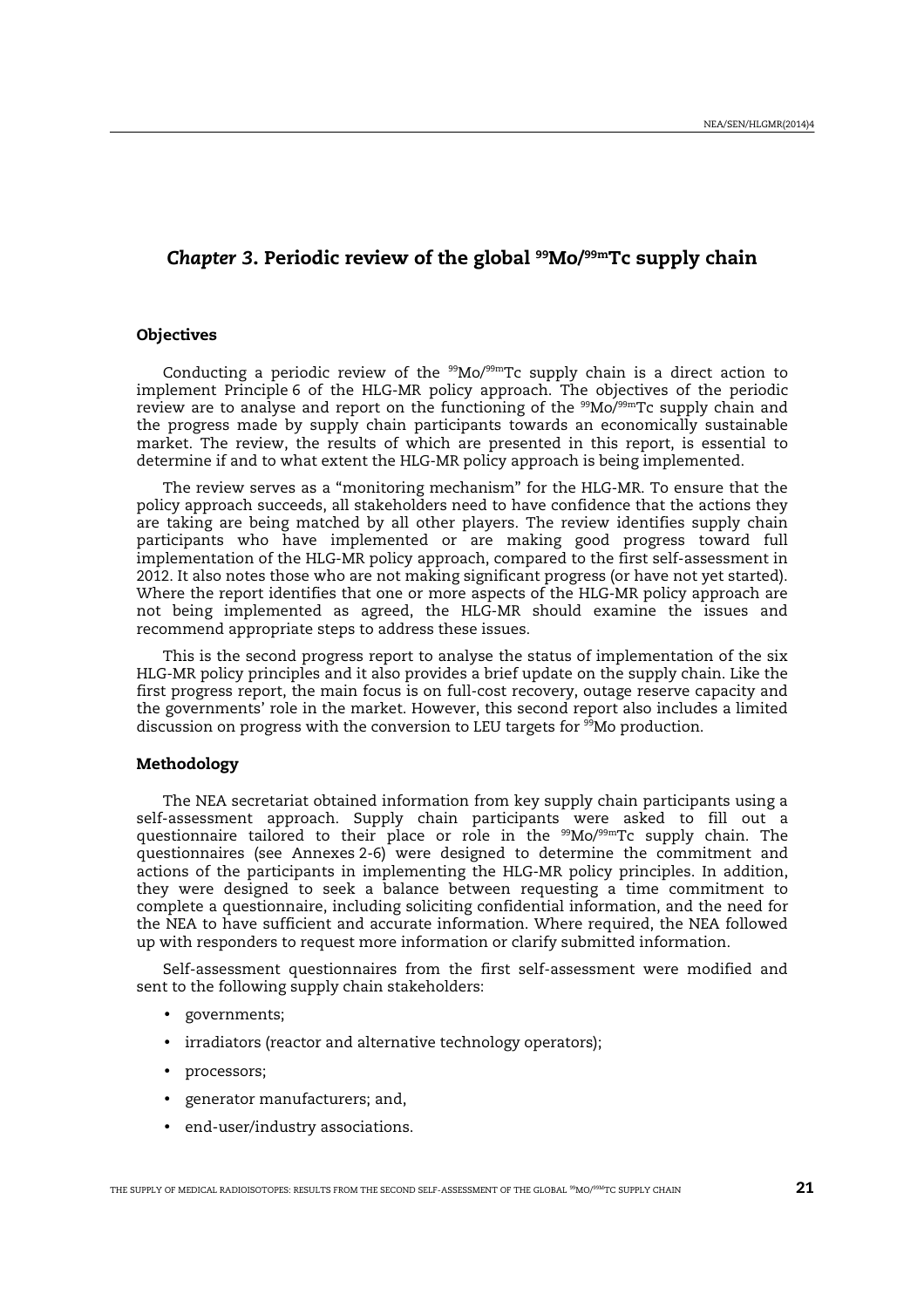# *Chapter 3*. Periodic review of the global $^{99}Mo/^{99m}Tc$ supply chain

## Objectives

Conducting a periodic review of the $^{99}Mo/^{99m}Tc$ supply chain is a direct action to implement Principle 6 of the HLG-MR policy approach. The objectives of the periodic review are to analyse and report on the functioning of the $^{99}Mo/^{99m}Tc$ supply chain and the progress made by supply chain participants towards an economically sustainable market. The review, the results of which are presented in this report, is essential to determine if and to what extent the HLG-MR policy approach is being implemented.

The review serves as a "monitoring mechanism" for the HLG-MR. To ensure that the policy approach succeeds, all stakeholders need to have confidence that the actions they are taking are being matched by all other players. The review identifies supply chain participants who have implemented or are making good progress toward full implementation of the HLG-MR policy approach, compared to the first self-assessment in 2012. It also notes those who are not making significant progress (or have not yet started). Where the report identifies that one or more aspects of the HLG-MR policy approach are not being implemented as agreed, the HLG-MR should examine the issues and recommend appropriate steps to address these issues.

This is the second progress report to analyse the status of implementation of the six HLG-MR policy principles and it also provides a brief update on the supply chain. Like the first progress report, the main focus is on full-cost recovery, outage reserve capacity and the governments' role in the market. However, this second report also includes a limited discussion on progress with the conversion to LEU targets for $^{99}Mo$ production.

## Methodology

The NEA secretariat obtained information from key supply chain participants using a self-assessment approach. Supply chain participants were asked to fill out a questionnaire tailored to their place or role in the $^{99}Mo/^{99m}Tc$ supply chain. The questionnaires (see Annexes 2-6) were designed to determine the commitment and actions of the participants in implementing the HLG-MR policy principles. In addition, they were designed to seek a balance between requesting a time commitment to complete a questionnaire, including soliciting confidential information, and the need for the NEA to have sufficient and accurate information. Where required, the NEA followed up with responders to request more information or clarify submitted information.

Self-assessment questionnaires from the first self-assessment were modified and sent to the following supply chain stakeholders:

- governments;
- irradiators (reactor and alternative technology operators);
- processors;
- generator manufacturers; and,
- end-user/industry associations.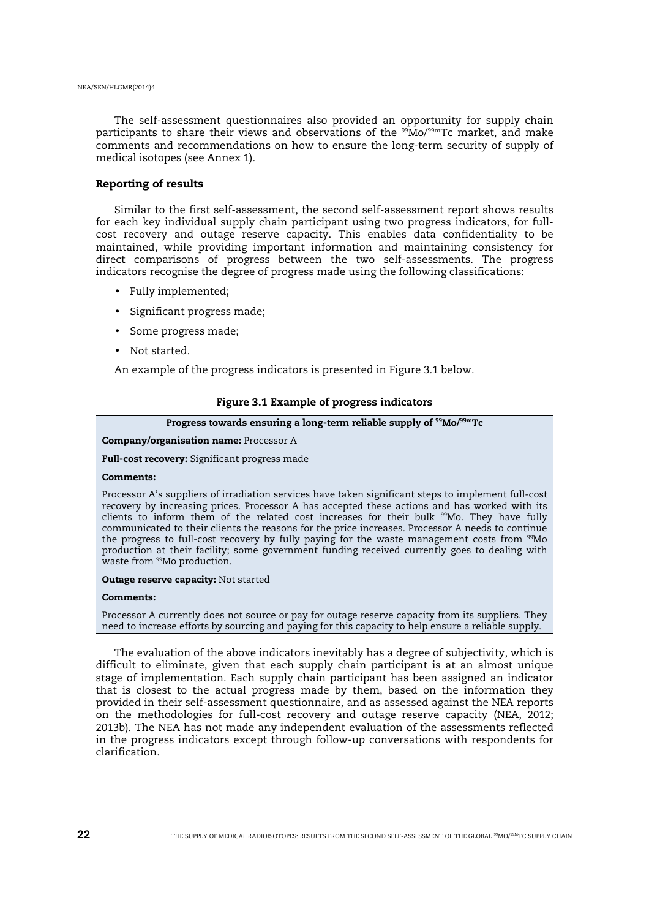The self-assessment questionnaires also provided an opportunity for supply chain participants to share their views and observations of the $^{99}$Mo/$^{99m}$Tc market, and make comments and recommendations on how to ensure the long-term security of supply of medical isotopes (see Annex 1).

### Reporting of results

Similar to the first self-assessment, the second self-assessment report shows results for each key individual supply chain participant using two progress indicators, for full-cost recovery and outage reserve capacity. This enables data confidentiality to be maintained, while providing important information and maintaining consistency for direct comparisons of progress between the two self-assessments. The progress indicators recognise the degree of progress made using the following classifications:

- Fully implemented;
- Significant progress made;
- Some progress made;
- Not started.

An example of the progress indicators is presented in Figure 3.1 below.

**Figure 3.1 Example of progress indicators**

**Progress towards ensuring a long-term reliable supply of $^{99}$Mo/$^{99m}$Tc**

**Company/organisation name:** Processor A

**Full-cost recovery:** Significant progress made

**Comments:**

Processor A's suppliers of irradiation services have taken significant steps to implement full-cost recovery by increasing prices. Processor A has accepted these actions and has worked with its clients to inform them of the related cost increases for their bulk $^{99}$Mo. They have fully communicated to their clients the reasons for the price increases. Processor A needs to continue the progress to full-cost recovery by fully paying for the waste management costs from $^{99}$Mo production at their facility; some government funding received currently goes to dealing with waste from $^{99}$Mo production.

**Outage reserve capacity:** Not started

**Comments:**

Processor A currently does not source or pay for outage reserve capacity from its suppliers. They need to increase efforts by sourcing and paying for this capacity to help ensure a reliable supply.

The evaluation of the above indicators inevitably has a degree of subjectivity, which is difficult to eliminate, given that each supply chain participant is at an almost unique stage of implementation. Each supply chain participant has been assigned an indicator that is closest to the actual progress made by them, based on the information they provided in their self-assessment questionnaire, and as assessed against the NEA reports on the methodologies for full-cost recovery and outage reserve capacity (NEA, 2012; 2013b). The NEA has not made any independent evaluation of the assessments reflected in the progress indicators except through follow-up conversations with respondents for clarification.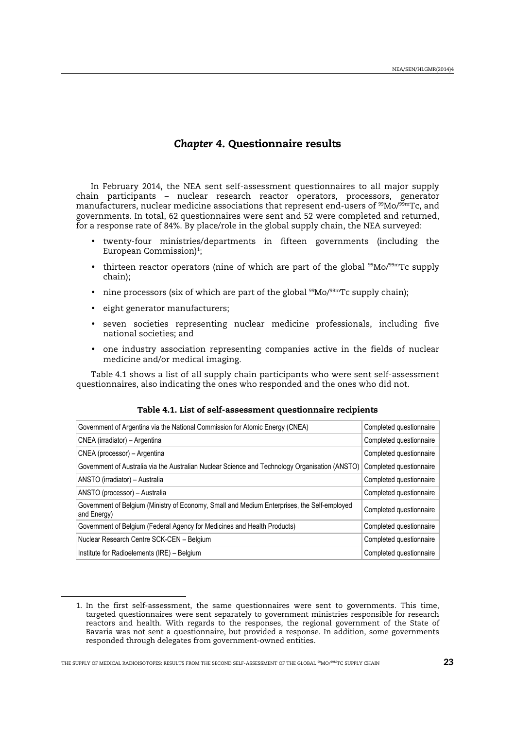# *Chapter* 4. Questionnaire results

In February 2014, the NEA sent self-assessment questionnaires to all major supply chain participants – nuclear research reactor operators, processors, generator manufacturers, nuclear medicine associations that represent end-users of $^{99}$Mo/$^{99m}$Tc, and governments. In total, 62 questionnaires were sent and 52 were completed and returned, for a response rate of 84%. By place/role in the global supply chain, the NEA surveyed:

- twenty-four ministries/departments in fifteen governments (including the European Commission)[1];
- thirteen reactor operators (nine of which are part of the global $^{99}$Mo/$^{99m}$Tc supply chain);
- nine processors (six of which are part of the global $^{99}$Mo/$^{99m}$Tc supply chain);
- eight generator manufacturers;
- seven societies representing nuclear medicine professionals, including five national societies; and
- one industry association representing companies active in the fields of nuclear medicine and/or medical imaging.

Table 4.1 shows a list of all supply chain participants who were sent self-assessment questionnaires, also indicating the ones who responded and the ones who did not.

**Table 4.1. List of self-assessment questionnaire recipients**

| | |
|---|---|
| Government of Argentina via the National Commission for Atomic Energy (CNEA) | Completed questionnaire |
| CNEA (irradiator) – Argentina | Completed questionnaire |
| CNEA (processor) – Argentina | Completed questionnaire |
| Government of Australia via the Australian Nuclear Science and Technology Organisation (ANSTO) | Completed questionnaire |
| ANSTO (irradiator) – Australia | Completed questionnaire |
| ANSTO (processor) – Australia | Completed questionnaire |
| Government of Belgium (Ministry of Economy, Small and Medium Enterprises, the Self-employed and Energy) | Completed questionnaire |
| Government of Belgium (Federal Agency for Medicines and Health Products) | Completed questionnaire |
| Nuclear Research Centre SCK-CEN – Belgium | Completed questionnaire |
| Institute for Radioelements (IRE) – Belgium | Completed questionnaire |

1. In the first self-assessment, the same questionnaires were sent to governments. This time, targeted questionnaires were sent separately to government ministries responsible for research reactors and health. With regards to the responses, the regional government of the State of Bavaria was not sent a questionnaire, but provided a response. In addition, some governments responded through delegates from government-owned entities.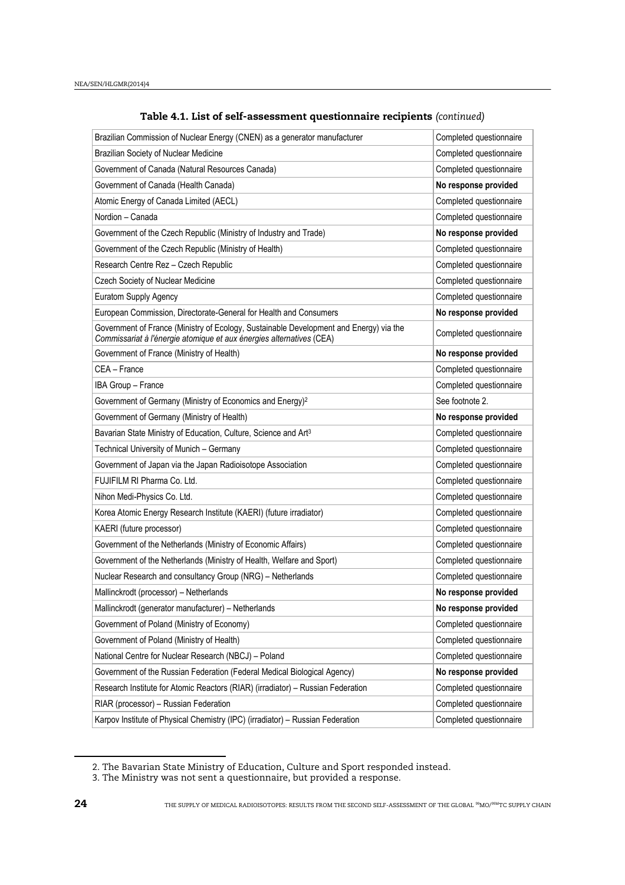**Table 4.1. List of self-assessment questionnaire recipients** *(continued)*

| | |
|---|---|
| Brazilian Commission of Nuclear Energy (CNEN) as a generator manufacturer | Completed questionnaire |
| Brazilian Society of Nuclear Medicine | Completed questionnaire |
| Government of Canada (Natural Resources Canada) | Completed questionnaire |
| Government of Canada (Health Canada) | **No response provided** |
| Atomic Energy of Canada Limited (AECL) | Completed questionnaire |
| Nordion – Canada | Completed questionnaire |
| Government of the Czech Republic (Ministry of Industry and Trade) | **No response provided** |
| Government of the Czech Republic (Ministry of Health) | Completed questionnaire |
| Research Centre Rez – Czech Republic | Completed questionnaire |
| Czech Society of Nuclear Medicine | Completed questionnaire |
| Euratom Supply Agency | Completed questionnaire |
| European Commission, Directorate-General for Health and Consumers | **No response provided** |
| Government of France (Ministry of Ecology, Sustainable Development and Energy) via the *Commissariat à l'énergie atomique et aux énergies alternatives* (CEA) | Completed questionnaire |
| Government of France (Ministry of Health) | **No response provided** |
| CEA – France | Completed questionnaire |
| IBA Group – France | Completed questionnaire |
| Government of Germany (Ministry of Economics and Energy)[2] | See footnote 2. |
| Government of Germany (Ministry of Health) | **No response provided** |
| Bavarian State Ministry of Education, Culture, Science and Art[3] | Completed questionnaire |
| Technical University of Munich – Germany | Completed questionnaire |
| Government of Japan via the Japan Radioisotope Association | Completed questionnaire |
| FUJIFILM RI Pharma Co. Ltd. | Completed questionnaire |
| Nihon Medi-Physics Co. Ltd. | Completed questionnaire |
| Korea Atomic Energy Research Institute (KAERI) (future irradiator) | Completed questionnaire |
| KAERI (future processor) | Completed questionnaire |
| Government of the Netherlands (Ministry of Economic Affairs) | Completed questionnaire |
| Government of the Netherlands (Ministry of Health, Welfare and Sport) | Completed questionnaire |
| Nuclear Research and consultancy Group (NRG) – Netherlands | Completed questionnaire |
| Mallinckrodt (processor) – Netherlands | **No response provided** |
| Mallinckrodt (generator manufacturer) – Netherlands | **No response provided** |
| Government of Poland (Ministry of Economy) | Completed questionnaire |
| Government of Poland (Ministry of Health) | Completed questionnaire |
| National Centre for Nuclear Research (NBCJ) – Poland | Completed questionnaire |
| Government of the Russian Federation (Federal Medical Biological Agency) | **No response provided** |
| Research Institute for Atomic Reactors (RIAR) (irradiator) – Russian Federation | Completed questionnaire |
| RIAR (processor) – Russian Federation | Completed questionnaire |
| Karpov Institute of Physical Chemistry (IPC) (irradiator) – Russian Federation | Completed questionnaire |

2. The Bavarian State Ministry of Education, Culture and Sport responded instead.

3. The Ministry was not sent a questionnaire, but provided a response.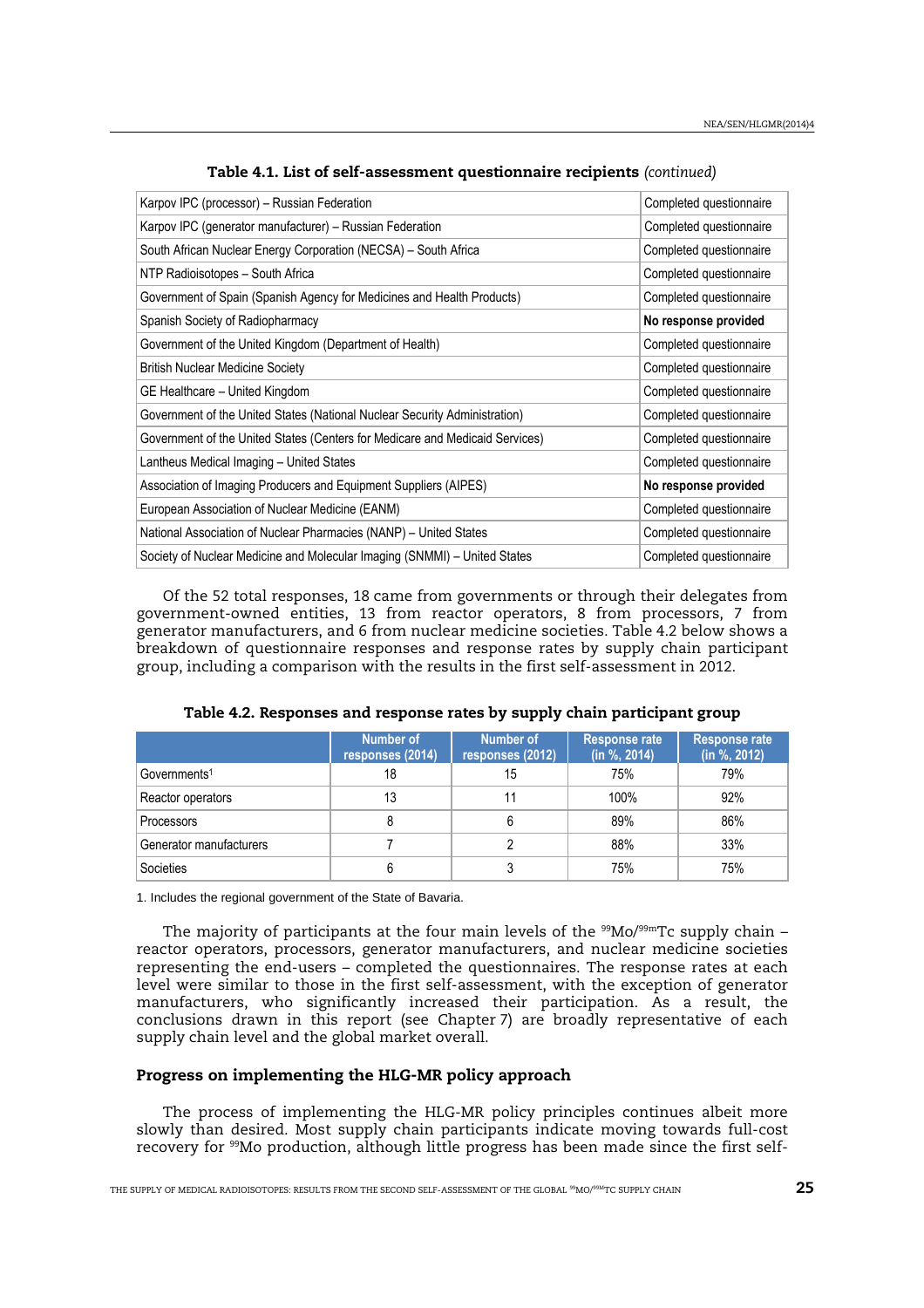**Table 4.1. List of self-assessment questionnaire recipients** *(continued)*

| | |
|---|---|
| Karpov IPC (processor) – Russian Federation | Completed questionnaire |
| Karpov IPC (generator manufacturer) – Russian Federation | Completed questionnaire |
| South African Nuclear Energy Corporation (NECSA) – South Africa | Completed questionnaire |
| NTP Radioisotopes – South Africa | Completed questionnaire |
| Government of Spain (Spanish Agency for Medicines and Health Products) | Completed questionnaire |
| Spanish Society of Radiopharmacy | **No response provided** |
| Government of the United Kingdom (Department of Health) | Completed questionnaire |
| British Nuclear Medicine Society | Completed questionnaire |
| GE Healthcare – United Kingdom | Completed questionnaire |
| Government of the United States (National Nuclear Security Administration) | Completed questionnaire |
| Government of the United States (Centers for Medicare and Medicaid Services) | Completed questionnaire |
| Lantheus Medical Imaging – United States | Completed questionnaire |
| Association of Imaging Producers and Equipment Suppliers (AIPES) | **No response provided** |
| European Association of Nuclear Medicine (EANM) | Completed questionnaire |
| National Association of Nuclear Pharmacies (NANP) – United States | Completed questionnaire |
| Society of Nuclear Medicine and Molecular Imaging (SNMMI) – United States | Completed questionnaire |

Of the 52 total responses, 18 came from governments or through their delegates from government-owned entities, 13 from reactor operators, 8 from processors, 7 from generator manufacturers, and 6 from nuclear medicine societies. Table 4.2 below shows a breakdown of questionnaire responses and response rates by supply chain participant group, including a comparison with the results in the first self-assessment in 2012.

**Table 4.2. Responses and response rates by supply chain participant group**

| | Number of responses (2014) | Number of responses (2012) | Response rate (in %, 2014) | Response rate (in %, 2012) |
|---|---|---|---|---|
| Governments[1] | 18 | 15 | 75% | 79% |
| Reactor operators | 13 | 11 | 100% | 92% |
| Processors | 8 | 6 | 89% | 86% |
| Generator manufacturers | 7 | 2 | 88% | 33% |
| Societies | 6 | 3 | 75% | 75% |

1. Includes the regional government of the State of Bavaria.

The majority of participants at the four main levels of the $^{99}$Mo/$^{99m}$Tc supply chain – reactor operators, processors, generator manufacturers, and nuclear medicine societies representing the end-users – completed the questionnaires. The response rates at each level were similar to those in the first self-assessment, with the exception of generator manufacturers, who significantly increased their participation. As a result, the conclusions drawn in this report (see Chapter 7) are broadly representative of each supply chain level and the global market overall.

### Progress on implementing the HLG-MR policy approach

The process of implementing the HLG-MR policy principles continues albeit more slowly than desired. Most supply chain participants indicate moving towards full-cost recovery for $^{99}$Mo production, although little progress has been made since the first self-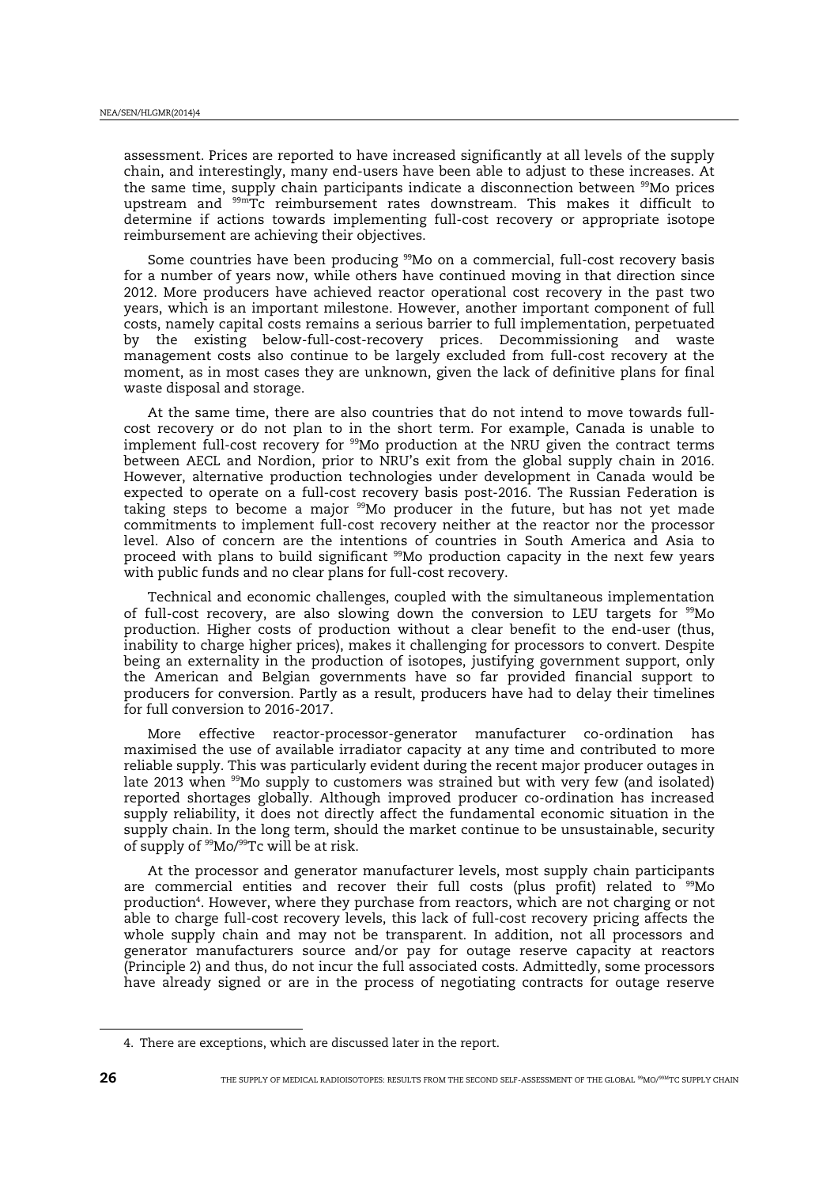assessment. Prices are reported to have increased significantly at all levels of the supply chain, and interestingly, many end-users have been able to adjust to these increases. At the same time, supply chain participants indicate a disconnection between $^{99}$Mo prices upstream and $^{99m}$Tc reimbursement rates downstream. This makes it difficult to determine if actions towards implementing full-cost recovery or appropriate isotope reimbursement are achieving their objectives.

Some countries have been producing $^{99}$Mo on a commercial, full-cost recovery basis for a number of years now, while others have continued moving in that direction since 2012. More producers have achieved reactor operational cost recovery in the past two years, which is an important milestone. However, another important component of full costs, namely capital costs remains a serious barrier to full implementation, perpetuated by the existing below-full-cost-recovery prices. Decommissioning and waste management costs also continue to be largely excluded from full-cost recovery at the moment, as in most cases they are unknown, given the lack of definitive plans for final waste disposal and storage.

At the same time, there are also countries that do not intend to move towards full-cost recovery or do not plan to in the short term. For example, Canada is unable to implement full-cost recovery for $^{99}$Mo production at the NRU given the contract terms between AECL and Nordion, prior to NRU's exit from the global supply chain in 2016. However, alternative production technologies under development in Canada would be expected to operate on a full-cost recovery basis post-2016. The Russian Federation is taking steps to become a major $^{99}$Mo producer in the future, but has not yet made commitments to implement full-cost recovery neither at the reactor nor the processor level. Also of concern are the intentions of countries in South America and Asia to proceed with plans to build significant $^{99}$Mo production capacity in the next few years with public funds and no clear plans for full-cost recovery.

Technical and economic challenges, coupled with the simultaneous implementation of full-cost recovery, are also slowing down the conversion to LEU targets for $^{99}$Mo production. Higher costs of production without a clear benefit to the end-user (thus, inability to charge higher prices), makes it challenging for processors to convert. Despite being an externality in the production of isotopes, justifying government support, only the American and Belgian governments have so far provided financial support to producers for conversion. Partly as a result, producers have had to delay their timelines for full conversion to 2016-2017.

More effective reactor-processor-generator manufacturer co-ordination has maximised the use of available irradiator capacity at any time and contributed to more reliable supply. This was particularly evident during the recent major producer outages in late 2013 when $^{99}$Mo supply to customers was strained but with very few (and isolated) reported shortages globally. Although improved producer co-ordination has increased supply reliability, it does not directly affect the fundamental economic situation in the supply chain. In the long term, should the market continue to be unsustainable, security of supply of $^{99}$Mo/$^{99}$Tc will be at risk.

At the processor and generator manufacturer levels, most supply chain participants are commercial entities and recover their full costs (plus profit) related to $^{99}$Mo production[4]. However, where they purchase from reactors, which are not charging or not able to charge full-cost recovery levels, this lack of full-cost recovery pricing affects the whole supply chain and may not be transparent. In addition, not all processors and generator manufacturers source and/or pay for outage reserve capacity at reactors (Principle 2) and thus, do not incur the full associated costs. Admittedly, some processors have already signed or are in the process of negotiating contracts for outage reserve

4. There are exceptions, which are discussed later in the report.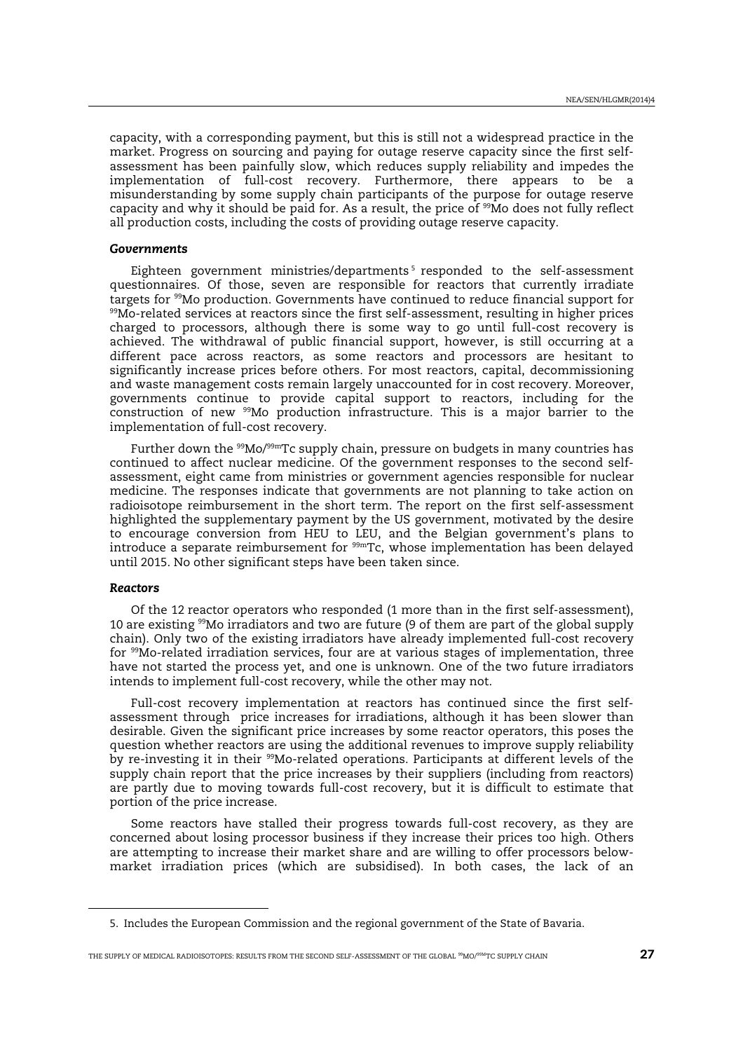capacity, with a corresponding payment, but this is still not a widespread practice in the market. Progress on sourcing and paying for outage reserve capacity since the first self-assessment has been painfully slow, which reduces supply reliability and impedes the implementation of full-cost recovery. Furthermore, there appears to be a misunderstanding by some supply chain participants of the purpose for outage reserve capacity and why it should be paid for. As a result, the price of $^{99}$Mo does not fully reflect all production costs, including the costs of providing outage reserve capacity.

### *Governments*

Eighteen government ministries/departments[5] responded to the self-assessment questionnaires. Of those, seven are responsible for reactors that currently irradiate targets for $^{99}$Mo production. Governments have continued to reduce financial support for $^{99}$Mo-related services at reactors since the first self-assessment, resulting in higher prices charged to processors, although there is some way to go until full-cost recovery is achieved. The withdrawal of public financial support, however, is still occurring at a different pace across reactors, as some reactors and processors are hesitant to significantly increase prices before others. For most reactors, capital, decommissioning and waste management costs remain largely unaccounted for in cost recovery. Moreover, governments continue to provide capital support to reactors, including for the construction of new $^{99}$Mo production infrastructure. This is a major barrier to the implementation of full-cost recovery.

Further down the $^{99}$Mo/$^{99m}$Tc supply chain, pressure on budgets in many countries has continued to affect nuclear medicine. Of the government responses to the second self-assessment, eight came from ministries or government agencies responsible for nuclear medicine. The responses indicate that governments are not planning to take action on radioisotope reimbursement in the short term. The report on the first self-assessment highlighted the supplementary payment by the US government, motivated by the desire to encourage conversion from HEU to LEU, and the Belgian government's plans to introduce a separate reimbursement for $^{99m}$Tc, whose implementation has been delayed until 2015. No other significant steps have been taken since.

### *Reactors*

Of the 12 reactor operators who responded (1 more than in the first self-assessment), 10 are existing $^{99}$Mo irradiators and two are future (9 of them are part of the global supply chain). Only two of the existing irradiators have already implemented full-cost recovery for $^{99}$Mo-related irradiation services, four are at various stages of implementation, three have not started the process yet, and one is unknown. One of the two future irradiators intends to implement full-cost recovery, while the other may not.

Full-cost recovery implementation at reactors has continued since the first self-assessment through price increases for irradiations, although it has been slower than desirable. Given the significant price increases by some reactor operators, this poses the question whether reactors are using the additional revenues to improve supply reliability by re-investing it in their $^{99}$Mo-related operations. Participants at different levels of the supply chain report that the price increases by their suppliers (including from reactors) are partly due to moving towards full-cost recovery, but it is difficult to estimate that portion of the price increase.

Some reactors have stalled their progress towards full-cost recovery, as they are concerned about losing processor business if they increase their prices too high. Others are attempting to increase their market share and are willing to offer processors below-market irradiation prices (which are subsidised). In both cases, the lack of an

5. Includes the European Commission and the regional government of the State of Bavaria.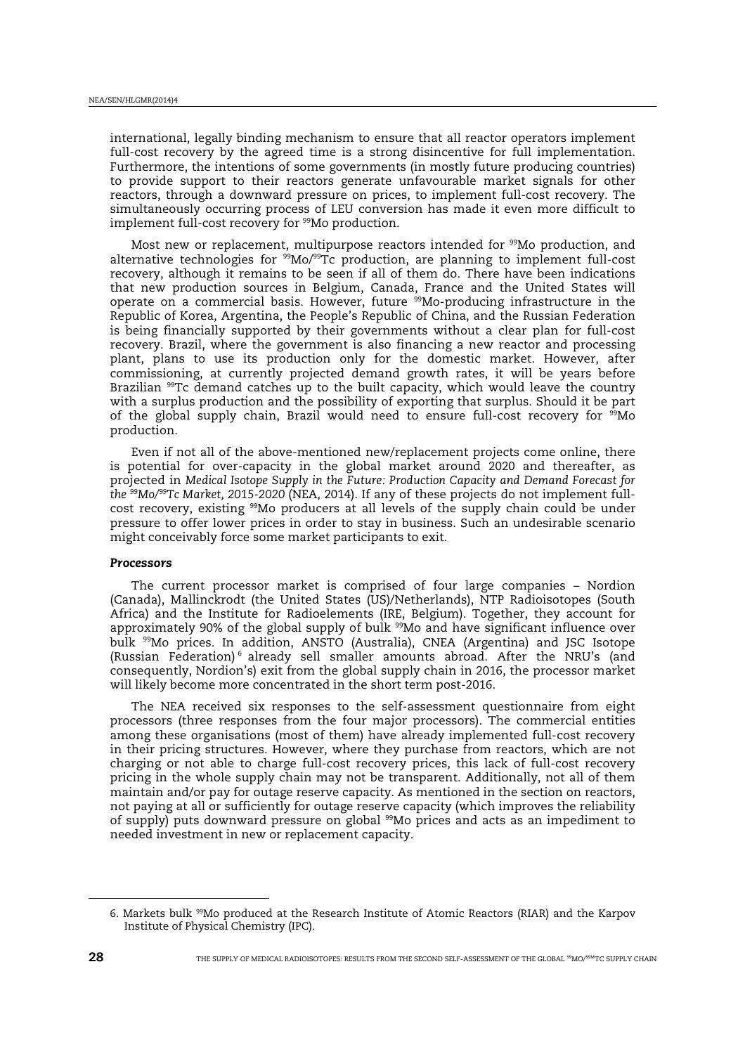international, legally binding mechanism to ensure that all reactor operators implement full-cost recovery by the agreed time is a strong disincentive for full implementation. Furthermore, the intentions of some governments (in mostly future producing countries) to provide support to their reactors generate unfavourable market signals for other reactors, through a downward pressure on prices, to implement full-cost recovery. The simultaneously occurring process of LEU conversion has made it even more difficult to implement full-cost recovery for $^{99}$Mo production.

Most new or replacement, multipurpose reactors intended for $^{99}$Mo production, and alternative technologies for $^{99}$Mo/$^{99}$Tc production, are planning to implement full-cost recovery, although it remains to be seen if all of them do. There have been indications that new production sources in Belgium, Canada, France and the United States will operate on a commercial basis. However, future $^{99}$Mo-producing infrastructure in the Republic of Korea, Argentina, the People's Republic of China, and the Russian Federation is being financially supported by their governments without a clear plan for full-cost recovery. Brazil, where the government is also financing a new reactor and processing plant, plans to use its production only for the domestic market. However, after commissioning, at currently projected demand growth rates, it will be years before Brazilian $^{99}$Tc demand catches up to the built capacity, which would leave the country with a surplus production and the possibility of exporting that surplus. Should it be part of the global supply chain, Brazil would need to ensure full-cost recovery for $^{99}$Mo production.

Even if not all of the above-mentioned new/replacement projects come online, there is potential for over-capacity in the global market around 2020 and thereafter, as projected in *Medical Isotope Supply in the Future: Production Capacity and Demand Forecast for the $^{99}$Mo/$^{99}$Tc Market, 2015-2020* (NEA, 2014). If any of these projects do not implement full-cost recovery, existing $^{99}$Mo producers at all levels of the supply chain could be under pressure to offer lower prices in order to stay in business. Such an undesirable scenario might conceivably force some market participants to exit.

***Processors***

The current processor market is comprised of four large companies – Nordion (Canada), Mallinckrodt (the United States (US)/Netherlands), NTP Radioisotopes (South Africa) and the Institute for Radioelements (IRE, Belgium). Together, they account for approximately 90% of the global supply of bulk $^{99}$Mo and have significant influence over bulk $^{99}$Mo prices. In addition, ANSTO (Australia), CNEA (Argentina) and JSC Isotope (Russian Federation)[6] already sell smaller amounts abroad. After the NRU's (and consequently, Nordion's) exit from the global supply chain in 2016, the processor market will likely become more concentrated in the short term post-2016.

The NEA received six responses to the self-assessment questionnaire from eight processors (three responses from the four major processors). The commercial entities among these organisations (most of them) have already implemented full-cost recovery in their pricing structures. However, where they purchase from reactors, which are not charging or not able to charge full-cost recovery prices, this lack of full-cost recovery pricing in the whole supply chain may not be transparent. Additionally, not all of them maintain and/or pay for outage reserve capacity. As mentioned in the section on reactors, not paying at all or sufficiently for outage reserve capacity (which improves the reliability of supply) puts downward pressure on global $^{99}$Mo prices and acts as an impediment to needed investment in new or replacement capacity.

6. Markets bulk $^{99}$Mo produced at the Research Institute of Atomic Reactors (RIAR) and the Karpov Institute of Physical Chemistry (IPC).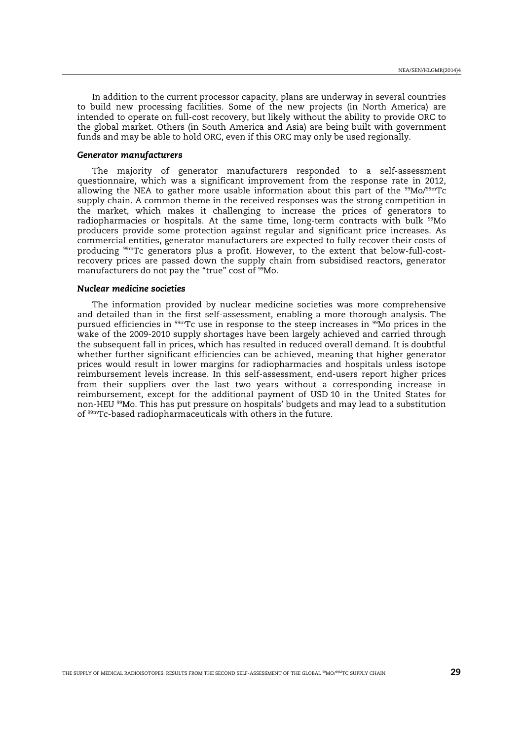In addition to the current processor capacity, plans are underway in several countries to build new processing facilities. Some of the new projects (in North America) are intended to operate on full-cost recovery, but likely without the ability to provide ORC to the global market. Others (in South America and Asia) are being built with government funds and may be able to hold ORC, even if this ORC may only be used regionally.

### *Generator manufacturers*

The majority of generator manufacturers responded to a self-assessment questionnaire, which was a significant improvement from the response rate in 2012, allowing the NEA to gather more usable information about this part of the $^{99}$Mo/$^{99m}$Tc supply chain. A common theme in the received responses was the strong competition in the market, which makes it challenging to increase the prices of generators to radiopharmacies or hospitals. At the same time, long-term contracts with bulk $^{99}$Mo producers provide some protection against regular and significant price increases. As commercial entities, generator manufacturers are expected to fully recover their costs of producing $^{99m}$Tc generators plus a profit. However, to the extent that below-full-cost-recovery prices are passed down the supply chain from subsidised reactors, generator manufacturers do not pay the "true" cost of $^{99}$Mo.

### *Nuclear medicine societies*

The information provided by nuclear medicine societies was more comprehensive and detailed than in the first self-assessment, enabling a more thorough analysis. The pursued efficiencies in $^{99m}$Tc use in response to the steep increases in $^{99}$Mo prices in the wake of the 2009-2010 supply shortages have been largely achieved and carried through the subsequent fall in prices, which has resulted in reduced overall demand. It is doubtful whether further significant efficiencies can be achieved, meaning that higher generator prices would result in lower margins for radiopharmacies and hospitals unless isotope reimbursement levels increase. In this self-assessment, end-users report higher prices from their suppliers over the last two years without a corresponding increase in reimbursement, except for the additional payment of USD 10 in the United States for non-HEU $^{99}$Mo. This has put pressure on hospitals' budgets and may lead to a substitution of $^{99m}$Tc-based radiopharmaceuticals with others in the future.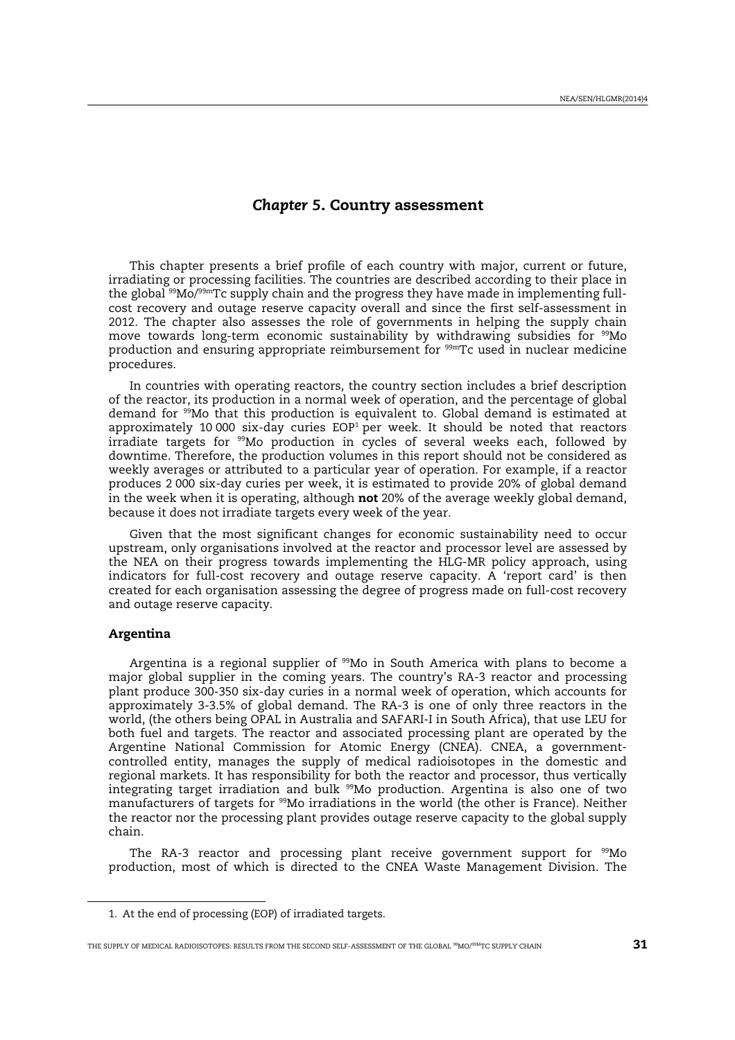# *Chapter* 5. Country assessment

This chapter presents a brief profile of each country with major, current or future, irradiating or processing facilities. The countries are described according to their place in the global $^{99}$Mo/$^{99m}$Tc supply chain and the progress they have made in implementing full-cost recovery and outage reserve capacity overall and since the first self-assessment in 2012. The chapter also assesses the role of governments in helping the supply chain move towards long-term economic sustainability by withdrawing subsidies for $^{99}$Mo production and ensuring appropriate reimbursement for $^{99m}$Tc used in nuclear medicine procedures.

In countries with operating reactors, the country section includes a brief description of the reactor, its production in a normal week of operation, and the percentage of global demand for $^{99}$Mo that this production is equivalent to. Global demand is estimated at approximately 10 000 six-day curies EOP[1] per week. It should be noted that reactors irradiate targets for $^{99}$Mo production in cycles of several weeks each, followed by downtime. Therefore, the production volumes in this report should not be considered as weekly averages or attributed to a particular year of operation. For example, if a reactor produces 2 000 six-day curies per week, it is estimated to provide 20% of global demand in the week when it is operating, although **not** 20% of the average weekly global demand, because it does not irradiate targets every week of the year.

Given that the most significant changes for economic sustainability need to occur upstream, only organisations involved at the reactor and processor level are assessed by the NEA on their progress towards implementing the HLG-MR policy approach, using indicators for full-cost recovery and outage reserve capacity. A 'report card' is then created for each organisation assessing the degree of progress made on full-cost recovery and outage reserve capacity.

### Argentina

Argentina is a regional supplier of $^{99}$Mo in South America with plans to become a major global supplier in the coming years. The country's RA-3 reactor and processing plant produce 300-350 six-day curies in a normal week of operation, which accounts for approximately 3-3.5% of global demand. The RA-3 is one of only three reactors in the world, (the others being OPAL in Australia and SAFARI-I in South Africa), that use LEU for both fuel and targets. The reactor and associated processing plant are operated by the Argentine National Commission for Atomic Energy (CNEA). CNEA, a government-controlled entity, manages the supply of medical radioisotopes in the domestic and regional markets. It has responsibility for both the reactor and processor, thus vertically integrating target irradiation and bulk $^{99}$Mo production. Argentina is also one of two manufacturers of targets for $^{99}$Mo irradiations in the world (the other is France). Neither the reactor nor the processing plant provides outage reserve capacity to the global supply chain.

The RA-3 reactor and processing plant receive government support for $^{99}$Mo production, most of which is directed to the CNEA Waste Management Division. The

1. At the end of processing (EOP) of irradiated targets.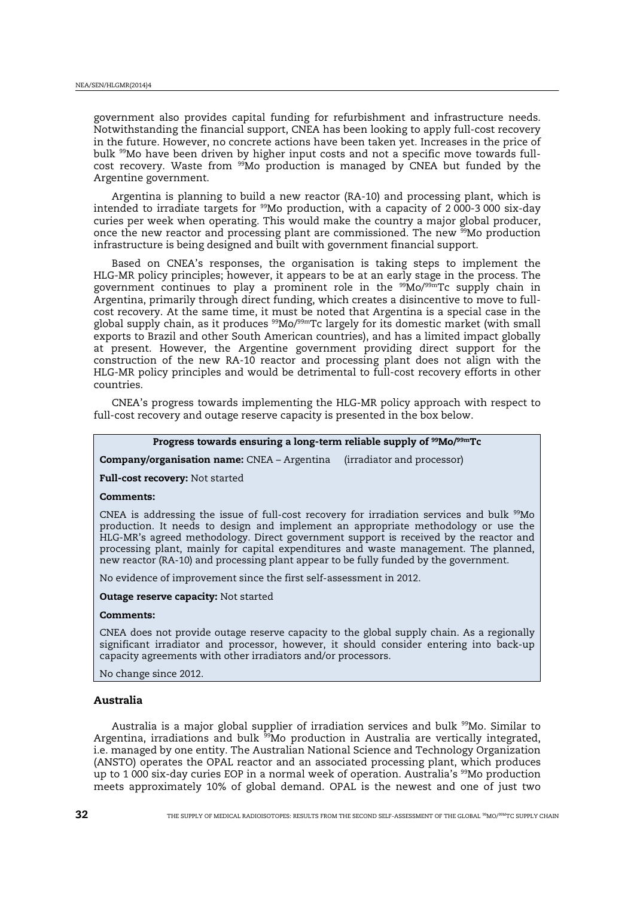government also provides capital funding for refurbishment and infrastructure needs. Notwithstanding the financial support, CNEA has been looking to apply full-cost recovery in the future. However, no concrete actions have been taken yet. Increases in the price of bulk $^{99}$Mo have been driven by higher input costs and not a specific move towards full-cost recovery. Waste from $^{99}$Mo production is managed by CNEA but funded by the Argentine government.

Argentina is planning to build a new reactor (RA-10) and processing plant, which is intended to irradiate targets for $^{99}$Mo production, with a capacity of 2 000-3 000 six-day curies per week when operating. This would make the country a major global producer, once the new reactor and processing plant are commissioned. The new $^{99}$Mo production infrastructure is being designed and built with government financial support.

Based on CNEA's responses, the organisation is taking steps to implement the HLG-MR policy principles; however, it appears to be at an early stage in the process. The government continues to play a prominent role in the $^{99}$Mo/$^{99m}$Tc supply chain in Argentina, primarily through direct funding, which creates a disincentive to move to full-cost recovery. At the same time, it must be noted that Argentina is a special case in the global supply chain, as it produces $^{99}$Mo/$^{99m}$Tc largely for its domestic market (with small exports to Brazil and other South American countries), and has a limited impact globally at present. However, the Argentine government providing direct support for the construction of the new RA-10 reactor and processing plant does not align with the HLG-MR policy principles and would be detrimental to full-cost recovery efforts in other countries.

CNEA's progress towards implementing the HLG-MR policy approach with respect to full-cost recovery and outage reserve capacity is presented in the box below.

**Progress towards ensuring a long-term reliable supply of $^{99}$Mo/$^{99m}$Tc**

**Company/organisation name:** CNEA – Argentina (irradiator and processor)

**Full-cost recovery:** Not started

**Comments:**

CNEA is addressing the issue of full-cost recovery for irradiation services and bulk $^{99}$Mo production. It needs to design and implement an appropriate methodology or use the HLG-MR's agreed methodology. Direct government support is received by the reactor and processing plant, mainly for capital expenditures and waste management. The planned, new reactor (RA-10) and processing plant appear to be fully funded by the government.

No evidence of improvement since the first self-assessment in 2012.

**Outage reserve capacity:** Not started

**Comments:**

CNEA does not provide outage reserve capacity to the global supply chain. As a regionally significant irradiator and processor, however, it should consider entering into back-up capacity agreements with other irradiators and/or processors.

No change since 2012.

### Australia

Australia is a major global supplier of irradiation services and bulk $^{99}$Mo. Similar to Argentina, irradiations and bulk $^{99}$Mo production in Australia are vertically integrated, i.e. managed by one entity. The Australian National Science and Technology Organization (ANSTO) operates the OPAL reactor and an associated processing plant, which produces up to 1 000 six-day curies EOP in a normal week of operation. Australia's $^{99}$Mo production meets approximately 10% of global demand. OPAL is the newest and one of just two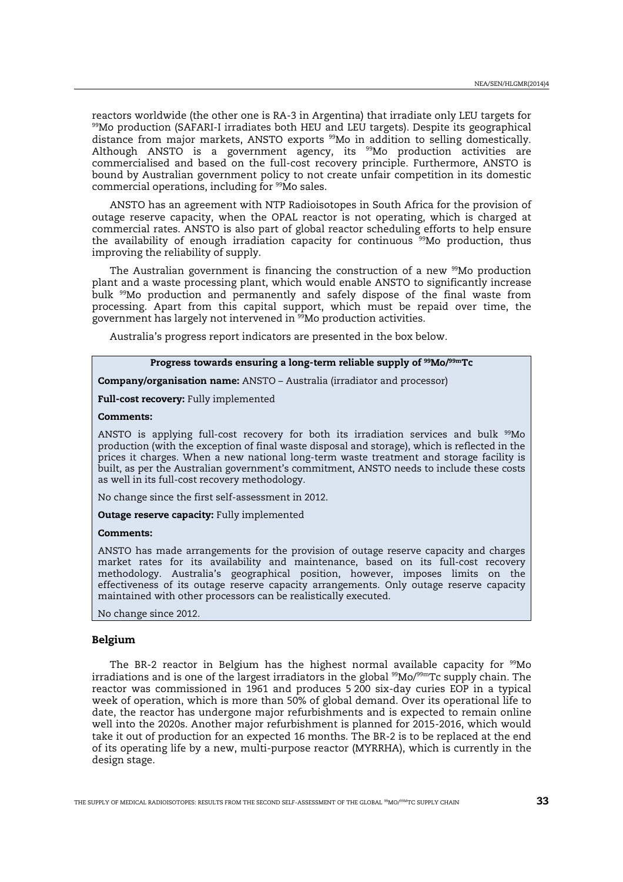reactors worldwide (the other one is RA-3 in Argentina) that irradiate only LEU targets for $^{99}Mo$ production (SAFARI-I irradiates both HEU and LEU targets). Despite its geographical distance from major markets, ANSTO exports $^{99}Mo$ in addition to selling domestically. Although ANSTO is a government agency, its $^{99}Mo$ production activities are commercialised and based on the full-cost recovery principle. Furthermore, ANSTO is bound by Australian government policy to not create unfair competition in its domestic commercial operations, including for $^{99}Mo$ sales.

ANSTO has an agreement with NTP Radioisotopes in South Africa for the provision of outage reserve capacity, when the OPAL reactor is not operating, which is charged at commercial rates. ANSTO is also part of global reactor scheduling efforts to help ensure the availability of enough irradiation capacity for continuous $^{99}Mo$ production, thus improving the reliability of supply.

The Australian government is financing the construction of a new $^{99}Mo$ production plant and a waste processing plant, which would enable ANSTO to significantly increase bulk $^{99}Mo$ production and permanently and safely dispose of the final waste from processing. Apart from this capital support, which must be repaid over time, the government has largely not intervened in $^{99}Mo$ production activities.

Australia's progress report indicators are presented in the box below.

**Progress towards ensuring a long-term reliable supply of $^{99}Mo/^{99m}Tc$**

**Company/organisation name:** ANSTO – Australia (irradiator and processor)

**Full-cost recovery:** Fully implemented

**Comments:**

ANSTO is applying full-cost recovery for both its irradiation services and bulk $^{99}Mo$ production (with the exception of final waste disposal and storage), which is reflected in the prices it charges. When a new national long-term waste treatment and storage facility is built, as per the Australian government's commitment, ANSTO needs to include these costs as well in its full-cost recovery methodology.

No change since the first self-assessment in 2012.

**Outage reserve capacity:** Fully implemented

**Comments:**

ANSTO has made arrangements for the provision of outage reserve capacity and charges market rates for its availability and maintenance, based on its full-cost recovery methodology. Australia's geographical position, however, imposes limits on the effectiveness of its outage reserve capacity arrangements. Only outage reserve capacity maintained with other processors can be realistically executed.

No change since 2012.

### Belgium

The BR-2 reactor in Belgium has the highest normal available capacity for $^{99}Mo$ irradiations and is one of the largest irradiators in the global $^{99}Mo/^{99m}Tc$ supply chain. The reactor was commissioned in 1961 and produces 5 200 six-day curies EOP in a typical week of operation, which is more than 50% of global demand. Over its operational life to date, the reactor has undergone major refurbishments and is expected to remain online well into the 2020s. Another major refurbishment is planned for 2015-2016, which would take it out of production for an expected 16 months. The BR-2 is to be replaced at the end of its operating life by a new, multi-purpose reactor (MYRRHA), which is currently in the design stage.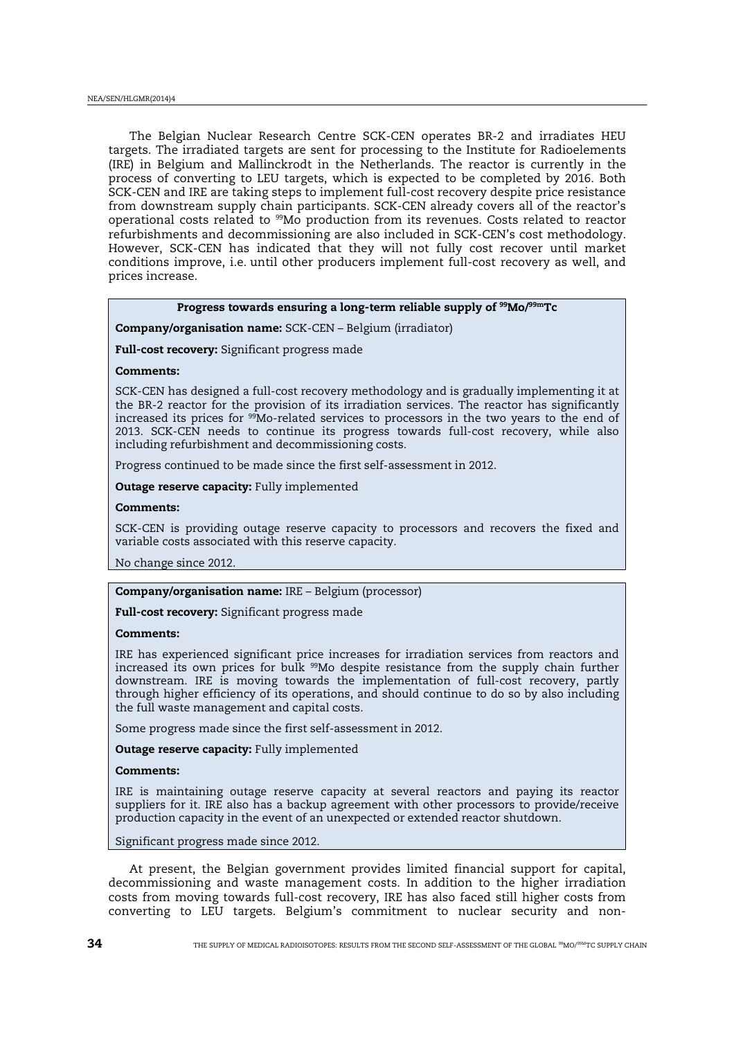The Belgian Nuclear Research Centre SCK-CEN operates BR-2 and irradiates HEU targets. The irradiated targets are sent for processing to the Institute for Radioelements (IRE) in Belgium and Mallinckrodt in the Netherlands. The reactor is currently in the process of converting to LEU targets, which is expected to be completed by 2016. Both SCK-CEN and IRE are taking steps to implement full-cost recovery despite price resistance from downstream supply chain participants. SCK-CEN already covers all of the reactor's operational costs related to $^{99}$Mo production from its revenues. Costs related to reactor refurbishments and decommissioning are also included in SCK-CEN's cost methodology. However, SCK-CEN has indicated that they will not fully cost recover until market conditions improve, i.e. until other producers implement full-cost recovery as well, and prices increase.

**Progress towards ensuring a long-term reliable supply of $^{99}$Mo/$^{99m}$Tc**

**Company/organisation name:** SCK-CEN – Belgium (irradiator)

**Full-cost recovery:** Significant progress made

**Comments:**

SCK-CEN has designed a full-cost recovery methodology and is gradually implementing it at the BR-2 reactor for the provision of its irradiation services. The reactor has significantly increased its prices for $^{99}$Mo-related services to processors in the two years to the end of 2013. SCK-CEN needs to continue its progress towards full-cost recovery, while also including refurbishment and decommissioning costs.

Progress continued to be made since the first self-assessment in 2012.

**Outage reserve capacity:** Fully implemented

**Comments:**

SCK-CEN is providing outage reserve capacity to processors and recovers the fixed and variable costs associated with this reserve capacity.

No change since 2012.

**Company/organisation name:** IRE – Belgium (processor)

**Full-cost recovery:** Significant progress made

**Comments:**

IRE has experienced significant price increases for irradiation services from reactors and increased its own prices for bulk $^{99}$Mo despite resistance from the supply chain further downstream. IRE is moving towards the implementation of full-cost recovery, partly through higher efficiency of its operations, and should continue to do so by also including the full waste management and capital costs.

Some progress made since the first self-assessment in 2012.

**Outage reserve capacity:** Fully implemented

**Comments:**

IRE is maintaining outage reserve capacity at several reactors and paying its reactor suppliers for it. IRE also has a backup agreement with other processors to provide/receive production capacity in the event of an unexpected or extended reactor shutdown.

Significant progress made since 2012.

At present, the Belgian government provides limited financial support for capital, decommissioning and waste management costs. In addition to the higher irradiation costs from moving towards full-cost recovery, IRE has also faced still higher costs from converting to LEU targets. Belgium's commitment to nuclear security and non-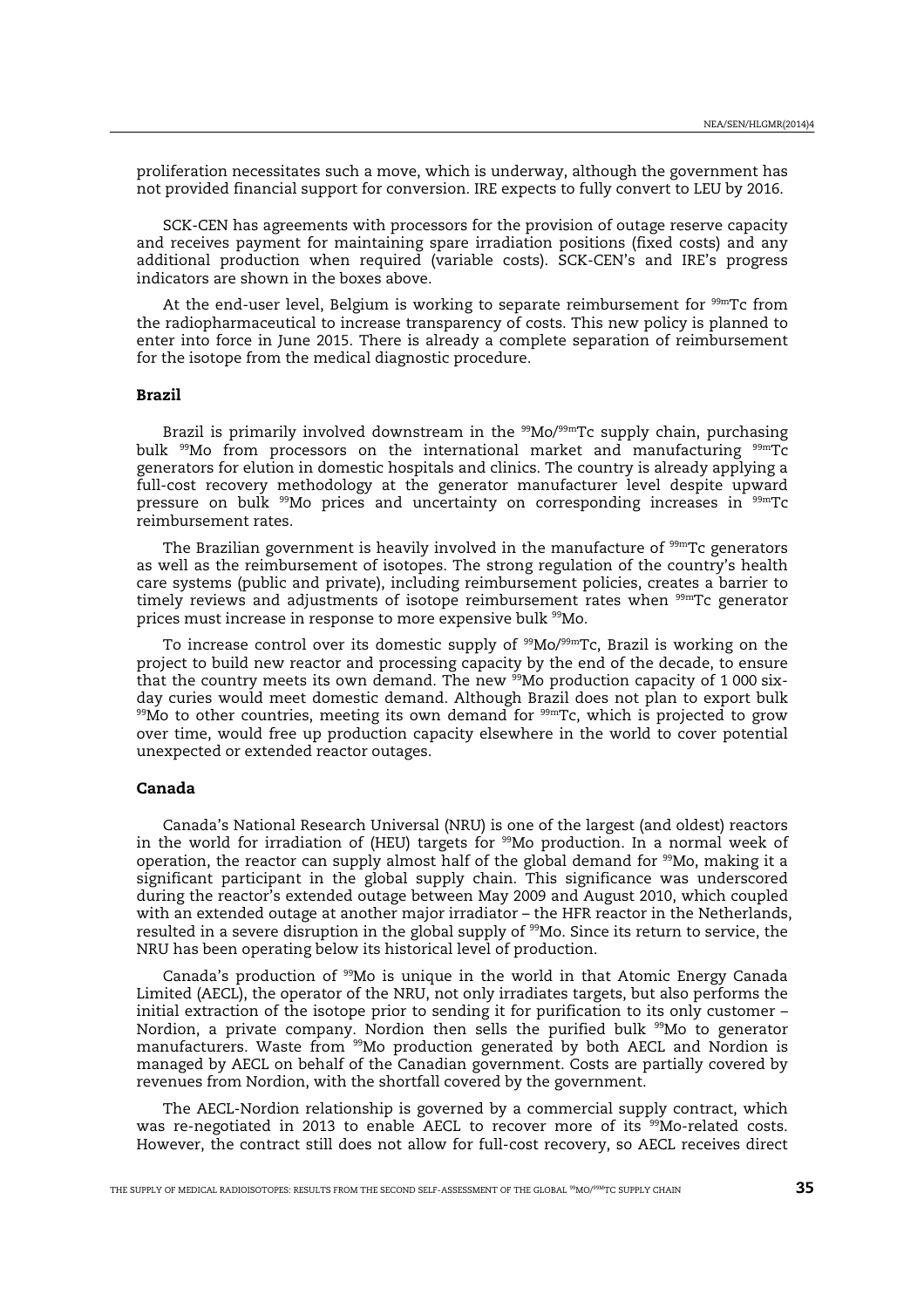proliferation necessitates such a move, which is underway, although the government has not provided financial support for conversion. IRE expects to fully convert to LEU by 2016.

SCK-CEN has agreements with processors for the provision of outage reserve capacity and receives payment for maintaining spare irradiation positions (fixed costs) and any additional production when required (variable costs). SCK-CEN's and IRE's progress indicators are shown in the boxes above.

At the end-user level, Belgium is working to separate reimbursement for $^{99m}$Tc from the radiopharmaceutical to increase transparency of costs. This new policy is planned to enter into force in June 2015. There is already a complete separation of reimbursement for the isotope from the medical diagnostic procedure.

### Brazil

Brazil is primarily involved downstream in the $^{99}$Mo/$^{99m}$Tc supply chain, purchasing bulk $^{99}$Mo from processors on the international market and manufacturing $^{99m}$Tc generators for elution in domestic hospitals and clinics. The country is already applying a full-cost recovery methodology at the generator manufacturer level despite upward pressure on bulk $^{99}$Mo prices and uncertainty on corresponding increases in $^{99m}$Tc reimbursement rates.

The Brazilian government is heavily involved in the manufacture of $^{99m}$Tc generators as well as the reimbursement of isotopes. The strong regulation of the country's health care systems (public and private), including reimbursement policies, creates a barrier to timely reviews and adjustments of isotope reimbursement rates when $^{99m}$Tc generator prices must increase in response to more expensive bulk $^{99}$Mo.

To increase control over its domestic supply of $^{99}$Mo/$^{99m}$Tc, Brazil is working on the project to build new reactor and processing capacity by the end of the decade, to ensure that the country meets its own demand. The new $^{99}$Mo production capacity of 1 000 six-day curies would meet domestic demand. Although Brazil does not plan to export bulk $^{99}$Mo to other countries, meeting its own demand for $^{99m}$Tc, which is projected to grow over time, would free up production capacity elsewhere in the world to cover potential unexpected or extended reactor outages.

### Canada

Canada's National Research Universal (NRU) is one of the largest (and oldest) reactors in the world for irradiation of (HEU) targets for $^{99}$Mo production. In a normal week of operation, the reactor can supply almost half of the global demand for $^{99}$Mo, making it a significant participant in the global supply chain. This significance was underscored during the reactor's extended outage between May 2009 and August 2010, which coupled with an extended outage at another major irradiator – the HFR reactor in the Netherlands, resulted in a severe disruption in the global supply of $^{99}$Mo. Since its return to service, the NRU has been operating below its historical level of production.

Canada's production of $^{99}$Mo is unique in the world in that Atomic Energy Canada Limited (AECL), the operator of the NRU, not only irradiates targets, but also performs the initial extraction of the isotope prior to sending it for purification to its only customer – Nordion, a private company. Nordion then sells the purified bulk $^{99}$Mo to generator manufacturers. Waste from $^{99}$Mo production generated by both AECL and Nordion is managed by AECL on behalf of the Canadian government. Costs are partially covered by revenues from Nordion, with the shortfall covered by the government.

The AECL-Nordion relationship is governed by a commercial supply contract, which was re-negotiated in 2013 to enable AECL to recover more of its $^{99}$Mo-related costs. However, the contract still does not allow for full-cost recovery, so AECL receives direct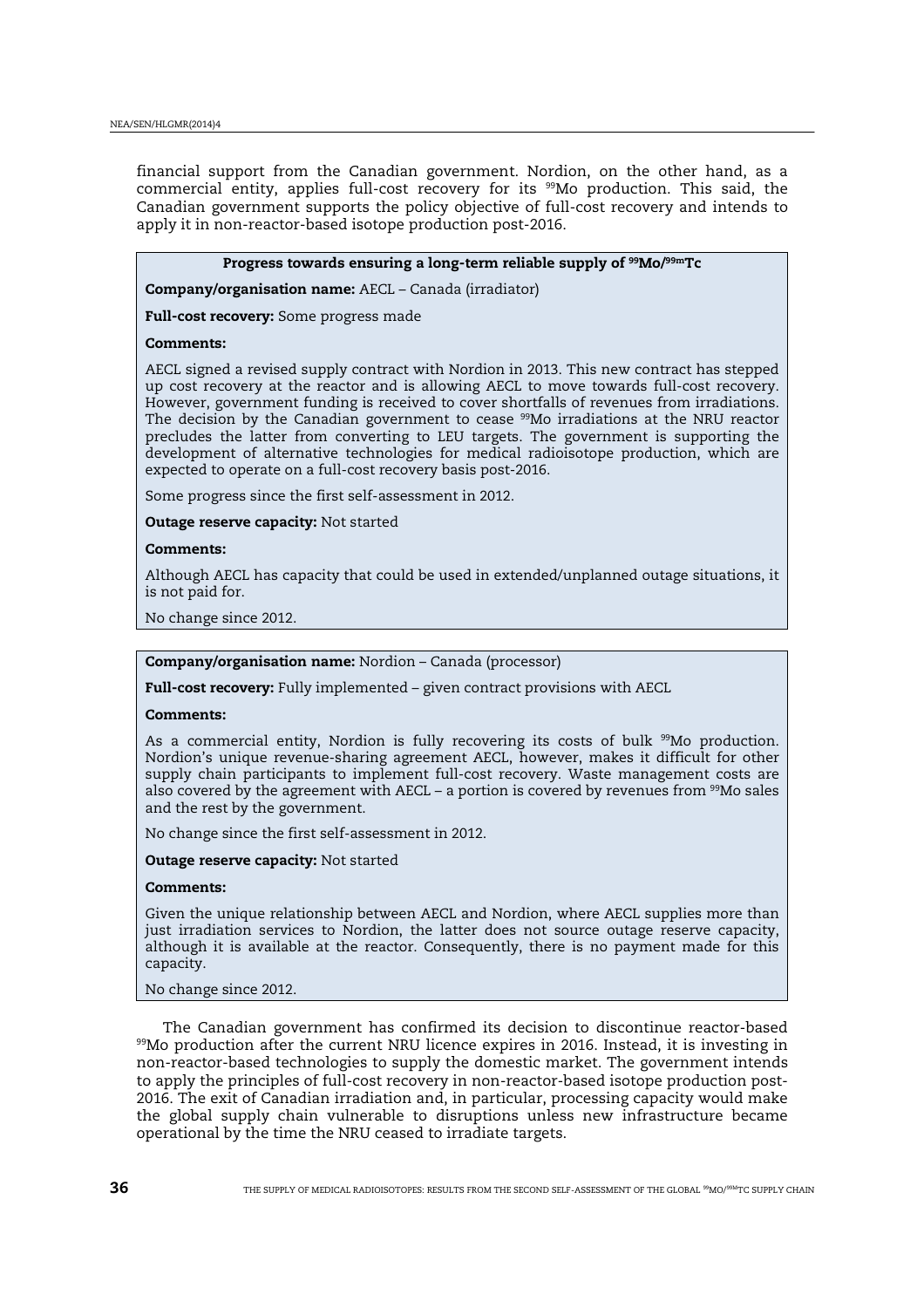financial support from the Canadian government. Nordion, on the other hand, as a commercial entity, applies full-cost recovery for its $^{99}$Mo production. This said, the Canadian government supports the policy objective of full-cost recovery and intends to apply it in non-reactor-based isotope production post-2016.

**Progress towards ensuring a long-term reliable supply of $^{99}$Mo/$^{99m}$Tc**

**Company/organisation name:** AECL – Canada (irradiator)

**Full-cost recovery:** Some progress made

**Comments:**

AECL signed a revised supply contract with Nordion in 2013. This new contract has stepped up cost recovery at the reactor and is allowing AECL to move towards full-cost recovery. However, government funding is received to cover shortfalls of revenues from irradiations. The decision by the Canadian government to cease $^{99}$Mo irradiations at the NRU reactor precludes the latter from converting to LEU targets. The government is supporting the development of alternative technologies for medical radioisotope production, which are expected to operate on a full-cost recovery basis post-2016.

Some progress since the first self-assessment in 2012.

**Outage reserve capacity:** Not started

**Comments:**

Although AECL has capacity that could be used in extended/unplanned outage situations, it is not paid for.

No change since 2012.

**Company/organisation name:** Nordion – Canada (processor)

**Full-cost recovery:** Fully implemented – given contract provisions with AECL

**Comments:**

As a commercial entity, Nordion is fully recovering its costs of bulk $^{99}$Mo production. Nordion's unique revenue-sharing agreement AECL, however, makes it difficult for other supply chain participants to implement full-cost recovery. Waste management costs are also covered by the agreement with AECL – a portion is covered by revenues from $^{99}$Mo sales and the rest by the government.

No change since the first self-assessment in 2012.

**Outage reserve capacity:** Not started

**Comments:**

Given the unique relationship between AECL and Nordion, where AECL supplies more than just irradiation services to Nordion, the latter does not source outage reserve capacity, although it is available at the reactor. Consequently, there is no payment made for this capacity.

No change since 2012.

The Canadian government has confirmed its decision to discontinue reactor-based $^{99}$Mo production after the current NRU licence expires in 2016. Instead, it is investing in non-reactor-based technologies to supply the domestic market. The government intends to apply the principles of full-cost recovery in non-reactor-based isotope production post-2016. The exit of Canadian irradiation and, in particular, processing capacity would make the global supply chain vulnerable to disruptions unless new infrastructure became operational by the time the NRU ceased to irradiate targets.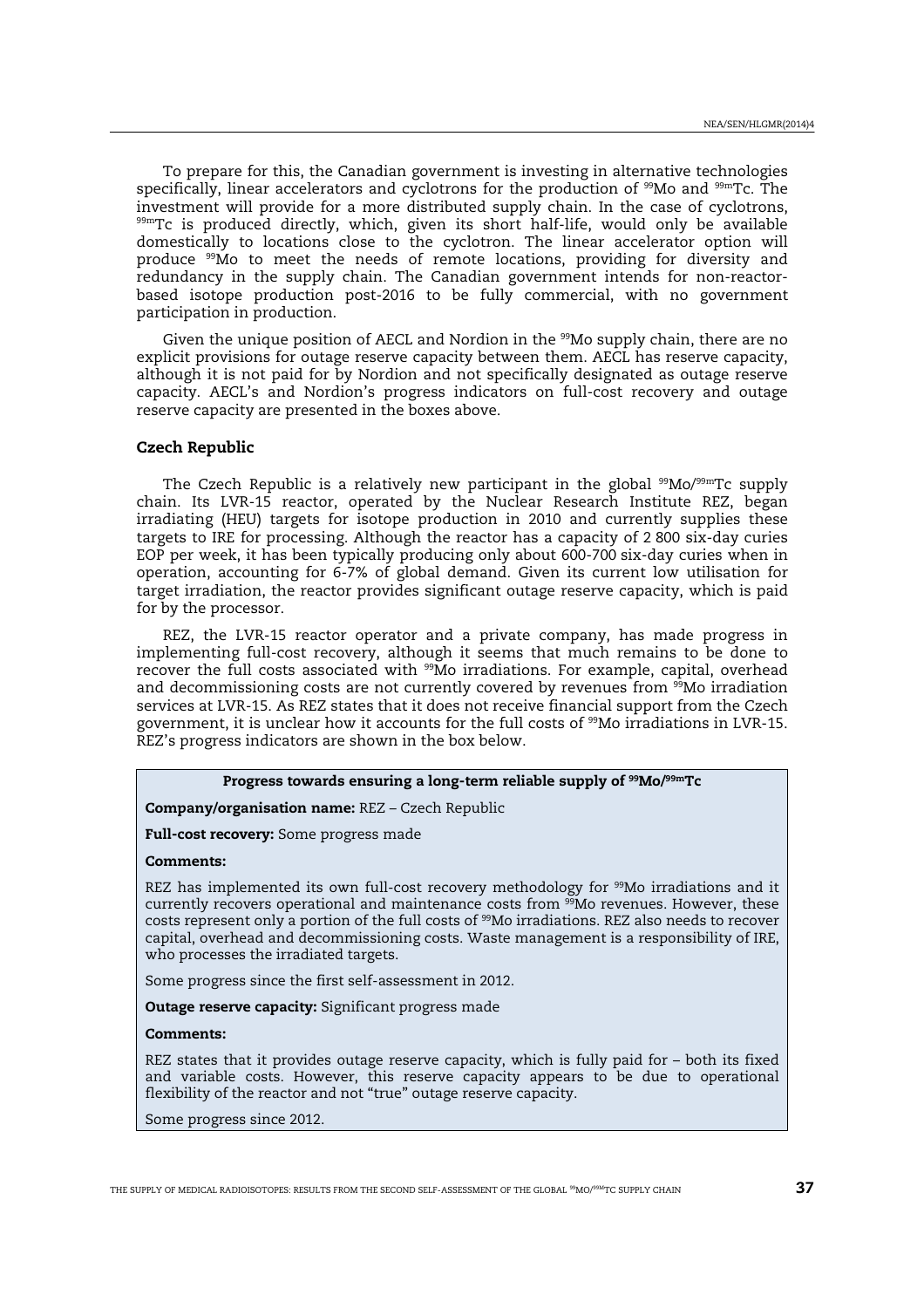To prepare for this, the Canadian government is investing in alternative technologies specifically, linear accelerators and cyclotrons for the production of $^{99}$Mo and $^{99m}$Tc. The investment will provide for a more distributed supply chain. In the case of cyclotrons, $^{99m}$Tc is produced directly, which, given its short half-life, would only be available domestically to locations close to the cyclotron. The linear accelerator option will produce $^{99}$Mo to meet the needs of remote locations, providing for diversity and redundancy in the supply chain. The Canadian government intends for non-reactor-based isotope production post-2016 to be fully commercial, with no government participation in production.

Given the unique position of AECL and Nordion in the $^{99}$Mo supply chain, there are no explicit provisions for outage reserve capacity between them. AECL has reserve capacity, although it is not paid for by Nordion and not specifically designated as outage reserve capacity. AECL's and Nordion's progress indicators on full-cost recovery and outage reserve capacity are presented in the boxes above.

### Czech Republic

The Czech Republic is a relatively new participant in the global $^{99}$Mo/$^{99m}$Tc supply chain. Its LVR-15 reactor, operated by the Nuclear Research Institute REZ, began irradiating (HEU) targets for isotope production in 2010 and currently supplies these targets to IRE for processing. Although the reactor has a capacity of 2 800 six-day curies EOP per week, it has been typically producing only about 600-700 six-day curies when in operation, accounting for 6-7% of global demand. Given its current low utilisation for target irradiation, the reactor provides significant outage reserve capacity, which is paid for by the processor.

REZ, the LVR-15 reactor operator and a private company, has made progress in implementing full-cost recovery, although it seems that much remains to be done to recover the full costs associated with $^{99}$Mo irradiations. For example, capital, overhead and decommissioning costs are not currently covered by revenues from $^{99}$Mo irradiation services at LVR-15. As REZ states that it does not receive financial support from the Czech government, it is unclear how it accounts for the full costs of $^{99}$Mo irradiations in LVR-15. REZ's progress indicators are shown in the box below.

**Progress towards ensuring a long-term reliable supply of $^{99}$Mo/$^{99m}$Tc**

**Company/organisation name:** REZ – Czech Republic

**Full-cost recovery:** Some progress made

**Comments:**

REZ has implemented its own full-cost recovery methodology for $^{99}$Mo irradiations and it currently recovers operational and maintenance costs from $^{99}$Mo revenues. However, these costs represent only a portion of the full costs of $^{99}$Mo irradiations. REZ also needs to recover capital, overhead and decommissioning costs. Waste management is a responsibility of IRE, who processes the irradiated targets.

Some progress since the first self-assessment in 2012.

**Outage reserve capacity:** Significant progress made

**Comments:**

REZ states that it provides outage reserve capacity, which is fully paid for – both its fixed and variable costs. However, this reserve capacity appears to be due to operational flexibility of the reactor and not "true" outage reserve capacity.

Some progress since 2012.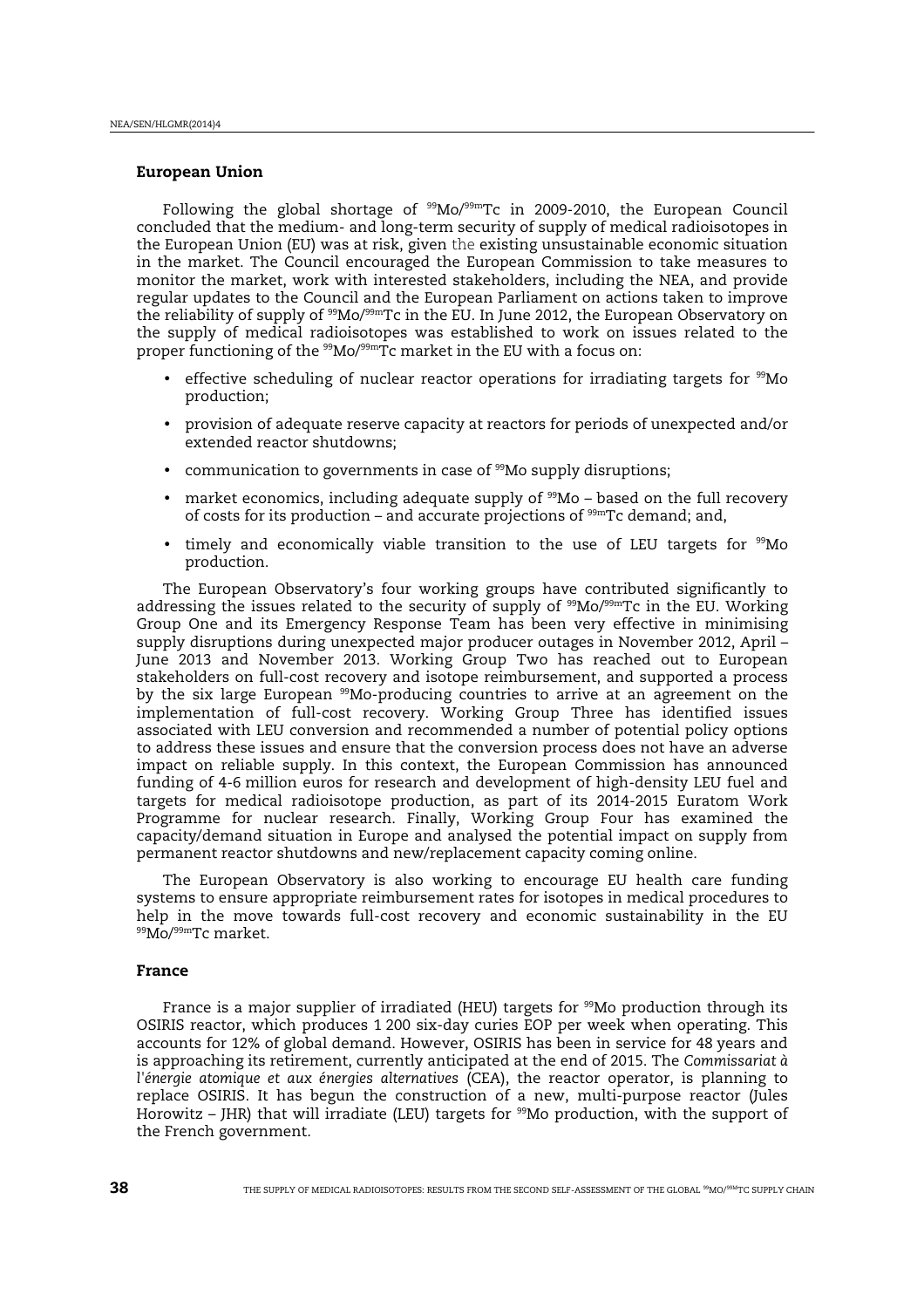### European Union

Following the global shortage of $^{99}Mo/^{99m}Tc$ in 2009-2010, the European Council concluded that the medium- and long-term security of supply of medical radioisotopes in the European Union (EU) was at risk, given the existing unsustainable economic situation in the market. The Council encouraged the European Commission to take measures to monitor the market, work with interested stakeholders, including the NEA, and provide regular updates to the Council and the European Parliament on actions taken to improve the reliability of supply of $^{99}Mo/^{99m}Tc$ in the EU. In June 2012, the European Observatory on the supply of medical radioisotopes was established to work on issues related to the proper functioning of the $^{99}Mo/^{99m}Tc$ market in the EU with a focus on:

- effective scheduling of nuclear reactor operations for irradiating targets for $^{99}Mo$ production;
- provision of adequate reserve capacity at reactors for periods of unexpected and/or extended reactor shutdowns;
- communication to governments in case of $^{99}Mo$ supply disruptions;
- market economics, including adequate supply of $^{99}Mo$ – based on the full recovery of costs for its production – and accurate projections of $^{99m}Tc$ demand; and,
- timely and economically viable transition to the use of LEU targets for $^{99}Mo$ production.

The European Observatory's four working groups have contributed significantly to addressing the issues related to the security of supply of $^{99}Mo/^{99m}Tc$ in the EU. Working Group One and its Emergency Response Team has been very effective in minimising supply disruptions during unexpected major producer outages in November 2012, April – June 2013 and November 2013. Working Group Two has reached out to European stakeholders on full-cost recovery and isotope reimbursement, and supported a process by the six large European $^{99}Mo$-producing countries to arrive at an agreement on the implementation of full-cost recovery. Working Group Three has identified issues associated with LEU conversion and recommended a number of potential policy options to address these issues and ensure that the conversion process does not have an adverse impact on reliable supply. In this context, the European Commission has announced funding of 4-6 million euros for research and development of high-density LEU fuel and targets for medical radioisotope production, as part of its 2014-2015 Euratom Work Programme for nuclear research. Finally, Working Group Four has examined the capacity/demand situation in Europe and analysed the potential impact on supply from permanent reactor shutdowns and new/replacement capacity coming online.

The European Observatory is also working to encourage EU health care funding systems to ensure appropriate reimbursement rates for isotopes in medical procedures to help in the move towards full-cost recovery and economic sustainability in the EU $^{99}Mo/^{99m}Tc$ market.

### France

France is a major supplier of irradiated (HEU) targets for $^{99}Mo$ production through its OSIRIS reactor, which produces 1 200 six-day curies EOP per week when operating. This accounts for 12% of global demand. However, OSIRIS has been in service for 48 years and is approaching its retirement, currently anticipated at the end of 2015. The *Commissariat à l'énergie atomique et aux énergies alternatives* (CEA), the reactor operator, is planning to replace OSIRIS. It has begun the construction of a new, multi-purpose reactor (Jules Horowitz – JHR) that will irradiate (LEU) targets for $^{99}Mo$ production, with the support of the French government.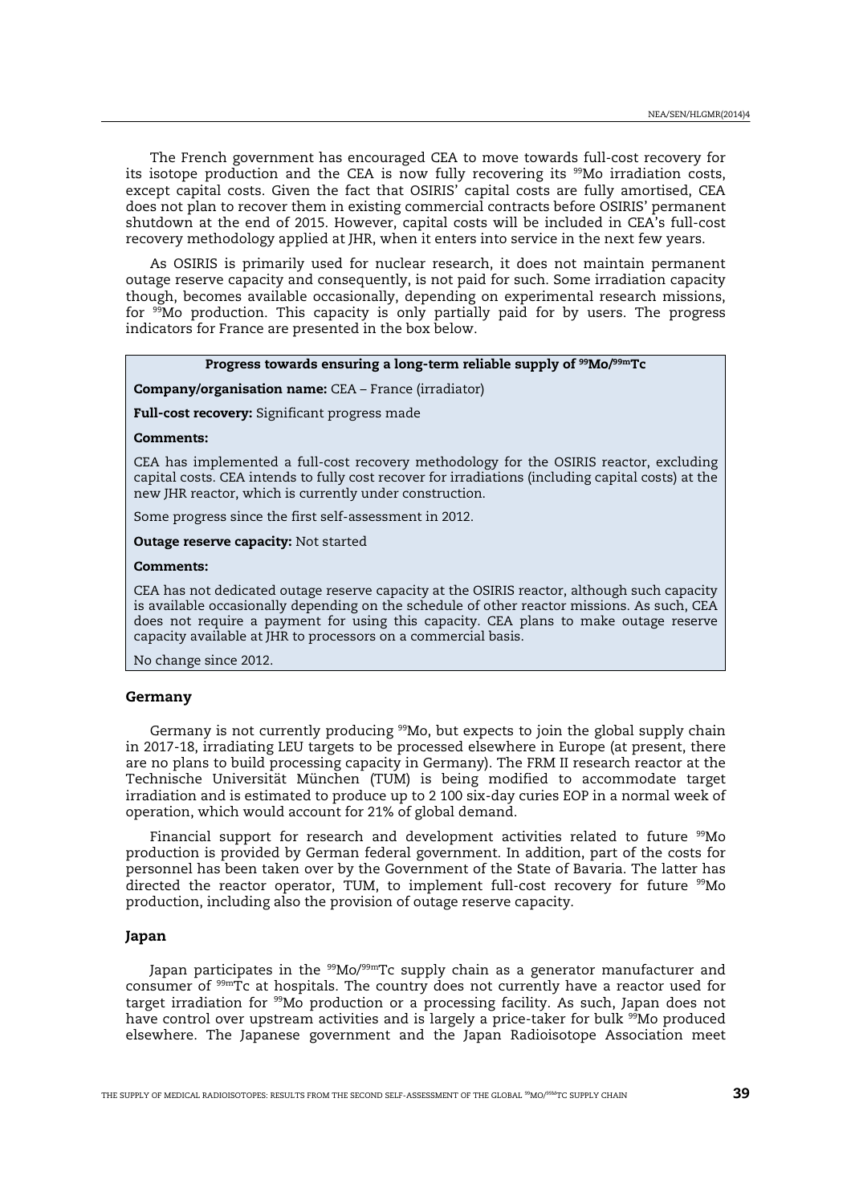The French government has encouraged CEA to move towards full-cost recovery for its isotope production and the CEA is now fully recovering its $^{99}$Mo irradiation costs, except capital costs. Given the fact that OSIRIS' capital costs are fully amortised, CEA does not plan to recover them in existing commercial contracts before OSIRIS' permanent shutdown at the end of 2015. However, capital costs will be included in CEA's full-cost recovery methodology applied at JHR, when it enters into service in the next few years.

As OSIRIS is primarily used for nuclear research, it does not maintain permanent outage reserve capacity and consequently, is not paid for such. Some irradiation capacity though, becomes available occasionally, depending on experimental research missions, for $^{99}$Mo production. This capacity is only partially paid for by users. The progress indicators for France are presented in the box below.

**Progress towards ensuring a long-term reliable supply of $^{99}$Mo/$^{99m}$Tc**

**Company/organisation name:** CEA – France (irradiator)

**Full-cost recovery:** Significant progress made

**Comments:**

CEA has implemented a full-cost recovery methodology for the OSIRIS reactor, excluding capital costs. CEA intends to fully cost recover for irradiations (including capital costs) at the new JHR reactor, which is currently under construction.

Some progress since the first self-assessment in 2012.

**Outage reserve capacity:** Not started

**Comments:**

CEA has not dedicated outage reserve capacity at the OSIRIS reactor, although such capacity is available occasionally depending on the schedule of other reactor missions. As such, CEA does not require a payment for using this capacity. CEA plans to make outage reserve capacity available at JHR to processors on a commercial basis.

No change since 2012.

### Germany

Germany is not currently producing $^{99}$Mo, but expects to join the global supply chain in 2017-18, irradiating LEU targets to be processed elsewhere in Europe (at present, there are no plans to build processing capacity in Germany). The FRM II research reactor at the Technische Universität München (TUM) is being modified to accommodate target irradiation and is estimated to produce up to 2 100 six-day curies EOP in a normal week of operation, which would account for 21% of global demand.

Financial support for research and development activities related to future $^{99}$Mo production is provided by German federal government. In addition, part of the costs for personnel has been taken over by the Government of the State of Bavaria. The latter has directed the reactor operator, TUM, to implement full-cost recovery for future $^{99}$Mo production, including also the provision of outage reserve capacity.

### Japan

Japan participates in the $^{99}$Mo/$^{99m}$Tc supply chain as a generator manufacturer and consumer of $^{99m}$Tc at hospitals. The country does not currently have a reactor used for target irradiation for $^{99}$Mo production or a processing facility. As such, Japan does not have control over upstream activities and is largely a price-taker for bulk $^{99}$Mo produced elsewhere. The Japanese government and the Japan Radioisotope Association meet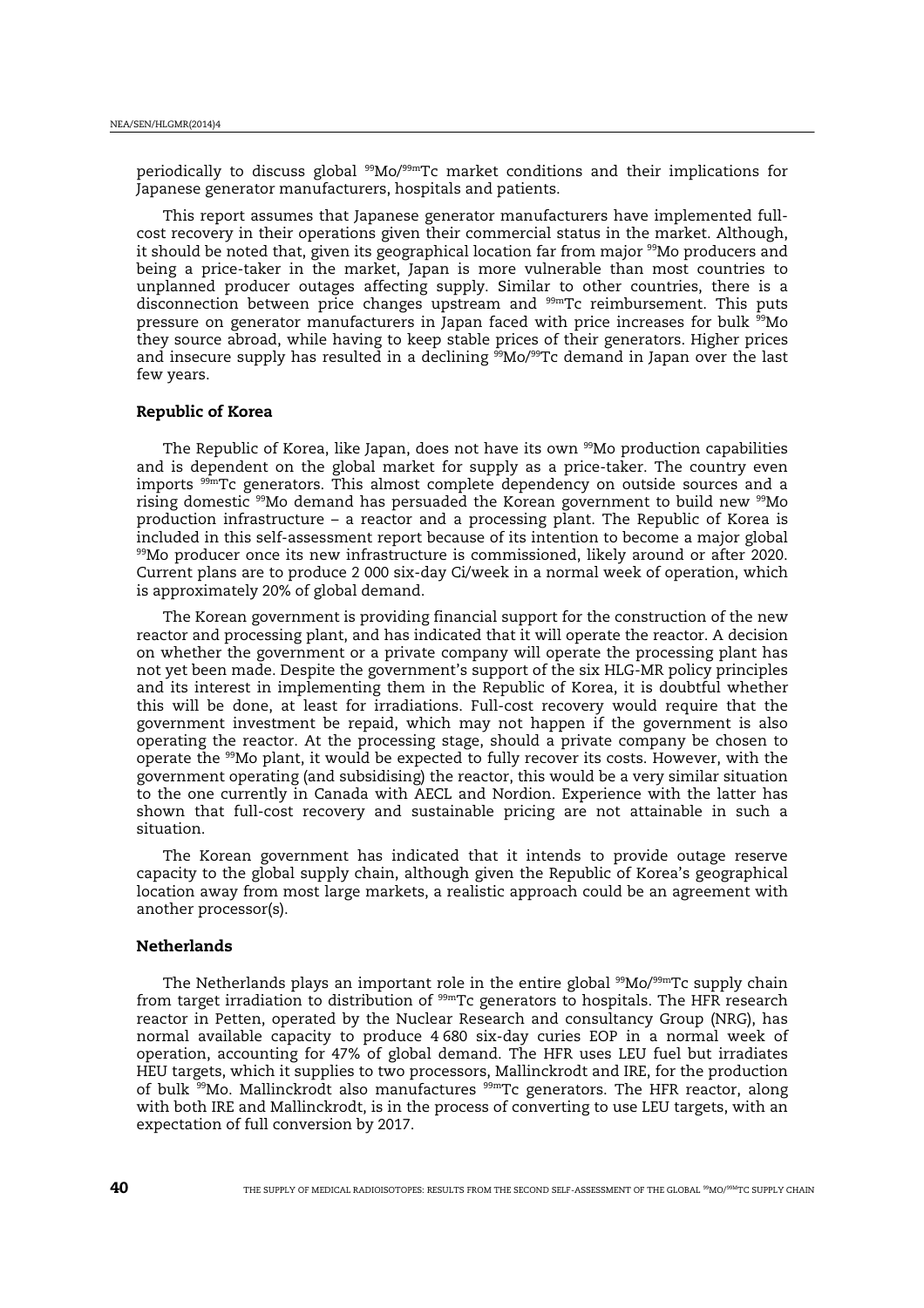periodically to discuss global $^{99}$Mo/$^{99m}$Tc market conditions and their implications for Japanese generator manufacturers, hospitals and patients.

This report assumes that Japanese generator manufacturers have implemented full-cost recovery in their operations given their commercial status in the market. Although, it should be noted that, given its geographical location far from major $^{99}$Mo producers and being a price-taker in the market, Japan is more vulnerable than most countries to unplanned producer outages affecting supply. Similar to other countries, there is a disconnection between price changes upstream and $^{99m}$Tc reimbursement. This puts pressure on generator manufacturers in Japan faced with price increases for bulk $^{99}$Mo they source abroad, while having to keep stable prices of their generators. Higher prices and insecure supply has resulted in a declining $^{99}$Mo/$^{99}$Tc demand in Japan over the last few years.

### Republic of Korea

The Republic of Korea, like Japan, does not have its own $^{99}$Mo production capabilities and is dependent on the global market for supply as a price-taker. The country even imports $^{99m}$Tc generators. This almost complete dependency on outside sources and a rising domestic $^{99}$Mo demand has persuaded the Korean government to build new $^{99}$Mo production infrastructure – a reactor and a processing plant. The Republic of Korea is included in this self-assessment report because of its intention to become a major global $^{99}$Mo producer once its new infrastructure is commissioned, likely around or after 2020. Current plans are to produce 2 000 six-day Ci/week in a normal week of operation, which is approximately 20% of global demand.

The Korean government is providing financial support for the construction of the new reactor and processing plant, and has indicated that it will operate the reactor. A decision on whether the government or a private company will operate the processing plant has not yet been made. Despite the government's support of the six HLG-MR policy principles and its interest in implementing them in the Republic of Korea, it is doubtful whether this will be done, at least for irradiations. Full-cost recovery would require that the government investment be repaid, which may not happen if the government is also operating the reactor. At the processing stage, should a private company be chosen to operate the $^{99}$Mo plant, it would be expected to fully recover its costs. However, with the government operating (and subsidising) the reactor, this would be a very similar situation to the one currently in Canada with AECL and Nordion. Experience with the latter has shown that full-cost recovery and sustainable pricing are not attainable in such a situation.

The Korean government has indicated that it intends to provide outage reserve capacity to the global supply chain, although given the Republic of Korea's geographical location away from most large markets, a realistic approach could be an agreement with another processor(s).

### Netherlands

The Netherlands plays an important role in the entire global $^{99}$Mo/$^{99m}$Tc supply chain from target irradiation to distribution of $^{99m}$Tc generators to hospitals. The HFR research reactor in Petten, operated by the Nuclear Research and consultancy Group (NRG), has normal available capacity to produce 4 680 six-day curies EOP in a normal week of operation, accounting for 47% of global demand. The HFR uses LEU fuel but irradiates HEU targets, which it supplies to two processors, Mallinckrodt and IRE, for the production of bulk $^{99}$Mo. Mallinckrodt also manufactures $^{99m}$Tc generators. The HFR reactor, along with both IRE and Mallinckrodt, is in the process of converting to use LEU targets, with an expectation of full conversion by 2017.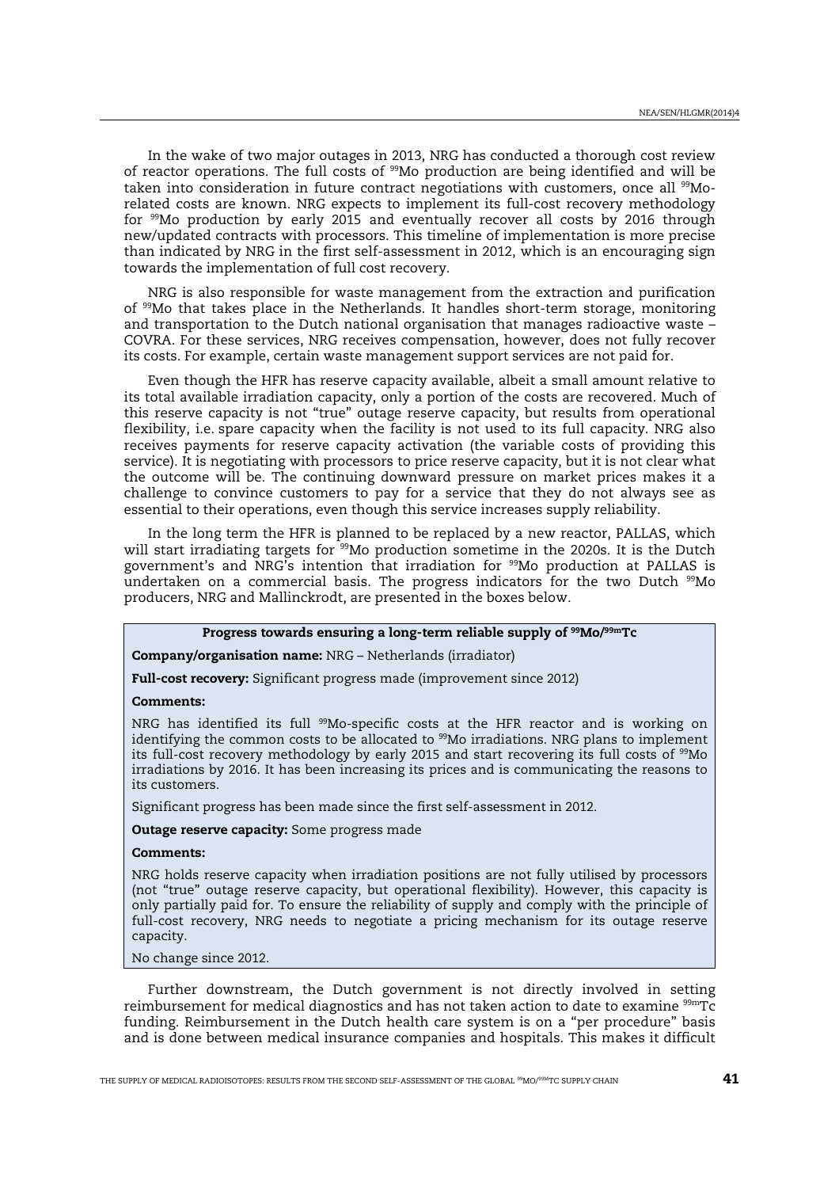In the wake of two major outages in 2013, NRG has conducted a thorough cost review of reactor operations. The full costs of $^{99}$Mo production are being identified and will be taken into consideration in future contract negotiations with customers, once all $^{99}$Mo-related costs are known. NRG expects to implement its full-cost recovery methodology for $^{99}$Mo production by early 2015 and eventually recover all costs by 2016 through new/updated contracts with processors. This timeline of implementation is more precise than indicated by NRG in the first self-assessment in 2012, which is an encouraging sign towards the implementation of full cost recovery.

NRG is also responsible for waste management from the extraction and purification of $^{99}$Mo that takes place in the Netherlands. It handles short-term storage, monitoring and transportation to the Dutch national organisation that manages radioactive waste – COVRA. For these services, NRG receives compensation, however, does not fully recover its costs. For example, certain waste management support services are not paid for.

Even though the HFR has reserve capacity available, albeit a small amount relative to its total available irradiation capacity, only a portion of the costs are recovered. Much of this reserve capacity is not "true" outage reserve capacity, but results from operational flexibility, i.e. spare capacity when the facility is not used to its full capacity. NRG also receives payments for reserve capacity activation (the variable costs of providing this service). It is negotiating with processors to price reserve capacity, but it is not clear what the outcome will be. The continuing downward pressure on market prices makes it a challenge to convince customers to pay for a service that they do not always see as essential to their operations, even though this service increases supply reliability.

In the long term the HFR is planned to be replaced by a new reactor, PALLAS, which will start irradiating targets for $^{99}$Mo production sometime in the 2020s. It is the Dutch government's and NRG's intention that irradiation for $^{99}$Mo production at PALLAS is undertaken on a commercial basis. The progress indicators for the two Dutch $^{99}$Mo producers, NRG and Mallinckrodt, are presented in the boxes below.

**Progress towards ensuring a long-term reliable supply of $^{99}$Mo/$^{99m}$Tc**

**Company/organisation name:** NRG – Netherlands (irradiator)

**Full-cost recovery:** Significant progress made (improvement since 2012)

**Comments:**

NRG has identified its full $^{99}$Mo-specific costs at the HFR reactor and is working on identifying the common costs to be allocated to $^{99}$Mo irradiations. NRG plans to implement its full-cost recovery methodology by early 2015 and start recovering its full costs of $^{99}$Mo irradiations by 2016. It has been increasing its prices and is communicating the reasons to its customers.

Significant progress has been made since the first self-assessment in 2012.

**Outage reserve capacity:** Some progress made

**Comments:**

NRG holds reserve capacity when irradiation positions are not fully utilised by processors (not "true" outage reserve capacity, but operational flexibility). However, this capacity is only partially paid for. To ensure the reliability of supply and comply with the principle of full-cost recovery, NRG needs to negotiate a pricing mechanism for its outage reserve capacity.

No change since 2012.

Further downstream, the Dutch government is not directly involved in setting reimbursement for medical diagnostics and has not taken action to date to examine $^{99m}$Tc funding. Reimbursement in the Dutch health care system is on a "per procedure" basis and is done between medical insurance companies and hospitals. This makes it difficult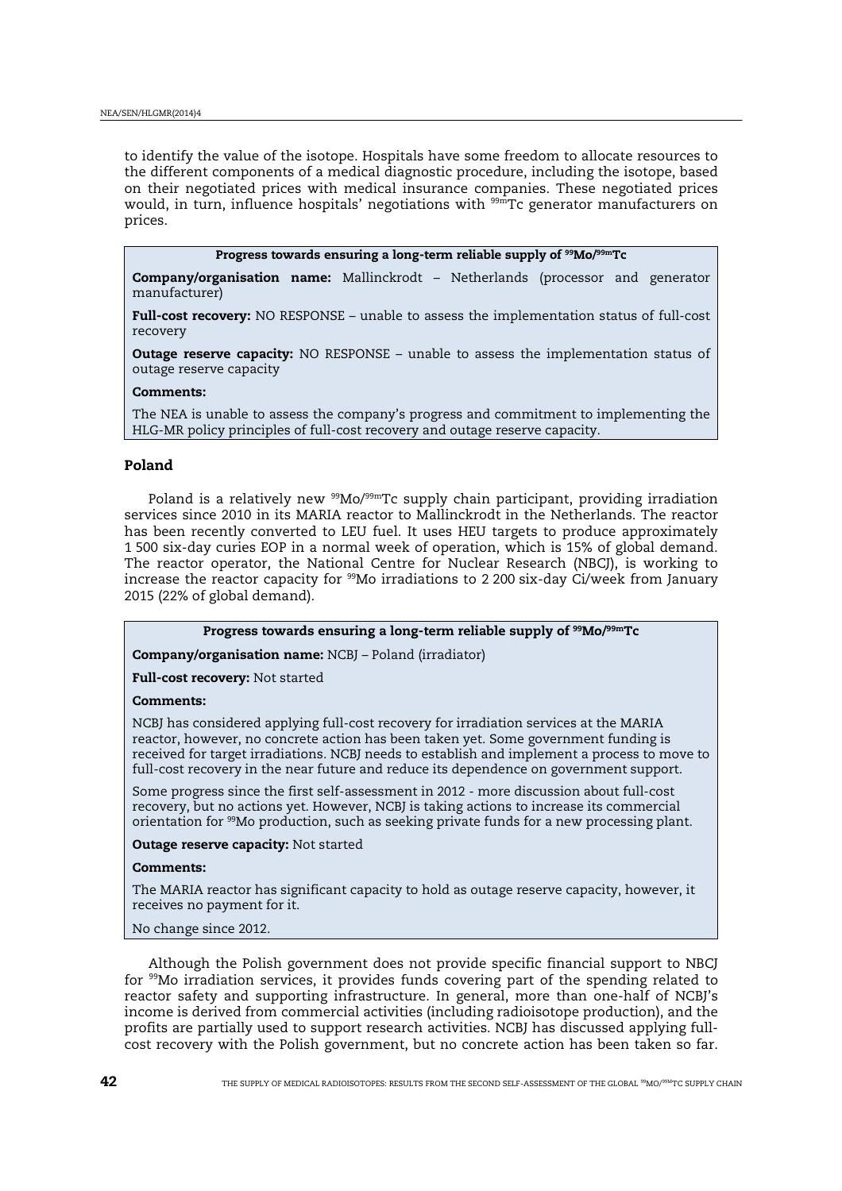to identify the value of the isotope. Hospitals have some freedom to allocate resources to the different components of a medical diagnostic procedure, including the isotope, based on their negotiated prices with medical insurance companies. These negotiated prices would, in turn, influence hospitals' negotiations with $^{99m}$Tc generator manufacturers on prices.

**Progress towards ensuring a long-term reliable supply of $^{99}$Mo/$^{99m}$Tc**

**Company/organisation name:** Mallinckrodt – Netherlands (processor and generator manufacturer)

**Full-cost recovery:** NO RESPONSE – unable to assess the implementation status of full-cost recovery

**Outage reserve capacity:** NO RESPONSE – unable to assess the implementation status of outage reserve capacity

**Comments:**

The NEA is unable to assess the company's progress and commitment to implementing the HLG-MR policy principles of full-cost recovery and outage reserve capacity.

## Poland

Poland is a relatively new $^{99}$Mo/$^{99m}$Tc supply chain participant, providing irradiation services since 2010 in its MARIA reactor to Mallinckrodt in the Netherlands. The reactor has been recently converted to LEU fuel. It uses HEU targets to produce approximately 1 500 six-day curies EOP in a normal week of operation, which is 15% of global demand. The reactor operator, the National Centre for Nuclear Research (NBCJ), is working to increase the reactor capacity for $^{99}$Mo irradiations to 2 200 six-day Ci/week from January 2015 (22% of global demand).

**Progress towards ensuring a long-term reliable supply of $^{99}$Mo/$^{99m}$Tc**

**Company/organisation name:** NCBJ – Poland (irradiator)

**Full-cost recovery:** Not started

**Comments:**

NCBJ has considered applying full-cost recovery for irradiation services at the MARIA reactor, however, no concrete action has been taken yet. Some government funding is received for target irradiations. NCBJ needs to establish and implement a process to move to full-cost recovery in the near future and reduce its dependence on government support.

Some progress since the first self-assessment in 2012 - more discussion about full-cost recovery, but no actions yet. However, NCBJ is taking actions to increase its commercial orientation for $^{99}$Mo production, such as seeking private funds for a new processing plant.

**Outage reserve capacity:** Not started

**Comments:**

The MARIA reactor has significant capacity to hold as outage reserve capacity, however, it receives no payment for it.

No change since 2012.

Although the Polish government does not provide specific financial support to NBCJ for $^{99}$Mo irradiation services, it provides funds covering part of the spending related to reactor safety and supporting infrastructure. In general, more than one-half of NCBJ's income is derived from commercial activities (including radioisotope production), and the profits are partially used to support research activities. NCBJ has discussed applying full-cost recovery with the Polish government, but no concrete action has been taken so far.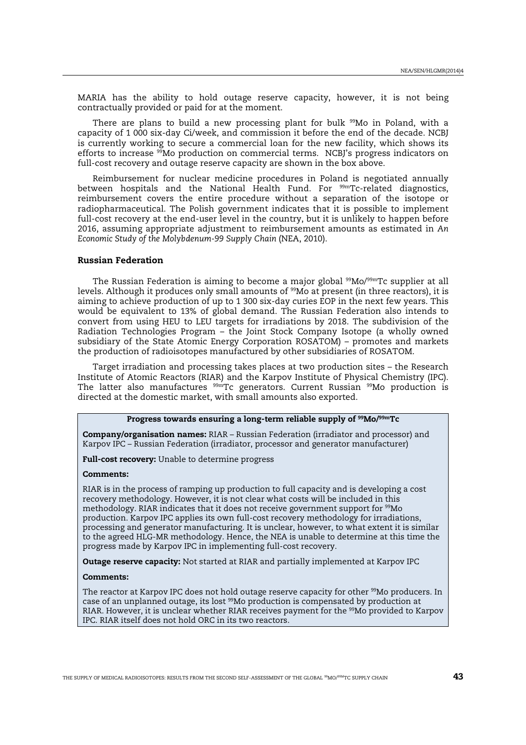MARIA has the ability to hold outage reserve capacity, however, it is not being contractually provided or paid for at the moment.

There are plans to build a new processing plant for bulk $^{99}$Mo in Poland, with a capacity of 1 000 six-day Ci/week, and commission it before the end of the decade. NCBJ is currently working to secure a commercial loan for the new facility, which shows its efforts to increase $^{99}$Mo production on commercial terms. NCBJ's progress indicators on full-cost recovery and outage reserve capacity are shown in the box above.

Reimbursement for nuclear medicine procedures in Poland is negotiated annually between hospitals and the National Health Fund. For $^{99m}$Tc-related diagnostics, reimbursement covers the entire procedure without a separation of the isotope or radiopharmaceutical. The Polish government indicates that it is possible to implement full-cost recovery at the end-user level in the country, but it is unlikely to happen before 2016, assuming appropriate adjustment to reimbursement amounts as estimated in *An Economic Study of the Molybdenum-99 Supply Chain* (NEA, 2010).

### Russian Federation

The Russian Federation is aiming to become a major global $^{99}$Mo/$^{99m}$Tc supplier at all levels. Although it produces only small amounts of $^{99}$Mo at present (in three reactors), it is aiming to achieve production of up to 1 300 six-day curies EOP in the next few years. This would be equivalent to 13% of global demand. The Russian Federation also intends to convert from using HEU to LEU targets for irradiations by 2018. The subdivision of the Radiation Technologies Program – the Joint Stock Company Isotope (a wholly owned subsidiary of the State Atomic Energy Corporation ROSATOM) – promotes and markets the production of radioisotopes manufactured by other subsidiaries of ROSATOM.

Target irradiation and processing takes places at two production sites – the Research Institute of Atomic Reactors (RIAR) and the Karpov Institute of Physical Chemistry (IPC). The latter also manufactures $^{99m}$Tc generators. Current Russian $^{99}$Mo production is directed at the domestic market, with small amounts also exported.

**Progress towards ensuring a long-term reliable supply of $^{99}$Mo/$^{99m}$Tc**

**Company/organisation names:** RIAR – Russian Federation (irradiator and processor) and Karpov IPC – Russian Federation (irradiator, processor and generator manufacturer)

**Full-cost recovery:** Unable to determine progress

**Comments:**

RIAR is in the process of ramping up production to full capacity and is developing a cost recovery methodology. However, it is not clear what costs will be included in this methodology. RIAR indicates that it does not receive government support for $^{99}$Mo production. Karpov IPC applies its own full-cost recovery methodology for irradiations, processing and generator manufacturing. It is unclear, however, to what extent it is similar to the agreed HLG-MR methodology. Hence, the NEA is unable to determine at this time the progress made by Karpov IPC in implementing full-cost recovery.

**Outage reserve capacity:** Not started at RIAR and partially implemented at Karpov IPC

**Comments:**

The reactor at Karpov IPC does not hold outage reserve capacity for other $^{99}$Mo producers. In case of an unplanned outage, its lost $^{99}$Mo production is compensated by production at RIAR. However, it is unclear whether RIAR receives payment for the $^{99}$Mo provided to Karpov IPC. RIAR itself does not hold ORC in its two reactors.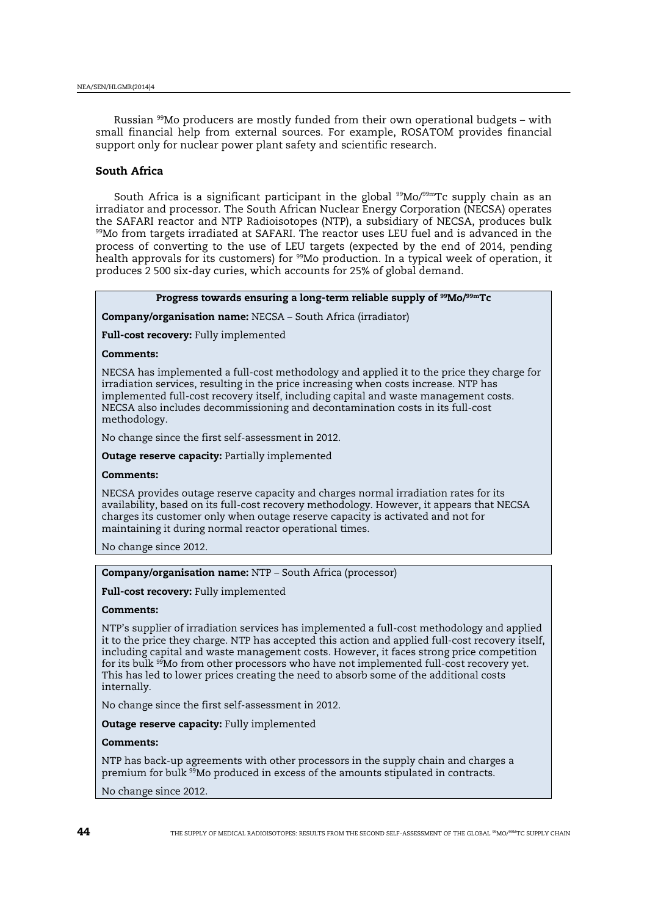Russian $^{99}$Mo producers are mostly funded from their own operational budgets – with small financial help from external sources. For example, ROSATOM provides financial support only for nuclear power plant safety and scientific research.

### South Africa

South Africa is a significant participant in the global $^{99}$Mo/$^{99m}$Tc supply chain as an irradiator and processor. The South African Nuclear Energy Corporation (NECSA) operates the SAFARI reactor and NTP Radioisotopes (NTP), a subsidiary of NECSA, produces bulk $^{99}$Mo from targets irradiated at SAFARI. The reactor uses LEU fuel and is advanced in the process of converting to the use of LEU targets (expected by the end of 2014, pending health approvals for its customers) for $^{99}$Mo production. In a typical week of operation, it produces 2 500 six-day curies, which accounts for 25% of global demand.

**Progress towards ensuring a long-term reliable supply of $^{99}$Mo/$^{99m}$Tc**

**Company/organisation name:** NECSA – South Africa (irradiator)

**Full-cost recovery:** Fully implemented

**Comments:**

NECSA has implemented a full-cost methodology and applied it to the price they charge for irradiation services, resulting in the price increasing when costs increase. NTP has implemented full-cost recovery itself, including capital and waste management costs. NECSA also includes decommissioning and decontamination costs in its full-cost methodology.

No change since the first self-assessment in 2012.

**Outage reserve capacity:** Partially implemented

**Comments:**

NECSA provides outage reserve capacity and charges normal irradiation rates for its availability, based on its full-cost recovery methodology. However, it appears that NECSA charges its customer only when outage reserve capacity is activated and not for maintaining it during normal reactor operational times.

No change since 2012.

**Company/organisation name:** NTP – South Africa (processor)

**Full-cost recovery:** Fully implemented

**Comments:**

NTP's supplier of irradiation services has implemented a full-cost methodology and applied it to the price they charge. NTP has accepted this action and applied full-cost recovery itself, including capital and waste management costs. However, it faces strong price competition for its bulk $^{99}$Mo from other processors who have not implemented full-cost recovery yet. This has led to lower prices creating the need to absorb some of the additional costs internally.

No change since the first self-assessment in 2012.

**Outage reserve capacity:** Fully implemented

**Comments:**

NTP has back-up agreements with other processors in the supply chain and charges a premium for bulk $^{99}$Mo produced in excess of the amounts stipulated in contracts.

No change since 2012.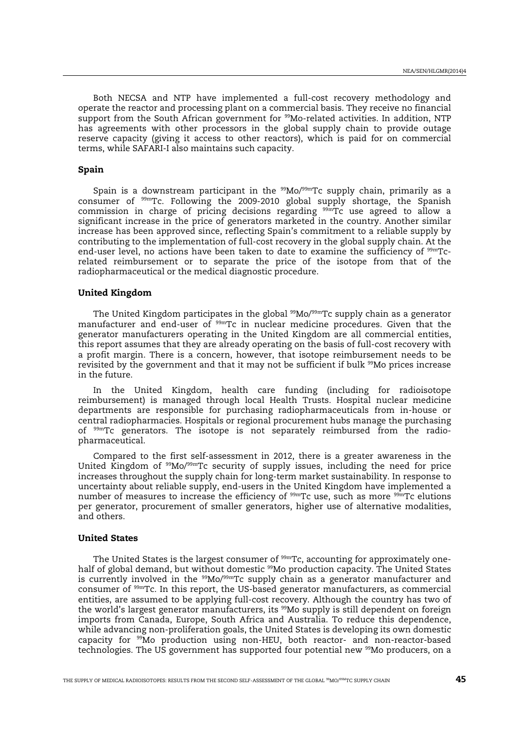Both NECSA and NTP have implemented a full-cost recovery methodology and operate the reactor and processing plant on a commercial basis. They receive no financial support from the South African government for $^{99}$Mo-related activities. In addition, NTP has agreements with other processors in the global supply chain to provide outage reserve capacity (giving it access to other reactors), which is paid for on commercial terms, while SAFARI-I also maintains such capacity.

### Spain

Spain is a downstream participant in the $^{99}$Mo/$^{99m}$Tc supply chain, primarily as a consumer of $^{99m}$Tc. Following the 2009-2010 global supply shortage, the Spanish commission in charge of pricing decisions regarding $^{99m}$Tc use agreed to allow a significant increase in the price of generators marketed in the country. Another similar increase has been approved since, reflecting Spain's commitment to a reliable supply by contributing to the implementation of full-cost recovery in the global supply chain. At the end-user level, no actions have been taken to date to examine the sufficiency of $^{99m}$Tc-related reimbursement or to separate the price of the isotope from that of the radiopharmaceutical or the medical diagnostic procedure.

### United Kingdom

The United Kingdom participates in the global $^{99}$Mo/$^{99m}$Tc supply chain as a generator manufacturer and end-user of $^{99m}$Tc in nuclear medicine procedures. Given that the generator manufacturers operating in the United Kingdom are all commercial entities, this report assumes that they are already operating on the basis of full-cost recovery with a profit margin. There is a concern, however, that isotope reimbursement needs to be revisited by the government and that it may not be sufficient if bulk $^{99}$Mo prices increase in the future.

In the United Kingdom, health care funding (including for radioisotope reimbursement) is managed through local Health Trusts. Hospital nuclear medicine departments are responsible for purchasing radiopharmaceuticals from in-house or central radiopharmacies. Hospitals or regional procurement hubs manage the purchasing of $^{99m}$Tc generators. The isotope is not separately reimbursed from the radiopharmaceutical.

Compared to the first self-assessment in 2012, there is a greater awareness in the United Kingdom of $^{99}$Mo/$^{99m}$Tc security of supply issues, including the need for price increases throughout the supply chain for long-term market sustainability. In response to uncertainty about reliable supply, end-users in the United Kingdom have implemented a number of measures to increase the efficiency of $^{99m}$Tc use, such as more $^{99m}$Tc elutions per generator, procurement of smaller generators, higher use of alternative modalities, and others.

### United States

The United States is the largest consumer of $^{99m}$Tc, accounting for approximately one-half of global demand, but without domestic $^{99}$Mo production capacity. The United States is currently involved in the $^{99}$Mo/$^{99m}$Tc supply chain as a generator manufacturer and consumer of $^{99m}$Tc. In this report, the US-based generator manufacturers, as commercial entities, are assumed to be applying full-cost recovery. Although the country has two of the world's largest generator manufacturers, its $^{99}$Mo supply is still dependent on foreign imports from Canada, Europe, South Africa and Australia. To reduce this dependence, while advancing non-proliferation goals, the United States is developing its own domestic capacity for $^{99}$Mo production using non-HEU, both reactor- and non-reactor-based technologies. The US government has supported four potential new $^{99}$Mo producers, on a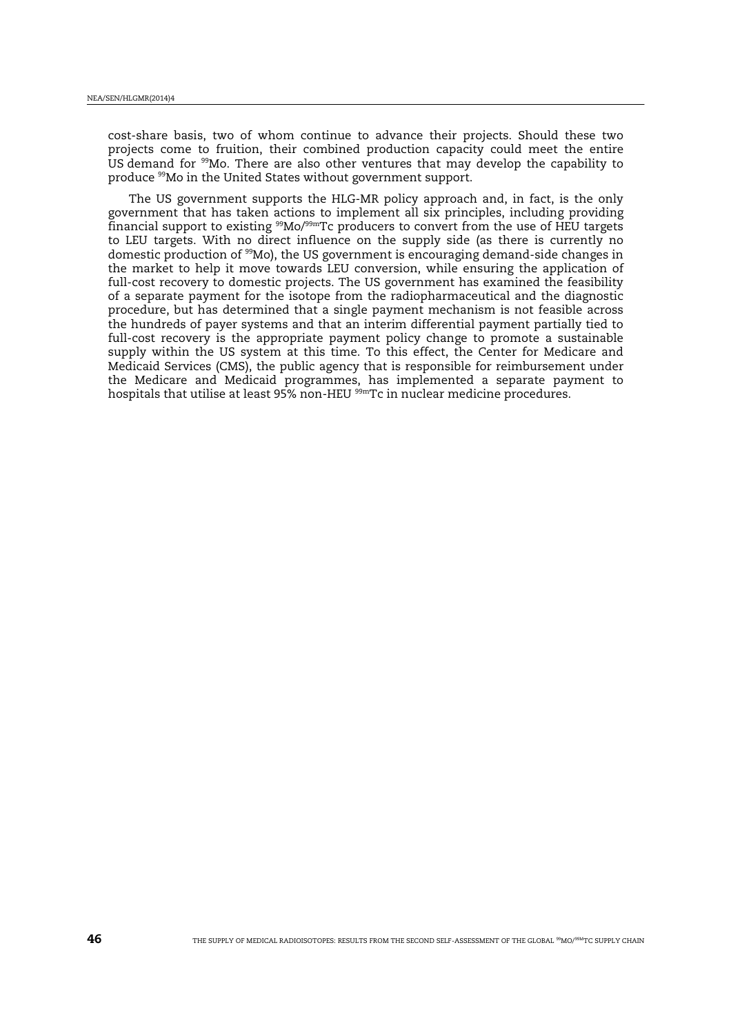cost-share basis, two of whom continue to advance their projects. Should these two projects come to fruition, their combined production capacity could meet the entire US demand for $^{99}$Mo. There are also other ventures that may develop the capability to produce $^{99}$Mo in the United States without government support.

The US government supports the HLG-MR policy approach and, in fact, is the only government that has taken actions to implement all six principles, including providing financial support to existing $^{99}$Mo/$^{99m}$Tc producers to convert from the use of HEU targets to LEU targets. With no direct influence on the supply side (as there is currently no domestic production of $^{99}$Mo), the US government is encouraging demand-side changes in the market to help it move towards LEU conversion, while ensuring the application of full-cost recovery to domestic projects. The US government has examined the feasibility of a separate payment for the isotope from the radiopharmaceutical and the diagnostic procedure, but has determined that a single payment mechanism is not feasible across the hundreds of payer systems and that an interim differential payment partially tied to full-cost recovery is the appropriate payment policy change to promote a sustainable supply within the US system at this time. To this effect, the Center for Medicare and Medicaid Services (CMS), the public agency that is responsible for reimbursement under the Medicare and Medicaid programmes, has implemented a separate payment to hospitals that utilise at least 95% non-HEU $^{99m}$Tc in nuclear medicine procedures.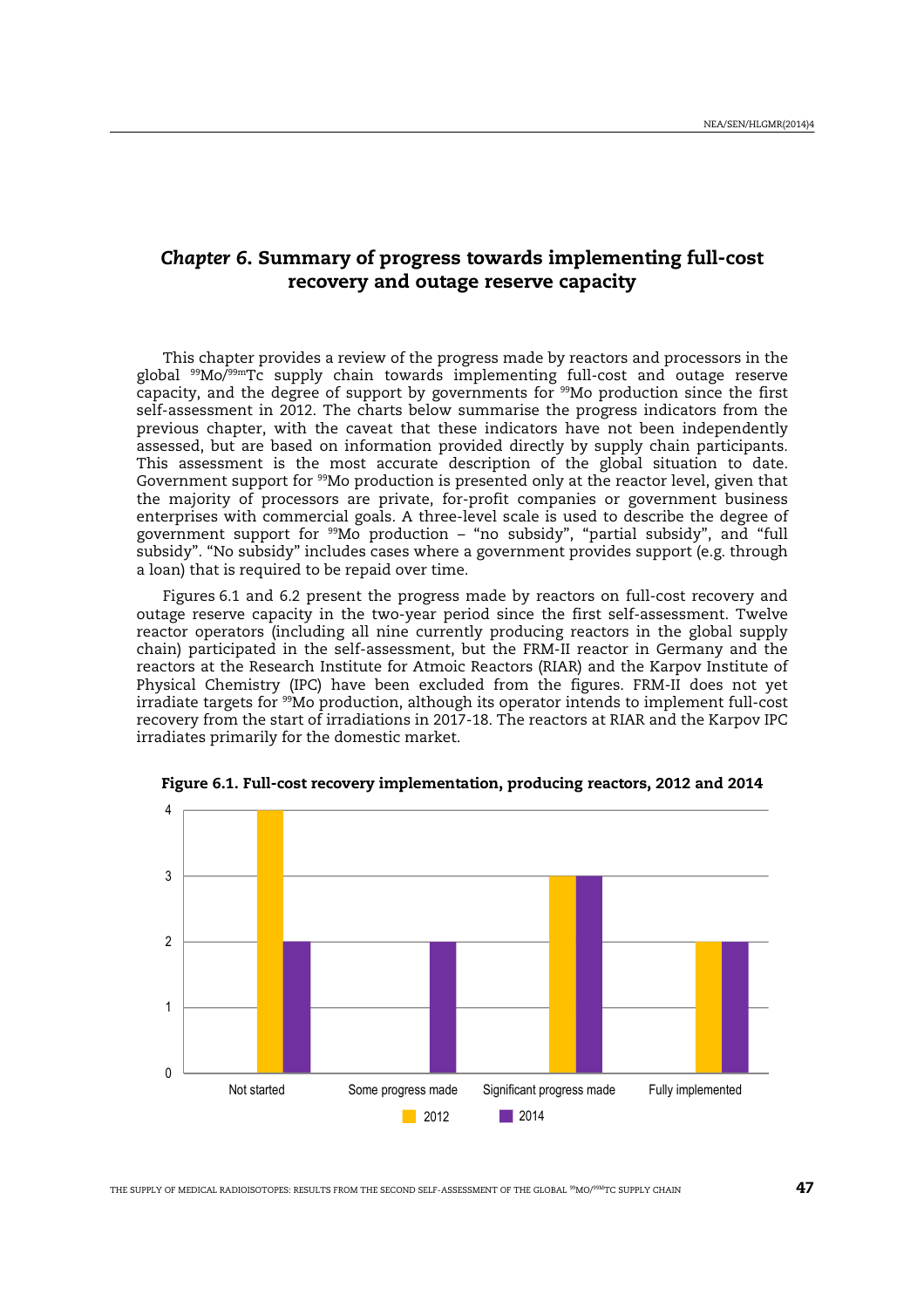# *Chapter 6.* Summary of progress towards implementing full-cost recovery and outage reserve capacity

This chapter provides a review of the progress made by reactors and processors in the global $^{99}$Mo/$^{99m}$Tc supply chain towards implementing full-cost and outage reserve capacity, and the degree of support by governments for $^{99}$Mo production since the first self-assessment in 2012. The charts below summarise the progress indicators from the previous chapter, with the caveat that these indicators have not been independently assessed, but are based on information provided directly by supply chain participants. This assessment is the most accurate description of the global situation to date. Government support for $^{99}$Mo production is presented only at the reactor level, given that the majority of processors are private, for-profit companies or government business enterprises with commercial goals. A three-level scale is used to describe the degree of government support for $^{99}$Mo production – "no subsidy", "partial subsidy", and "full subsidy". "No subsidy" includes cases where a government provides support (e.g. through a loan) that is required to be repaid over time.

Figures 6.1 and 6.2 present the progress made by reactors on full-cost recovery and outage reserve capacity in the two-year period since the first self-assessment. Twelve reactor operators (including all nine currently producing reactors in the global supply chain) participated in the self-assessment, but the FRM-II reactor in Germany and the reactors at the Research Institute for Atmoic Reactors (RIAR) and the Karpov Institute of Physical Chemistry (IPC) have been excluded from the figures. FRM-II does not yet irradiate targets for $^{99}$Mo production, although its operator intends to implement full-cost recovery from the start of irradiations in 2017-18. The reactors at RIAR and the Karpov IPC irradiates primarily for the domestic market.

**Figure 6.1. Full-cost recovery implementation, producing reactors, 2012 and 2014**

| | Not started | Some progress made | Significant progress made | Fully implemented |
|---|---|---|---|---|
| 2012 | 4 | 0 | 3 | 2 |
| 2014 | 2 | 2 | 3 | 2 |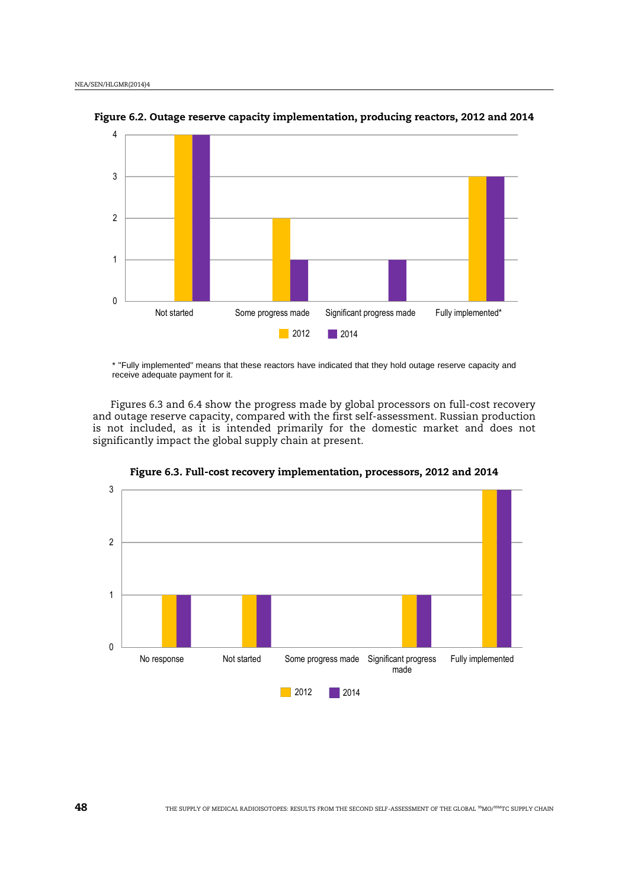**Figure 6.2. Outage reserve capacity implementation, producing reactors, 2012 and 2014**

4
3
2
1
0

Not started
Some progress made
Significant progress made
Fully implemented*

2012
2014

* "Fully implemented" means that these reactors have indicated that they hold outage reserve capacity and receive adequate payment for it.

Figures 6.3 and 6.4 show the progress made by global processors on full-cost recovery and outage reserve capacity, compared with the first self-assessment. Russian production is not included, as it is intended primarily for the domestic market and does not significantly impact the global supply chain at present.

**Figure 6.3. Full-cost recovery implementation, processors, 2012 and 2014**

3
2
1
0

No response
Not started
Some progress made
Significant progress made
Fully implemented

2012
2014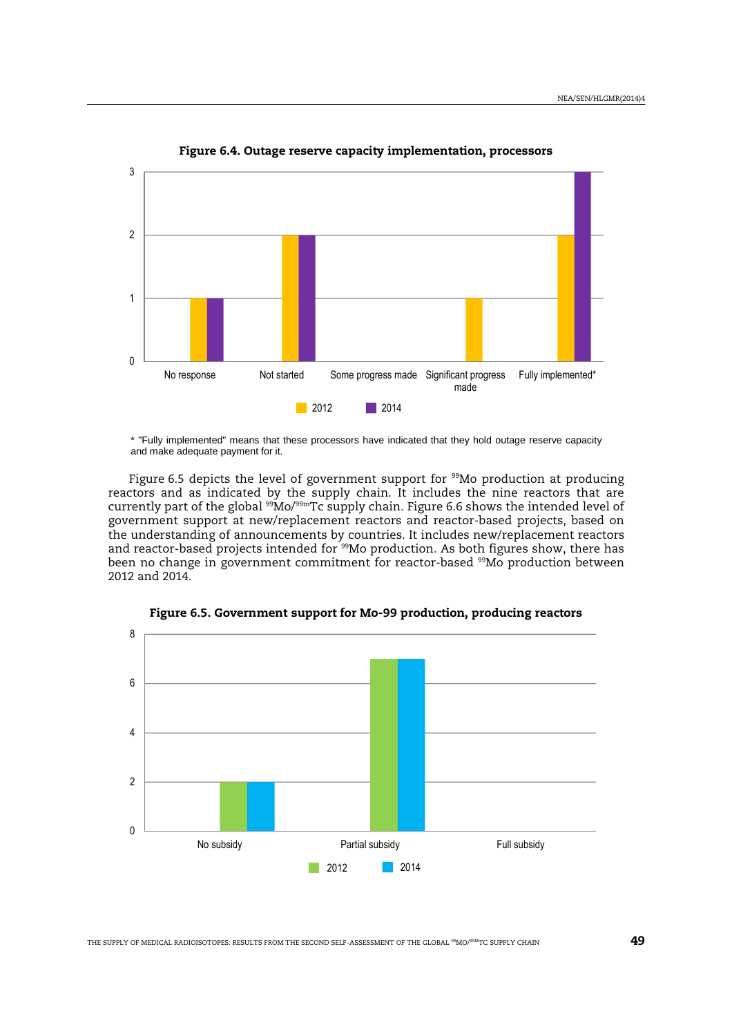**Figure 6.4. Outage reserve capacity implementation, processors**

3
2
1
0

No response
Not started
Some progress made
Significant progress made
Fully implemented*

2012
2014

\* "Fully implemented" means that these processors have indicated that they hold outage reserve capacity and make adequate payment for it.

Figure 6.5 depicts the level of government support for $^{99}$Mo production at producing reactors and as indicated by the supply chain. It includes the nine reactors that are currently part of the global $^{99}$Mo/$^{99m}$Tc supply chain. Figure 6.6 shows the intended level of government support at new/replacement reactors and reactor-based projects, based on the understanding of announcements by countries. It includes new/replacement reactors and reactor-based projects intended for $^{99}$Mo production. As both figures show, there has been no change in government commitment for reactor-based $^{99}$Mo production between 2012 and 2014.

**Figure 6.5. Government support for Mo-99 production, producing reactors**

8
6
4
2
0

No subsidy
Partial subsidy
Full subsidy

2012
2014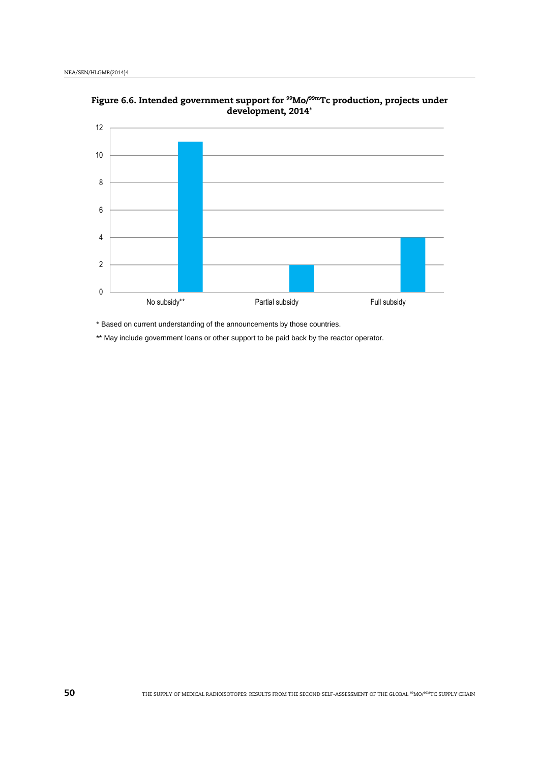**Figure 6.6. Intended government support for $^{99}Mo/^{99m}Tc$ production, projects under development, 2014***

12
10
8
6
4
2
0

No subsidy**
Partial subsidy
Full subsidy

* Based on current understanding of the announcements by those countries.

** May include government loans or other support to be paid back by the reactor operator.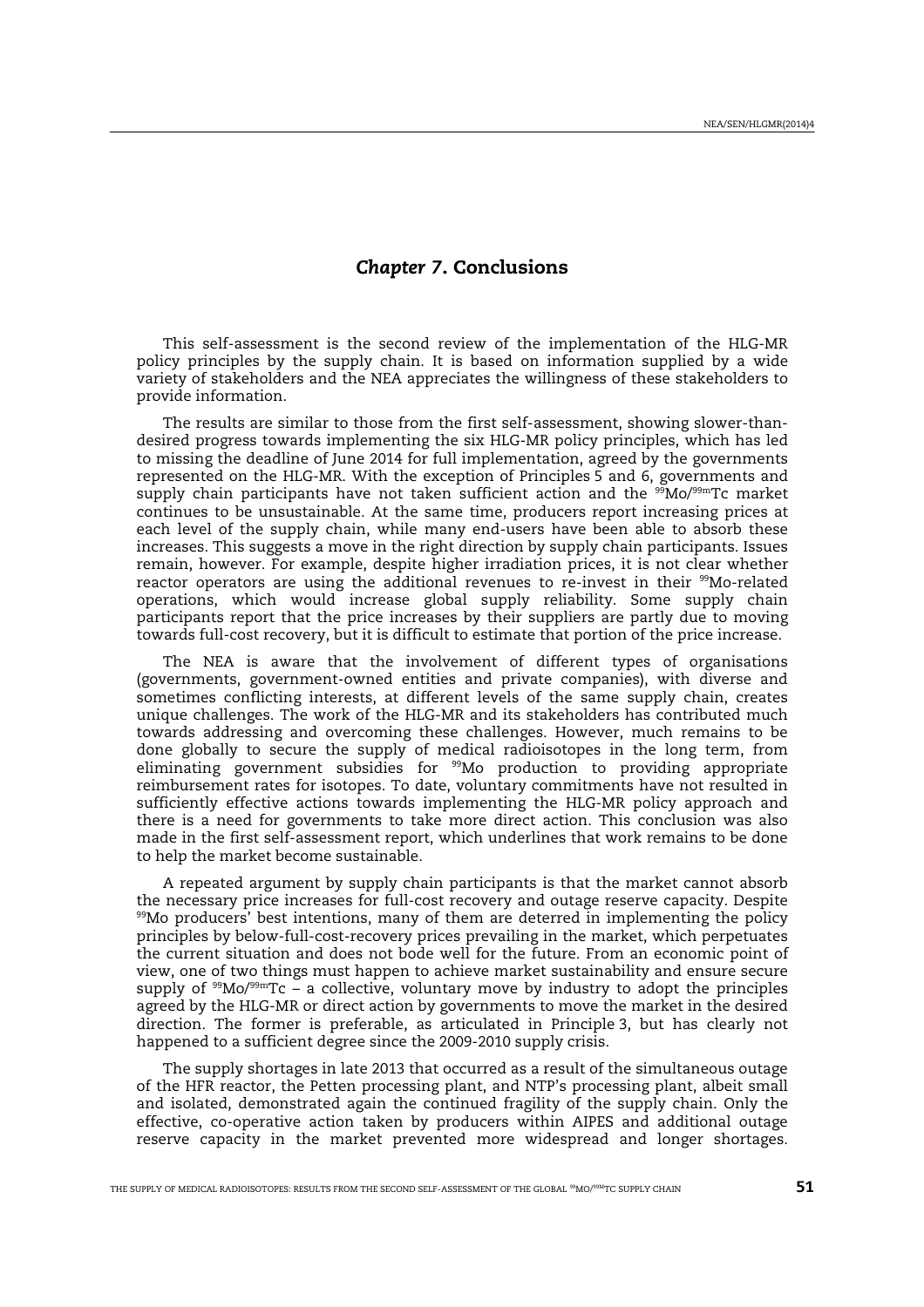# *Chapter 7.* Conclusions

This self-assessment is the second review of the implementation of the HLG-MR policy principles by the supply chain. It is based on information supplied by a wide variety of stakeholders and the NEA appreciates the willingness of these stakeholders to provide information.

The results are similar to those from the first self-assessment, showing slower-than-desired progress towards implementing the six HLG-MR policy principles, which has led to missing the deadline of June 2014 for full implementation, agreed by the governments represented on the HLG-MR. With the exception of Principles 5 and 6, governments and supply chain participants have not taken sufficient action and the $^{99}$Mo/$^{99m}$Tc market continues to be unsustainable. At the same time, producers report increasing prices at each level of the supply chain, while many end-users have been able to absorb these increases. This suggests a move in the right direction by supply chain participants. Issues remain, however. For example, despite higher irradiation prices, it is not clear whether reactor operators are using the additional revenues to re-invest in their $^{99}$Mo-related operations, which would increase global supply reliability. Some supply chain participants report that the price increases by their suppliers are partly due to moving towards full-cost recovery, but it is difficult to estimate that portion of the price increase.

The NEA is aware that the involvement of different types of organisations (governments, government-owned entities and private companies), with diverse and sometimes conflicting interests, at different levels of the same supply chain, creates unique challenges. The work of the HLG-MR and its stakeholders has contributed much towards addressing and overcoming these challenges. However, much remains to be done globally to secure the supply of medical radioisotopes in the long term, from eliminating government subsidies for $^{99}$Mo production to providing appropriate reimbursement rates for isotopes. To date, voluntary commitments have not resulted in sufficiently effective actions towards implementing the HLG-MR policy approach and there is a need for governments to take more direct action. This conclusion was also made in the first self-assessment report, which underlines that work remains to be done to help the market become sustainable.

A repeated argument by supply chain participants is that the market cannot absorb the necessary price increases for full-cost recovery and outage reserve capacity. Despite $^{99}$Mo producers' best intentions, many of them are deterred in implementing the policy principles by below-full-cost-recovery prices prevailing in the market, which perpetuates the current situation and does not bode well for the future. From an economic point of view, one of two things must happen to achieve market sustainability and ensure secure supply of $^{99}$Mo/$^{99m}$Tc – a collective, voluntary move by industry to adopt the principles agreed by the HLG-MR or direct action by governments to move the market in the desired direction. The former is preferable, as articulated in Principle 3, but has clearly not happened to a sufficient degree since the 2009-2010 supply crisis.

The supply shortages in late 2013 that occurred as a result of the simultaneous outage of the HFR reactor, the Petten processing plant, and NTP's processing plant, albeit small and isolated, demonstrated again the continued fragility of the supply chain. Only the effective, co-operative action taken by producers within AIPES and additional outage reserve capacity in the market prevented more widespread and longer shortages.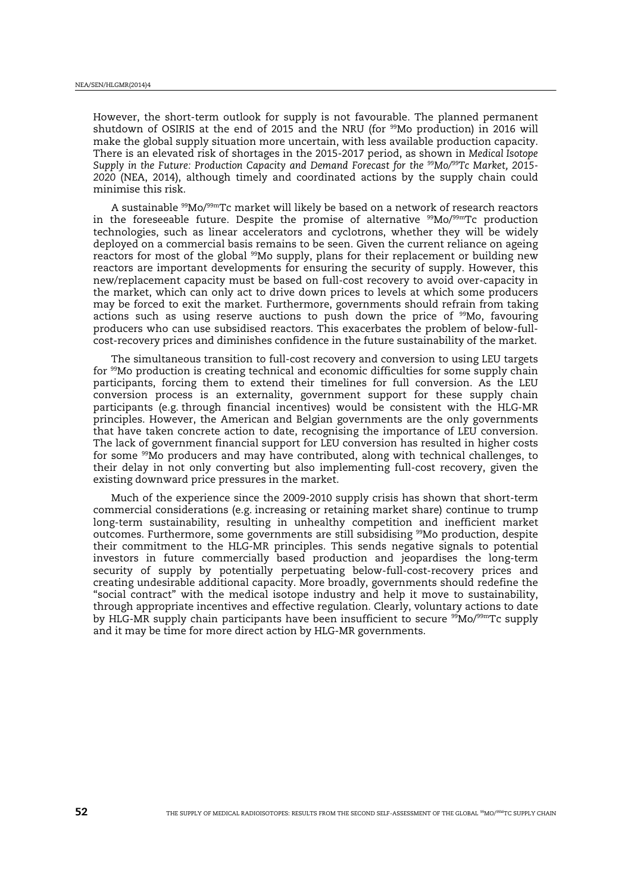However, the short-term outlook for supply is not favourable. The planned permanent shutdown of OSIRIS at the end of 2015 and the NRU (for $^{99}$Mo production) in 2016 will make the global supply situation more uncertain, with less available production capacity. There is an elevated risk of shortages in the 2015-2017 period, as shown in *Medical Isotope Supply in the Future: Production Capacity and Demand Forecast for the $^{99}$Mo/$^{99}$Tc Market, 2015-2020* (NEA, 2014), although timely and coordinated actions by the supply chain could minimise this risk.

A sustainable $^{99}$Mo/$^{99m}$Tc market will likely be based on a network of research reactors in the foreseeable future. Despite the promise of alternative $^{99}$Mo/$^{99m}$Tc production technologies, such as linear accelerators and cyclotrons, whether they will be widely deployed on a commercial basis remains to be seen. Given the current reliance on ageing reactors for most of the global $^{99}$Mo supply, plans for their replacement or building new reactors are important developments for ensuring the security of supply. However, this new/replacement capacity must be based on full-cost recovery to avoid over-capacity in the market, which can only act to drive down prices to levels at which some producers may be forced to exit the market. Furthermore, governments should refrain from taking actions such as using reserve auctions to push down the price of $^{99}$Mo, favouring producers who can use subsidised reactors. This exacerbates the problem of below-full-cost-recovery prices and diminishes confidence in the future sustainability of the market.

The simultaneous transition to full-cost recovery and conversion to using LEU targets for $^{99}$Mo production is creating technical and economic difficulties for some supply chain participants, forcing them to extend their timelines for full conversion. As the LEU conversion process is an externality, government support for these supply chain participants (e.g. through financial incentives) would be consistent with the HLG-MR principles. However, the American and Belgian governments are the only governments that have taken concrete action to date, recognising the importance of LEU conversion. The lack of government financial support for LEU conversion has resulted in higher costs for some $^{99}$Mo producers and may have contributed, along with technical challenges, to their delay in not only converting but also implementing full-cost recovery, given the existing downward price pressures in the market.

Much of the experience since the 2009-2010 supply crisis has shown that short-term commercial considerations (e.g. increasing or retaining market share) continue to trump long-term sustainability, resulting in unhealthy competition and inefficient market outcomes. Furthermore, some governments are still subsidising $^{99}$Mo production, despite their commitment to the HLG-MR principles. This sends negative signals to potential investors in future commercially based production and jeopardises the long-term security of supply by potentially perpetuating below-full-cost-recovery prices and creating undesirable additional capacity. More broadly, governments should redefine the "social contract" with the medical isotope industry and help it move to sustainability, through appropriate incentives and effective regulation. Clearly, voluntary actions to date by HLG-MR supply chain participants have been insufficient to secure $^{99}$Mo/$^{99m}$Tc supply and it may be time for more direct action by HLG-MR governments.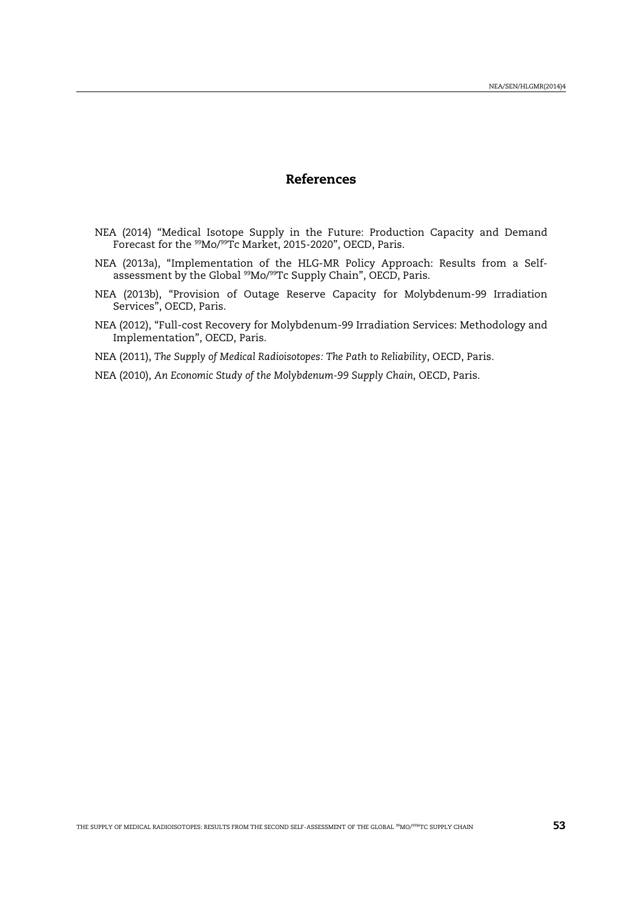# References

NEA (2014) "Medical Isotope Supply in the Future: Production Capacity and Demand Forecast for the $^{99}$Mo/$^{99}$Tc Market, 2015-2020", OECD, Paris.

NEA (2013a), "Implementation of the HLG-MR Policy Approach: Results from a Self-assessment by the Global $^{99}$Mo/$^{99}$Tc Supply Chain", OECD, Paris.

NEA (2013b), "Provision of Outage Reserve Capacity for Molybdenum-99 Irradiation Services", OECD, Paris.

NEA (2012), "Full-cost Recovery for Molybdenum-99 Irradiation Services: Methodology and Implementation", OECD, Paris.

NEA (2011), *The Supply of Medical Radioisotopes: The Path to Reliability*, OECD, Paris.

NEA (2010), *An Economic Study of the Molybdenum-99 Supply Chain*, OECD, Paris.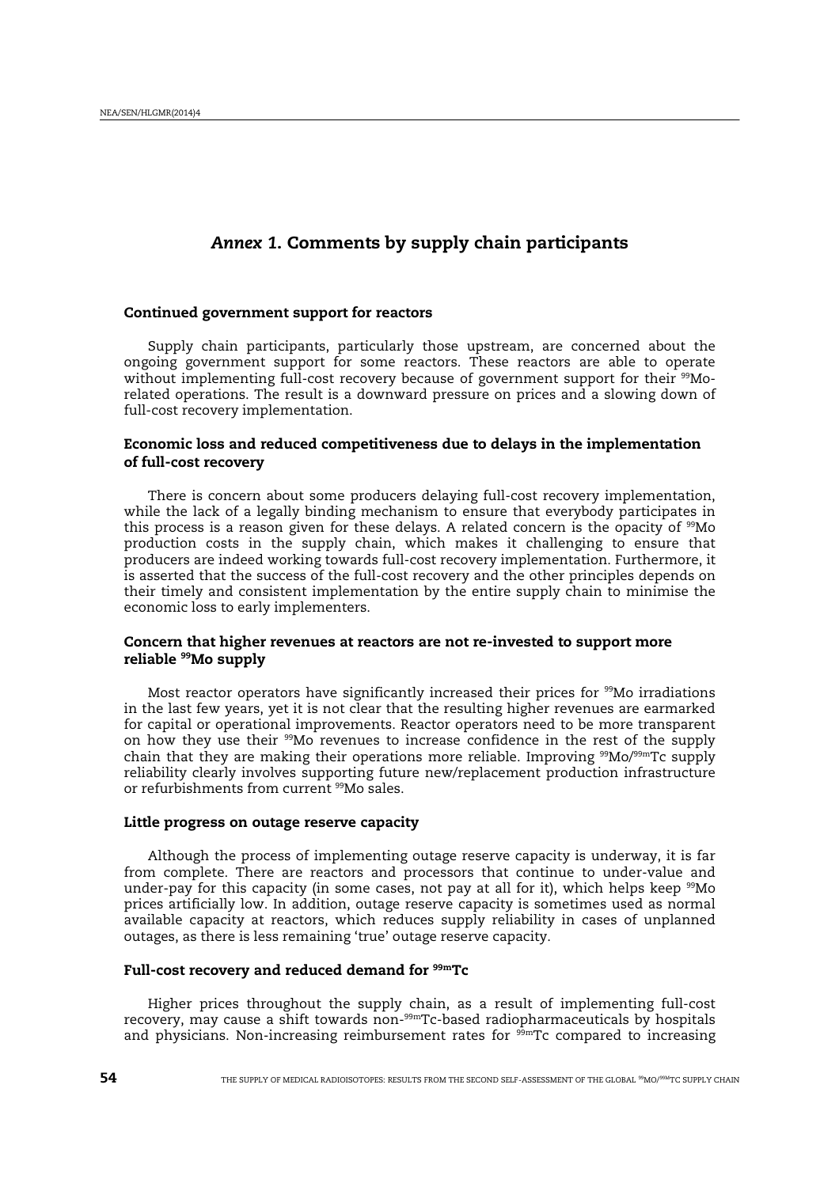# *Annex 1.* Comments by supply chain participants

### Continued government support for reactors

Supply chain participants, particularly those upstream, are concerned about the ongoing government support for some reactors. These reactors are able to operate without implementing full-cost recovery because of government support for their $^{99}$Mo-related operations. The result is a downward pressure on prices and a slowing down of full-cost recovery implementation.

### Economic loss and reduced competitiveness due to delays in the implementation of full-cost recovery

There is concern about some producers delaying full-cost recovery implementation, while the lack of a legally binding mechanism to ensure that everybody participates in this process is a reason given for these delays. A related concern is the opacity of $^{99}$Mo production costs in the supply chain, which makes it challenging to ensure that producers are indeed working towards full-cost recovery implementation. Furthermore, it is asserted that the success of the full-cost recovery and the other principles depends on their timely and consistent implementation by the entire supply chain to minimise the economic loss to early implementers.

### Concern that higher revenues at reactors are not re-invested to support more reliable $^{99}$Mo supply

Most reactor operators have significantly increased their prices for $^{99}$Mo irradiations in the last few years, yet it is not clear that the resulting higher revenues are earmarked for capital or operational improvements. Reactor operators need to be more transparent on how they use their $^{99}$Mo revenues to increase confidence in the rest of the supply chain that they are making their operations more reliable. Improving $^{99}$Mo/$^{99m}$Tc supply reliability clearly involves supporting future new/replacement production infrastructure or refurbishments from current $^{99}$Mo sales.

### Little progress on outage reserve capacity

Although the process of implementing outage reserve capacity is underway, it is far from complete. There are reactors and processors that continue to under-value and under-pay for this capacity (in some cases, not pay at all for it), which helps keep $^{99}$Mo prices artificially low. In addition, outage reserve capacity is sometimes used as normal available capacity at reactors, which reduces supply reliability in cases of unplanned outages, as there is less remaining 'true' outage reserve capacity.

### Full-cost recovery and reduced demand for $^{99m}$Tc

Higher prices throughout the supply chain, as a result of implementing full-cost recovery, may cause a shift towards non-$^{99m}$Tc-based radiopharmaceuticals by hospitals and physicians. Non-increasing reimbursement rates for $^{99m}$Tc compared to increasing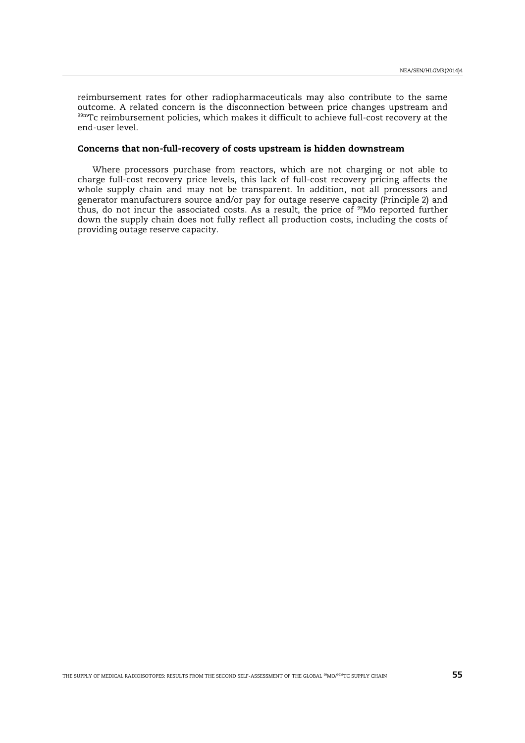reimbursement rates for other radiopharmaceuticals may also contribute to the same outcome. A related concern is the disconnection between price changes upstream and $^{99m}$Tc reimbursement policies, which makes it difficult to achieve full-cost recovery at the end-user level.

### Concerns that non-full-recovery of costs upstream is hidden downstream

Where processors purchase from reactors, which are not charging or not able to charge full-cost recovery price levels, this lack of full-cost recovery pricing affects the whole supply chain and may not be transparent. In addition, not all processors and generator manufacturers source and/or pay for outage reserve capacity (Principle 2) and thus, do not incur the associated costs. As a result, the price of $^{99}$Mo reported further down the supply chain does not fully reflect all production costs, including the costs of providing outage reserve capacity.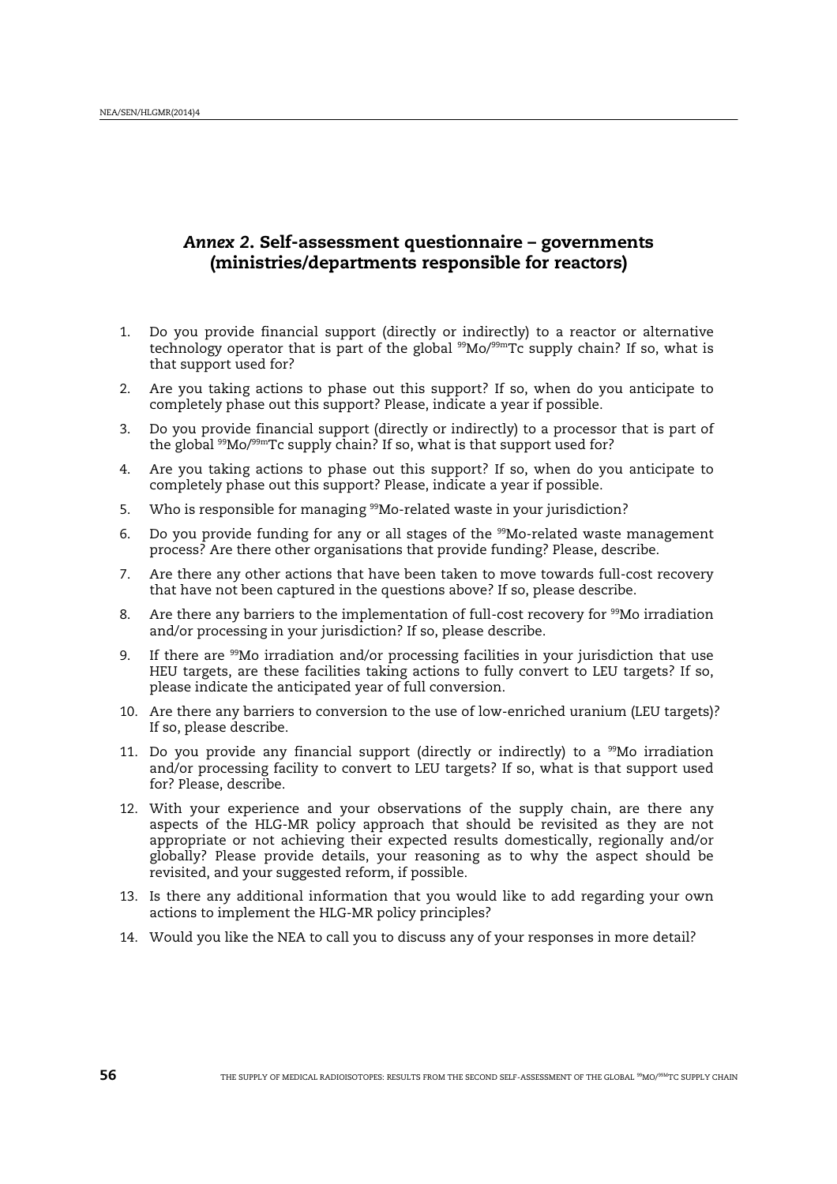## *Annex 2.* Self-assessment questionnaire – governments (ministries/departments responsible for reactors)

1. Do you provide financial support (directly or indirectly) to a reactor or alternative technology operator that is part of the global $^{99}$Mo/$^{99m}$Tc supply chain? If so, what is that support used for?
2. Are you taking actions to phase out this support? If so, when do you anticipate to completely phase out this support? Please, indicate a year if possible.
3. Do you provide financial support (directly or indirectly) to a processor that is part of the global $^{99}$Mo/$^{99m}$Tc supply chain? If so, what is that support used for?
4. Are you taking actions to phase out this support? If so, when do you anticipate to completely phase out this support? Please, indicate a year if possible.
5. Who is responsible for managing $^{99}$Mo-related waste in your jurisdiction?
6. Do you provide funding for any or all stages of the $^{99}$Mo-related waste management process? Are there other organisations that provide funding? Please, describe.
7. Are there any other actions that have been taken to move towards full-cost recovery that have not been captured in the questions above? If so, please describe.
8. Are there any barriers to the implementation of full-cost recovery for $^{99}$Mo irradiation and/or processing in your jurisdiction? If so, please describe.
9. If there are $^{99}$Mo irradiation and/or processing facilities in your jurisdiction that use HEU targets, are these facilities taking actions to fully convert to LEU targets? If so, please indicate the anticipated year of full conversion.
10. Are there any barriers to conversion to the use of low-enriched uranium (LEU targets)? If so, please describe.
11. Do you provide any financial support (directly or indirectly) to a $^{99}$Mo irradiation and/or processing facility to convert to LEU targets? If so, what is that support used for? Please, describe.
12. With your experience and your observations of the supply chain, are there any aspects of the HLG-MR policy approach that should be revisited as they are not appropriate or not achieving their expected results domestically, regionally and/or globally? Please provide details, your reasoning as to why the aspect should be revisited, and your suggested reform, if possible.
13. Is there any additional information that you would like to add regarding your own actions to implement the HLG-MR policy principles?
14. Would you like the NEA to call you to discuss any of your responses in more detail?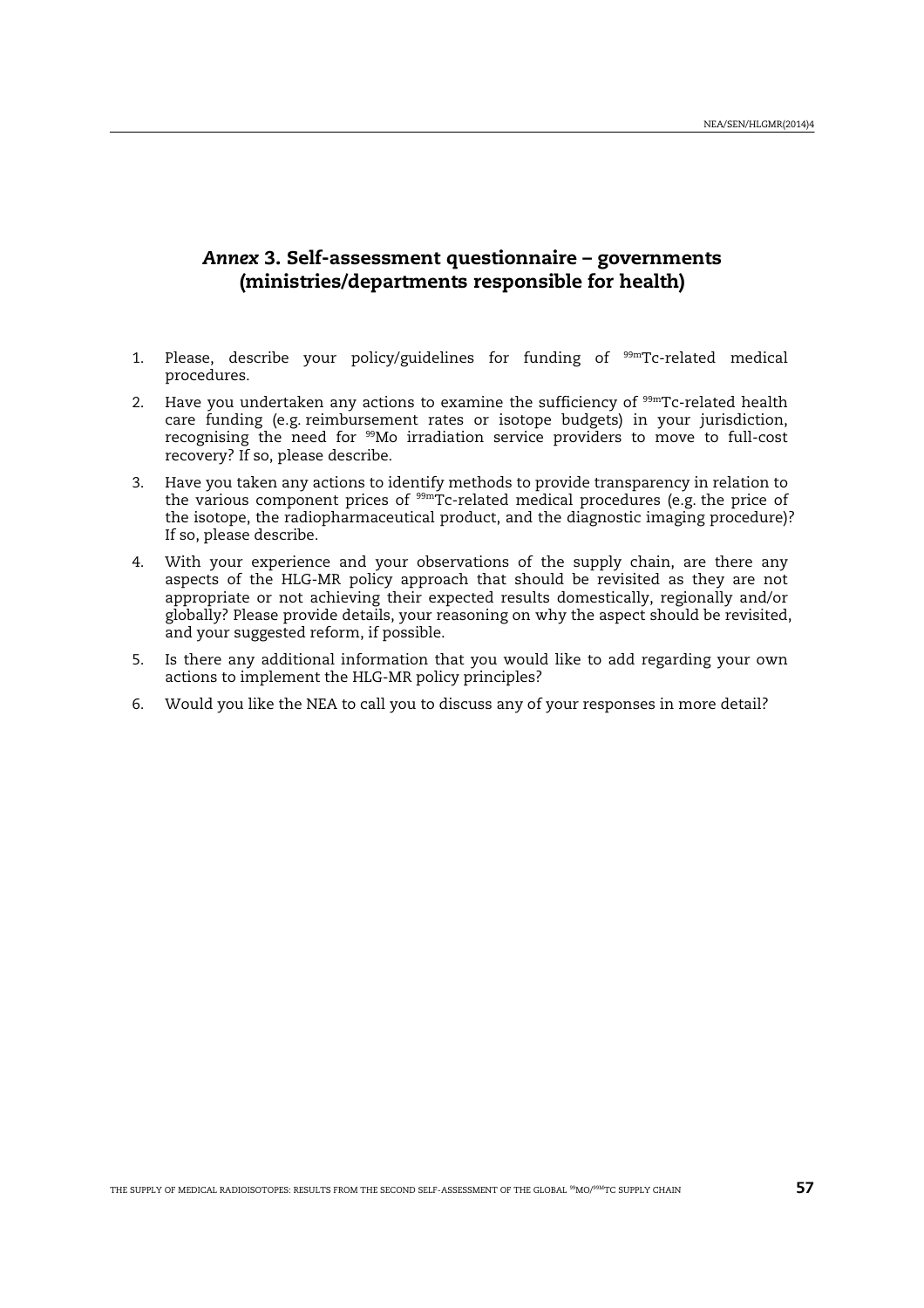## *Annex* 3. Self-assessment questionnaire – governments (ministries/departments responsible for health)

1. Please, describe your policy/guidelines for funding of $^{99m}$Tc-related medical procedures.
2. Have you undertaken any actions to examine the sufficiency of $^{99m}$Tc-related health care funding (e.g. reimbursement rates or isotope budgets) in your jurisdiction, recognising the need for $^{99}$Mo irradiation service providers to move to full-cost recovery? If so, please describe.
3. Have you taken any actions to identify methods to provide transparency in relation to the various component prices of $^{99m}$Tc-related medical procedures (e.g. the price of the isotope, the radiopharmaceutical product, and the diagnostic imaging procedure)? If so, please describe.
4. With your experience and your observations of the supply chain, are there any aspects of the HLG-MR policy approach that should be revisited as they are not appropriate or not achieving their expected results domestically, regionally and/or globally? Please provide details, your reasoning on why the aspect should be revisited, and your suggested reform, if possible.
5. Is there any additional information that you would like to add regarding your own actions to implement the HLG-MR policy principles?
6. Would you like the NEA to call you to discuss any of your responses in more detail?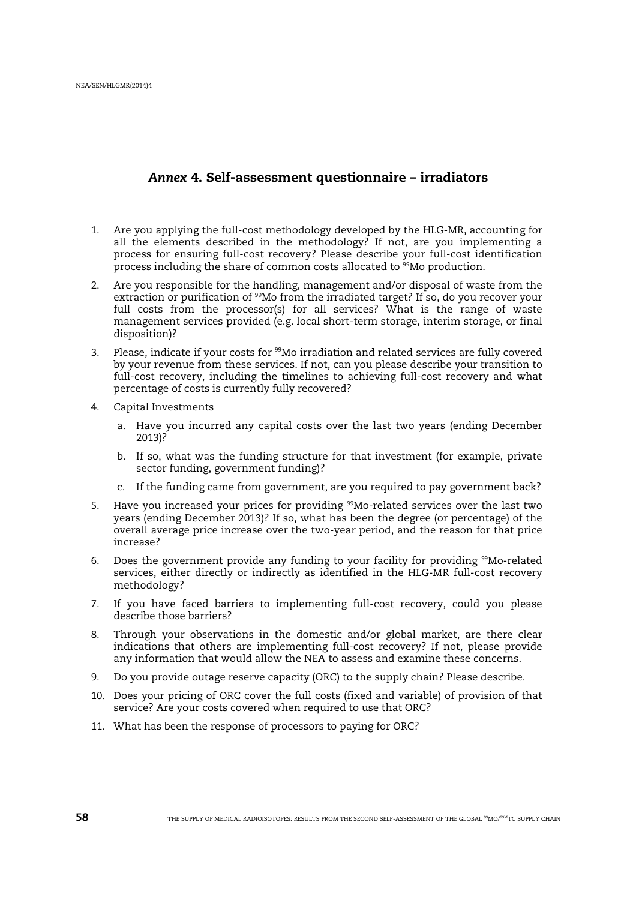## *Annex* 4. Self-assessment questionnaire – irradiators

1. Are you applying the full-cost methodology developed by the HLG-MR, accounting for all the elements described in the methodology? If not, are you implementing a process for ensuring full-cost recovery? Please describe your full-cost identification process including the share of common costs allocated to $^{99}$Mo production.
2. Are you responsible for the handling, management and/or disposal of waste from the extraction or purification of $^{99}$Mo from the irradiated target? If so, do you recover your full costs from the processor(s) for all services? What is the range of waste management services provided (e.g. local short-term storage, interim storage, or final disposition)?
3. Please, indicate if your costs for $^{99}$Mo irradiation and related services are fully covered by your revenue from these services. If not, can you please describe your transition to full-cost recovery, including the timelines to achieving full-cost recovery and what percentage of costs is currently fully recovered?
4. Capital Investments
   a. Have you incurred any capital costs over the last two years (ending December 2013)?
   b. If so, what was the funding structure for that investment (for example, private sector funding, government funding)?
   c. If the funding came from government, are you required to pay government back?
5. Have you increased your prices for providing $^{99}$Mo-related services over the last two years (ending December 2013)? If so, what has been the degree (or percentage) of the overall average price increase over the two-year period, and the reason for that price increase?
6. Does the government provide any funding to your facility for providing $^{99}$Mo-related services, either directly or indirectly as identified in the HLG-MR full-cost recovery methodology?
7. If you have faced barriers to implementing full-cost recovery, could you please describe those barriers?
8. Through your observations in the domestic and/or global market, are there clear indications that others are implementing full-cost recovery? If not, please provide any information that would allow the NEA to assess and examine these concerns.
9. Do you provide outage reserve capacity (ORC) to the supply chain? Please describe.
10. Does your pricing of ORC cover the full costs (fixed and variable) of provision of that service? Are your costs covered when required to use that ORC?
11. What has been the response of processors to paying for ORC?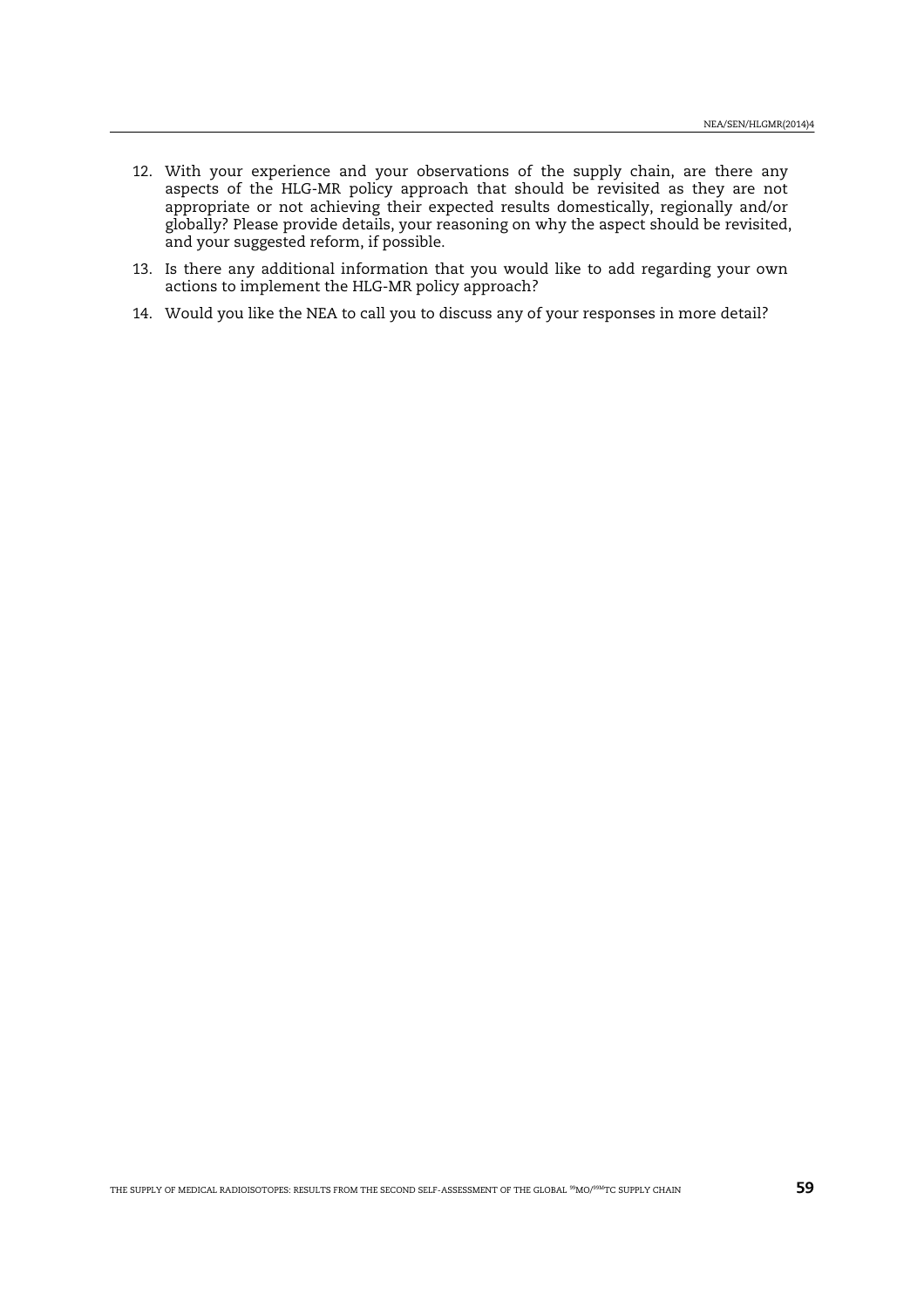12. With your experience and your observations of the supply chain, are there any aspects of the HLG-MR policy approach that should be revisited as they are not appropriate or not achieving their expected results domestically, regionally and/or globally? Please provide details, your reasoning on why the aspect should be revisited, and your suggested reform, if possible.
13. Is there any additional information that you would like to add regarding your own actions to implement the HLG-MR policy approach?
14. Would you like the NEA to call you to discuss any of your responses in more detail?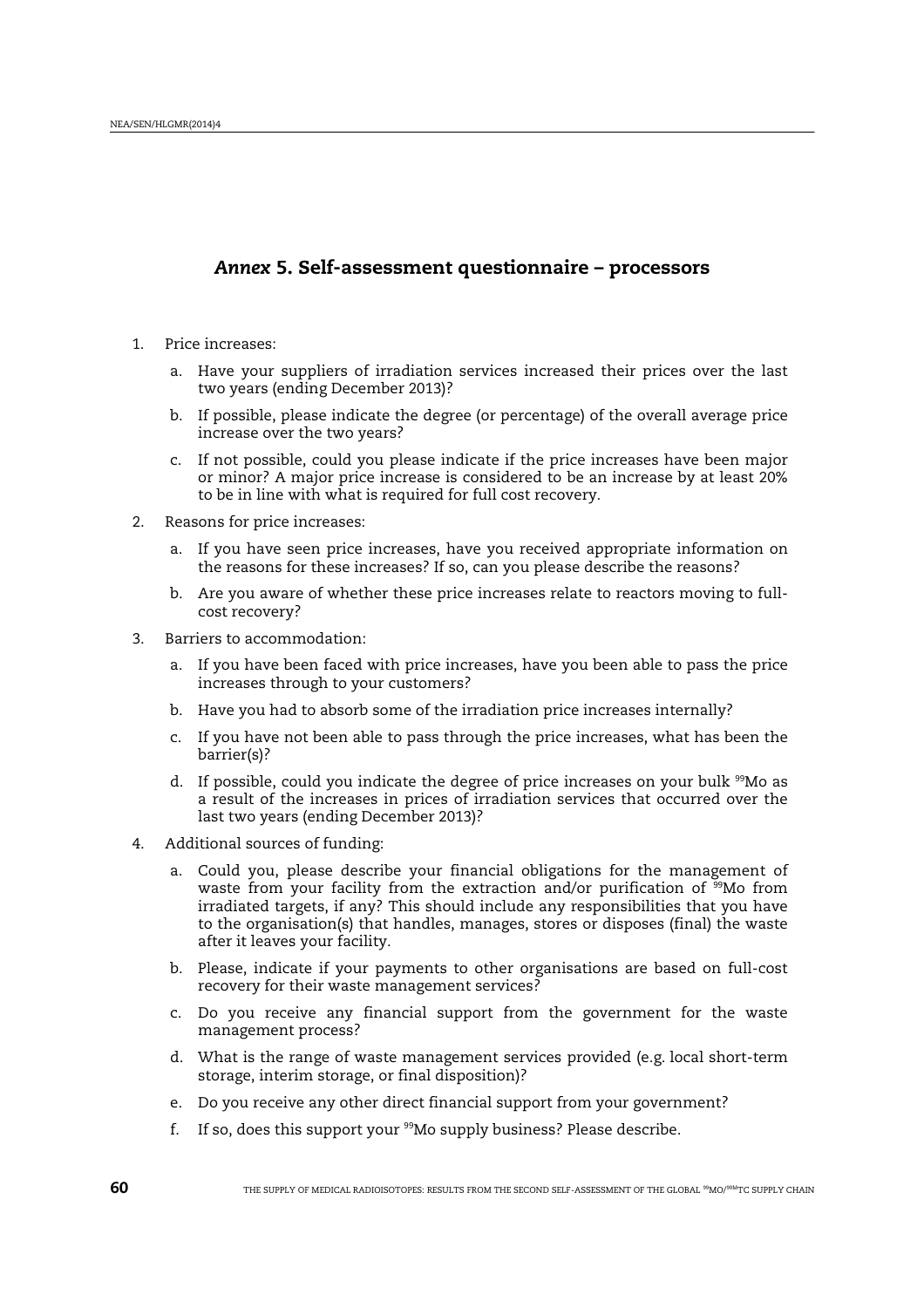## *Annex* 5. Self-assessment questionnaire – processors

1. Price increases:
   a. Have your suppliers of irradiation services increased their prices over the last two years (ending December 2013)?
   b. If possible, please indicate the degree (or percentage) of the overall average price increase over the two years?
   c. If not possible, could you please indicate if the price increases have been major or minor? A major price increase is considered to be an increase by at least 20% to be in line with what is required for full cost recovery.
2. Reasons for price increases:
   a. If you have seen price increases, have you received appropriate information on the reasons for these increases? If so, can you please describe the reasons?
   b. Are you aware of whether these price increases relate to reactors moving to full-cost recovery?
3. Barriers to accommodation:
   a. If you have been faced with price increases, have you been able to pass the price increases through to your customers?
   b. Have you had to absorb some of the irradiation price increases internally?
   c. If you have not been able to pass through the price increases, what has been the barrier(s)?
   d. If possible, could you indicate the degree of price increases on your bulk $^{99}$Mo as a result of the increases in prices of irradiation services that occurred over the last two years (ending December 2013)?
4. Additional sources of funding:
   a. Could you, please describe your financial obligations for the management of waste from your facility from the extraction and/or purification of $^{99}$Mo from irradiated targets, if any? This should include any responsibilities that you have to the organisation(s) that handles, manages, stores or disposes (final) the waste after it leaves your facility.
   b. Please, indicate if your payments to other organisations are based on full-cost recovery for their waste management services?
   c. Do you receive any financial support from the government for the waste management process?
   d. What is the range of waste management services provided (e.g. local short-term storage, interim storage, or final disposition)?
   e. Do you receive any other direct financial support from your government?
   f. If so, does this support your $^{99}$Mo supply business? Please describe.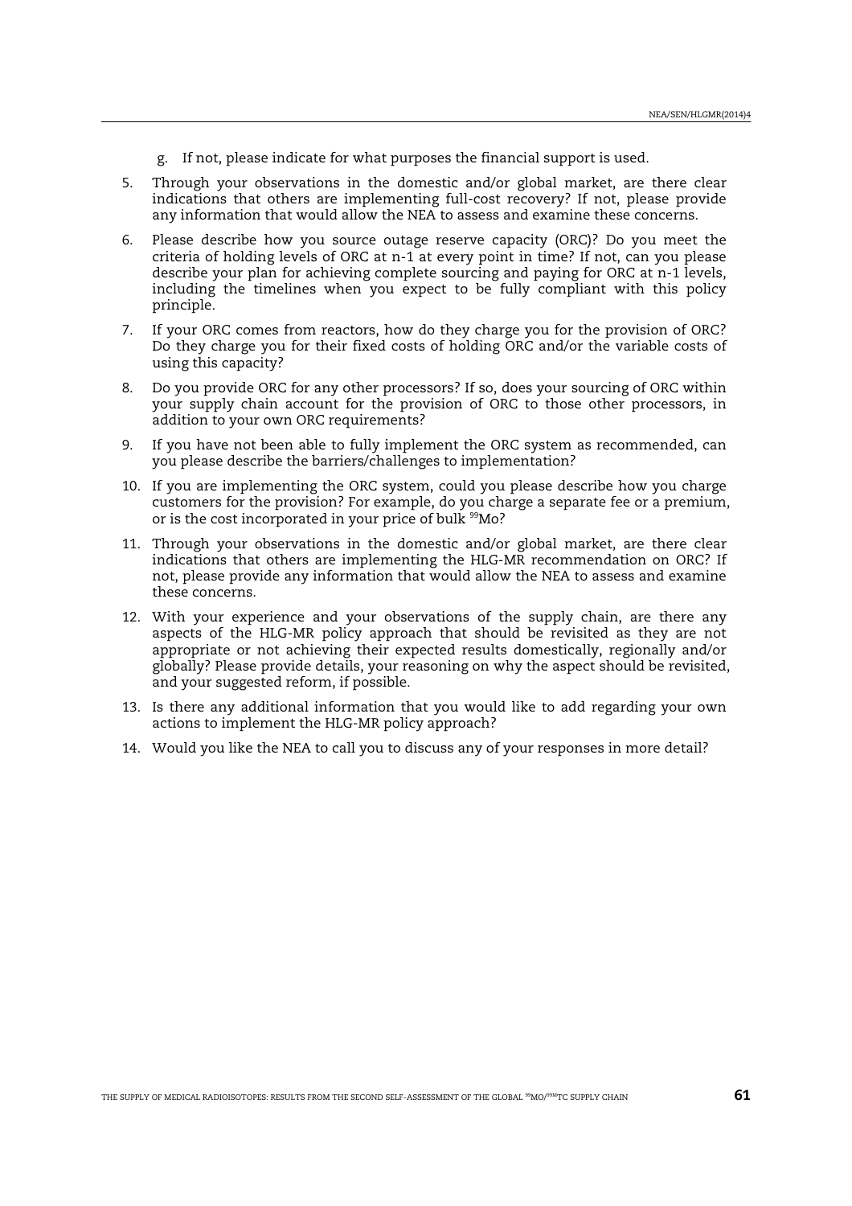g. If not, please indicate for what purposes the financial support is used.

5. Through your observations in the domestic and/or global market, are there clear indications that others are implementing full-cost recovery? If not, please provide any information that would allow the NEA to assess and examine these concerns.

6. Please describe how you source outage reserve capacity (ORC)? Do you meet the criteria of holding levels of ORC at n-1 at every point in time? If not, can you please describe your plan for achieving complete sourcing and paying for ORC at n-1 levels, including the timelines when you expect to be fully compliant with this policy principle.

7. If your ORC comes from reactors, how do they charge you for the provision of ORC? Do they charge you for their fixed costs of holding ORC and/or the variable costs of using this capacity?

8. Do you provide ORC for any other processors? If so, does your sourcing of ORC within your supply chain account for the provision of ORC to those other processors, in addition to your own ORC requirements?

9. If you have not been able to fully implement the ORC system as recommended, can you please describe the barriers/challenges to implementation?

10. If you are implementing the ORC system, could you please describe how you charge customers for the provision? For example, do you charge a separate fee or a premium, or is the cost incorporated in your price of bulk $^{99}$Mo?

11. Through your observations in the domestic and/or global market, are there clear indications that others are implementing the HLG-MR recommendation on ORC? If not, please provide any information that would allow the NEA to assess and examine these concerns.

12. With your experience and your observations of the supply chain, are there any aspects of the HLG-MR policy approach that should be revisited as they are not appropriate or not achieving their expected results domestically, regionally and/or globally? Please provide details, your reasoning on why the aspect should be revisited, and your suggested reform, if possible.

13. Is there any additional information that you would like to add regarding your own actions to implement the HLG-MR policy approach?

14. Would you like the NEA to call you to discuss any of your responses in more detail?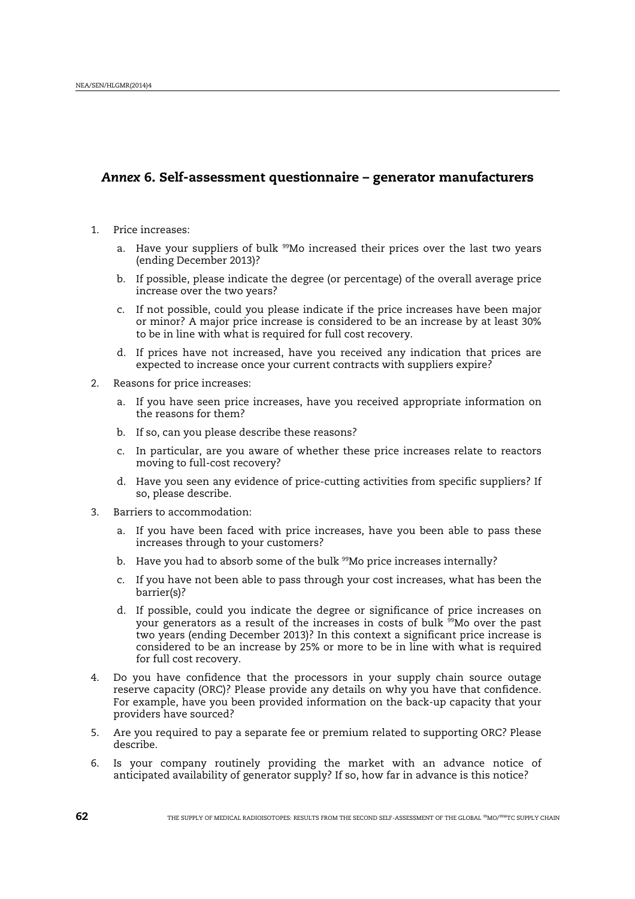## *Annex* 6. Self-assessment questionnaire – generator manufacturers

1. Price increases:

   a. Have your suppliers of bulk $^{99}$Mo increased their prices over the last two years (ending December 2013)?

   b. If possible, please indicate the degree (or percentage) of the overall average price increase over the two years?

   c. If not possible, could you please indicate if the price increases have been major or minor? A major price increase is considered to be an increase by at least 30% to be in line with what is required for full cost recovery.

   d. If prices have not increased, have you received any indication that prices are expected to increase once your current contracts with suppliers expire?

2. Reasons for price increases:

   a. If you have seen price increases, have you received appropriate information on the reasons for them?

   b. If so, can you please describe these reasons?

   c. In particular, are you aware of whether these price increases relate to reactors moving to full-cost recovery?

   d. Have you seen any evidence of price-cutting activities from specific suppliers? If so, please describe.

3. Barriers to accommodation:

   a. If you have been faced with price increases, have you been able to pass these increases through to your customers?

   b. Have you had to absorb some of the bulk $^{99}$Mo price increases internally?

   c. If you have not been able to pass through your cost increases, what has been the barrier(s)?

   d. If possible, could you indicate the degree or significance of price increases on your generators as a result of the increases in costs of bulk $^{99}$Mo over the past two years (ending December 2013)? In this context a significant price increase is considered to be an increase by 25% or more to be in line with what is required for full cost recovery.

4. Do you have confidence that the processors in your supply chain source outage reserve capacity (ORC)? Please provide any details on why you have that confidence. For example, have you been provided information on the back-up capacity that your providers have sourced?

5. Are you required to pay a separate fee or premium related to supporting ORC? Please describe.

6. Is your company routinely providing the market with an advance notice of anticipated availability of generator supply? If so, how far in advance is this notice?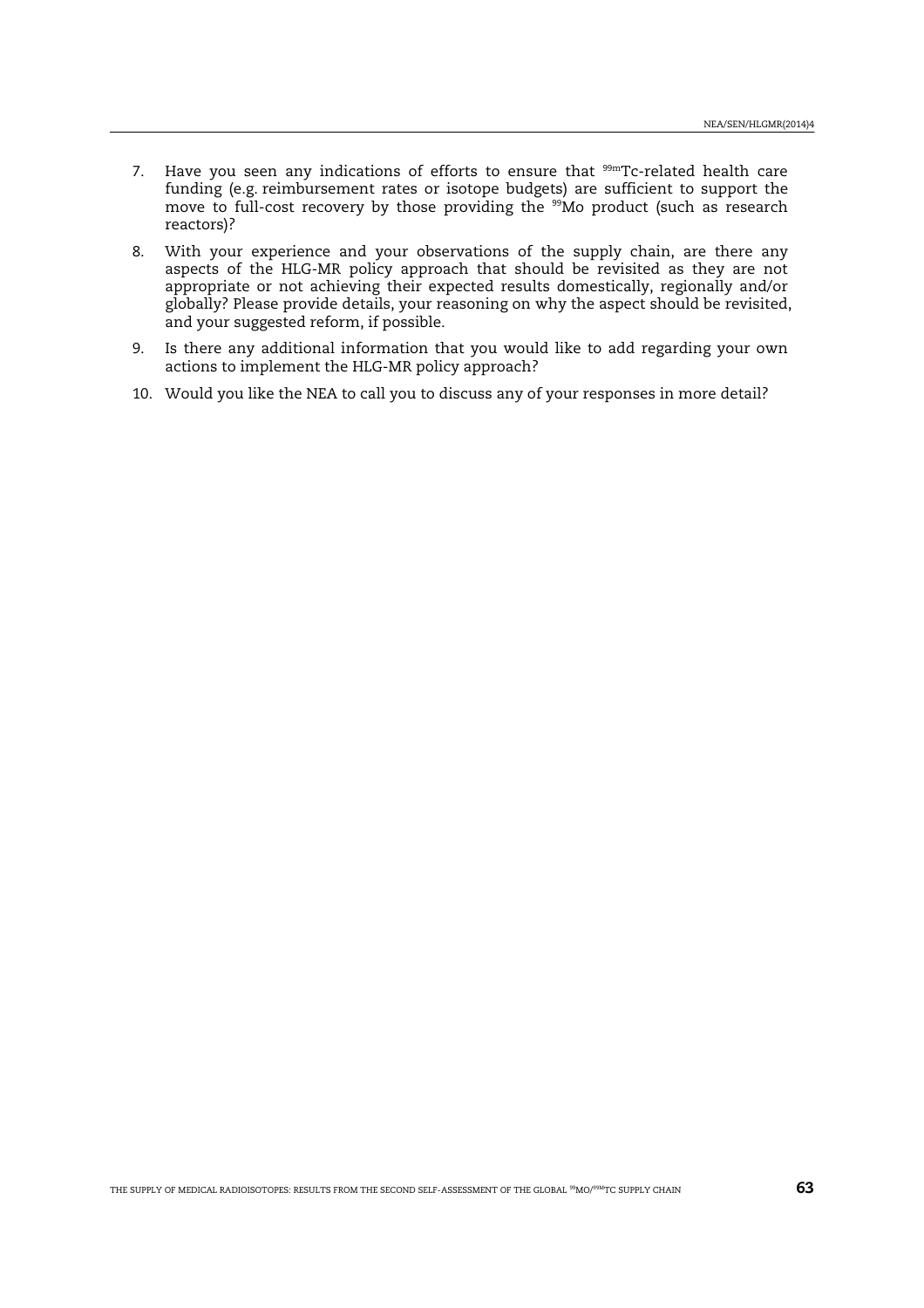7. Have you seen any indications of efforts to ensure that $^{99m}$Tc-related health care funding (e.g. reimbursement rates or isotope budgets) are sufficient to support the move to full-cost recovery by those providing the $^{99}$Mo product (such as research reactors)?
8. With your experience and your observations of the supply chain, are there any aspects of the HLG-MR policy approach that should be revisited as they are not appropriate or not achieving their expected results domestically, regionally and/or globally? Please provide details, your reasoning on why the aspect should be revisited, and your suggested reform, if possible.
9. Is there any additional information that you would like to add regarding your own actions to implement the HLG-MR policy approach?
10. Would you like the NEA to call you to discuss any of your responses in more detail?